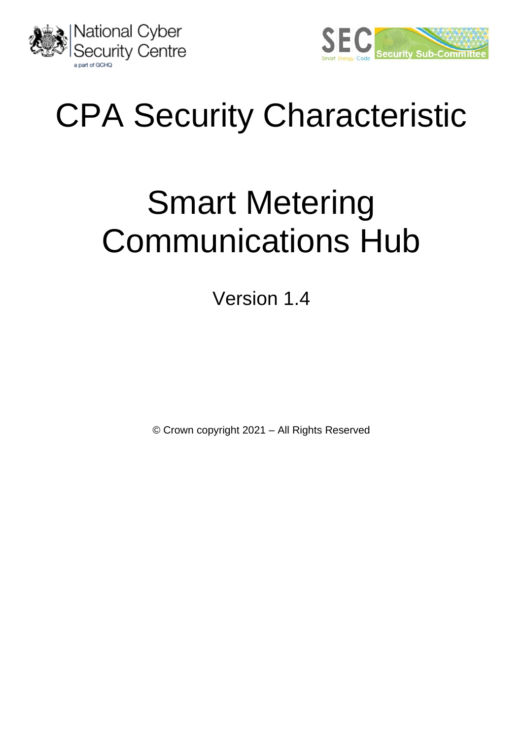National Cyber Security Centre
a part of GCHQ

SEC Smart Energy Code — Security Sub-Committee

# CPA Security Characteristic

# Smart Metering Communications Hub

Version 1.4

© Crown copyright 2021 – All Rights Reserved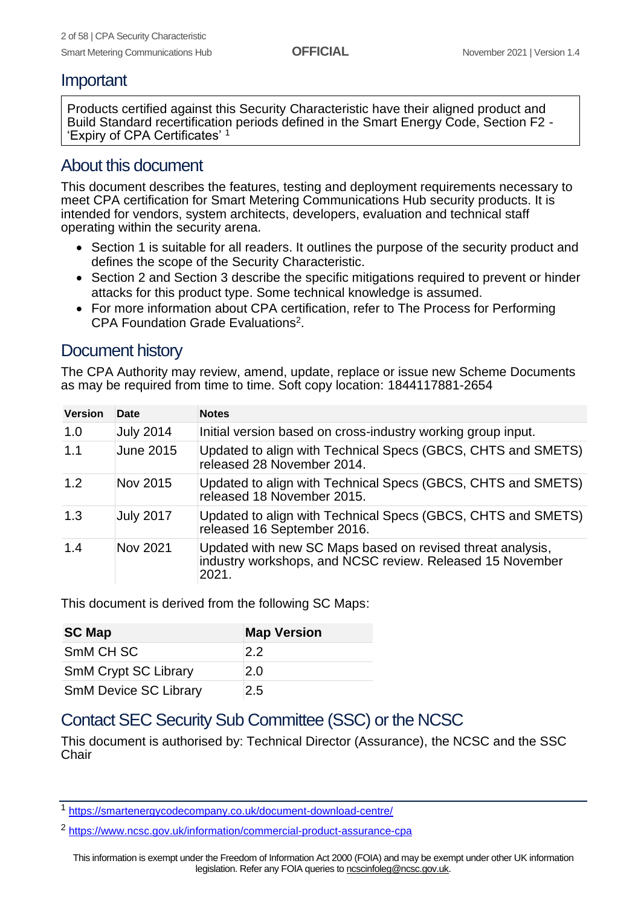## Important

Products certified against this Security Characteristic have their aligned product and Build Standard recertification periods defined in the Smart Energy Code, Section F2 - 'Expiry of CPA Certificates' [1]

## About this document

This document describes the features, testing and deployment requirements necessary to meet CPA certification for Smart Metering Communications Hub security products. It is intended for vendors, system architects, developers, evaluation and technical staff operating within the security arena.

- Section 1 is suitable for all readers. It outlines the purpose of the security product and defines the scope of the Security Characteristic.
- Section 2 and Section 3 describe the specific mitigations required to prevent or hinder attacks for this product type. Some technical knowledge is assumed.
- For more information about CPA certification, refer to The Process for Performing CPA Foundation Grade Evaluations[2].

## Document history

The CPA Authority may review, amend, update, replace or issue new Scheme Documents as may be required from time to time. Soft copy location: 1844117881-2654

| Version | Date | Notes |
|---|---|---|
| 1.0 | July 2014 | Initial version based on cross-industry working group input. |
| 1.1 | June 2015 | Updated to align with Technical Specs (GBCS, CHTS and SMETS) released 28 November 2014. |
| 1.2 | Nov 2015 | Updated to align with Technical Specs (GBCS, CHTS and SMETS) released 18 November 2015. |
| 1.3 | July 2017 | Updated to align with Technical Specs (GBCS, CHTS and SMETS) released 16 September 2016. |
| 1.4 | Nov 2021 | Updated with new SC Maps based on revised threat analysis, industry workshops, and NCSC review. Released 15 November 2021. |

This document is derived from the following SC Maps:

| SC Map | Map Version |
|---|---|
| SmM CH SC | 2.2 |
| SmM Crypt SC Library | 2.0 |
| SmM Device SC Library | 2.5 |

## Contact SEC Security Sub Committee (SSC) or the NCSC

This document is authorised by: Technical Director (Assurance), the NCSC and the SSC Chair

---

[1] https://smartenergycodecompany.co.uk/document-download-centre/

[2] https://www.ncsc.gov.uk/information/commercial-product-assurance-cpa

This information is exempt under the Freedom of Information Act 2000 (FOIA) and may be exempt under other UK information legislation. Refer any FOIA queries to ncscinfoleg@ncsc.gov.uk.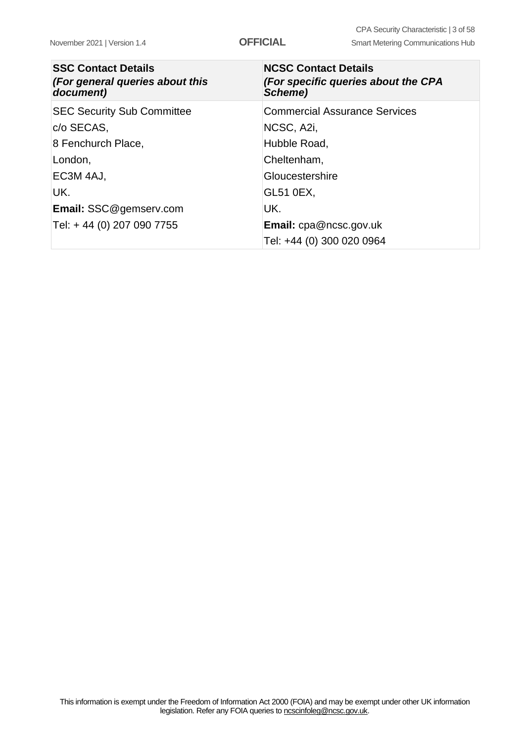| **SSC Contact Details** ***(For general queries about this document)*** | **NCSC Contact Details** ***(For specific queries about the CPA Scheme)*** |
|---|---|
| SEC Security Sub Committee | Commercial Assurance Services |
| c/o SECAS, | NCSC, A2i, |
| 8 Fenchurch Place, | Hubble Road, |
| London, | Cheltenham, |
| EC3M 4AJ, | Gloucestershire |
| UK. | GL51 0EX, |
| **Email:** SSC@gemserv.com | UK. |
| Tel: + 44 (0) 207 090 7755 | **Email:** cpa@ncsc.gov.uk |
| | Tel: +44 (0) 300 020 0964 |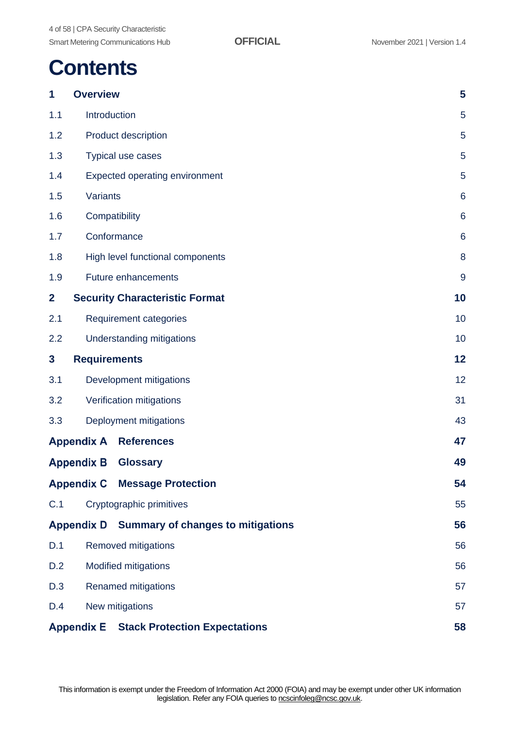# Contents

| | | |
|---|---|---|
| **1** | **Overview** | **5** |
| 1.1 | Introduction | 5 |
| 1.2 | Product description | 5 |
| 1.3 | Typical use cases | 5 |
| 1.4 | Expected operating environment | 5 |
| 1.5 | Variants | 6 |
| 1.6 | Compatibility | 6 |
| 1.7 | Conformance | 6 |
| 1.8 | High level functional components | 8 |
| 1.9 | Future enhancements | 9 |
| **2** | **Security Characteristic Format** | **10** |
| 2.1 | Requirement categories | 10 |
| 2.2 | Understanding mitigations | 10 |
| **3** | **Requirements** | **12** |
| 3.1 | Development mitigations | 12 |
| 3.2 | Verification mitigations | 31 |
| 3.3 | Deployment mitigations | 43 |
| **Appendix A** | **References** | **47** |
| **Appendix B** | **Glossary** | **49** |
| **Appendix C** | **Message Protection** | **54** |
| C.1 | Cryptographic primitives | 55 |
| **Appendix D** | **Summary of changes to mitigations** | **56** |
| D.1 | Removed mitigations | 56 |
| D.2 | Modified mitigations | 56 |
| D.3 | Renamed mitigations | 57 |
| D.4 | New mitigations | 57 |
| **Appendix E** | **Stack Protection Expectations** | **58** |

This information is exempt under the Freedom of Information Act 2000 (FOIA) and may be exempt under other UK information legislation. Refer any FOIA queries to ncscinfoleg@ncsc.gov.uk.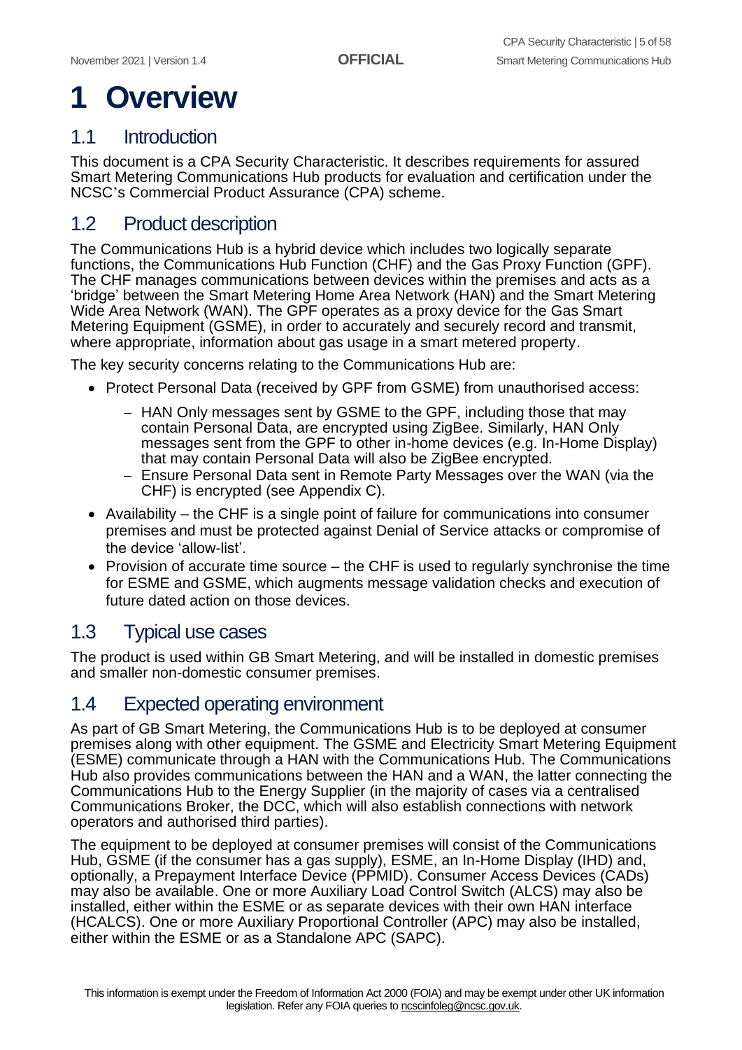# 1 Overview

## 1.1 Introduction

This document is a CPA Security Characteristic. It describes requirements for assured Smart Metering Communications Hub products for evaluation and certification under the NCSC's Commercial Product Assurance (CPA) scheme.

## 1.2 Product description

The Communications Hub is a hybrid device which includes two logically separate functions, the Communications Hub Function (CHF) and the Gas Proxy Function (GPF). The CHF manages communications between devices within the premises and acts as a 'bridge' between the Smart Metering Home Area Network (HAN) and the Smart Metering Wide Area Network (WAN). The GPF operates as a proxy device for the Gas Smart Metering Equipment (GSME), in order to accurately and securely record and transmit, where appropriate, information about gas usage in a smart metered property.

The key security concerns relating to the Communications Hub are:

- Protect Personal Data (received by GPF from GSME) from unauthorised access:
  - HAN Only messages sent by GSME to the GPF, including those that may contain Personal Data, are encrypted using ZigBee. Similarly, HAN Only messages sent from the GPF to other in-home devices (e.g. In-Home Display) that may contain Personal Data will also be ZigBee encrypted.
  - Ensure Personal Data sent in Remote Party Messages over the WAN (via the CHF) is encrypted (see Appendix C).
- Availability – the CHF is a single point of failure for communications into consumer premises and must be protected against Denial of Service attacks or compromise of the device 'allow-list'.
- Provision of accurate time source – the CHF is used to regularly synchronise the time for ESME and GSME, which augments message validation checks and execution of future dated action on those devices.

## 1.3 Typical use cases

The product is used within GB Smart Metering, and will be installed in domestic premises and smaller non-domestic consumer premises.

## 1.4 Expected operating environment

As part of GB Smart Metering, the Communications Hub is to be deployed at consumer premises along with other equipment. The GSME and Electricity Smart Metering Equipment (ESME) communicate through a HAN with the Communications Hub. The Communications Hub also provides communications between the HAN and a WAN, the latter connecting the Communications Hub to the Energy Supplier (in the majority of cases via a centralised Communications Broker, the DCC, which will also establish connections with network operators and authorised third parties).

The equipment to be deployed at consumer premises will consist of the Communications Hub, GSME (if the consumer has a gas supply), ESME, an In-Home Display (IHD) and, optionally, a Prepayment Interface Device (PPMID). Consumer Access Devices (CADs) may also be available. One or more Auxiliary Load Control Switch (ALCS) may also be installed, either within the ESME or as separate devices with their own HAN interface (HCALCS). One or more Auxiliary Proportional Controller (APC) may also be installed, either within the ESME or as a Standalone APC (SAPC).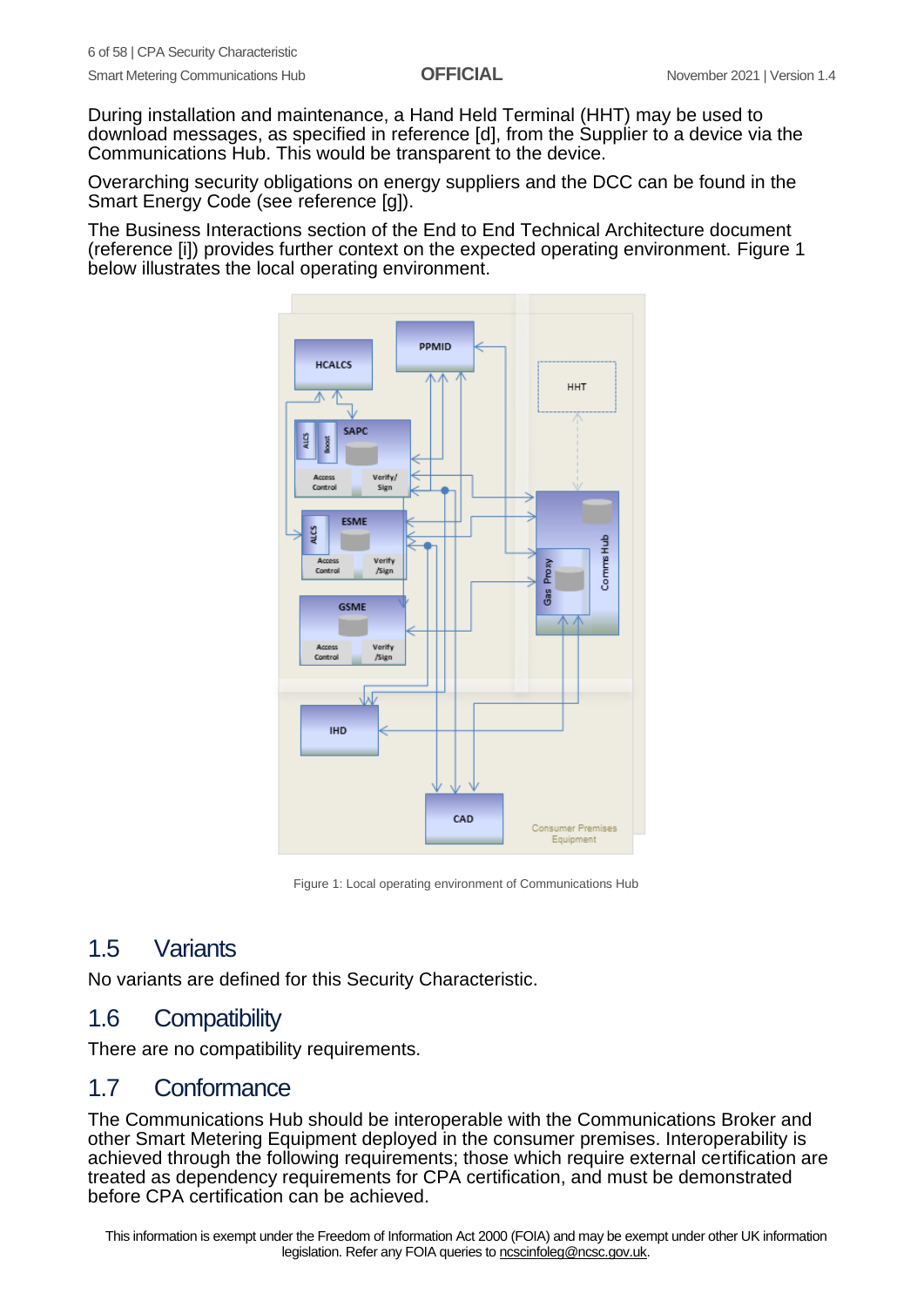During installation and maintenance, a Hand Held Terminal (HHT) may be used to download messages, as specified in reference [d], from the Supplier to a device via the Communications Hub. This would be transparent to the device.

Overarching security obligations on energy suppliers and the DCC can be found in the Smart Energy Code (see reference [g]).

The Business Interactions section of the End to End Technical Architecture document (reference [i]) provides further context on the expected operating environment. Figure 1 below illustrates the local operating environment.

Figure 1: Local operating environment of Communications Hub

## 1.5 Variants

No variants are defined for this Security Characteristic.

## 1.6 Compatibility

There are no compatibility requirements.

## 1.7 Conformance

The Communications Hub should be interoperable with the Communications Broker and other Smart Metering Equipment deployed in the consumer premises. Interoperability is achieved through the following requirements; those which require external certification are treated as dependency requirements for CPA certification, and must be demonstrated before CPA certification can be achieved.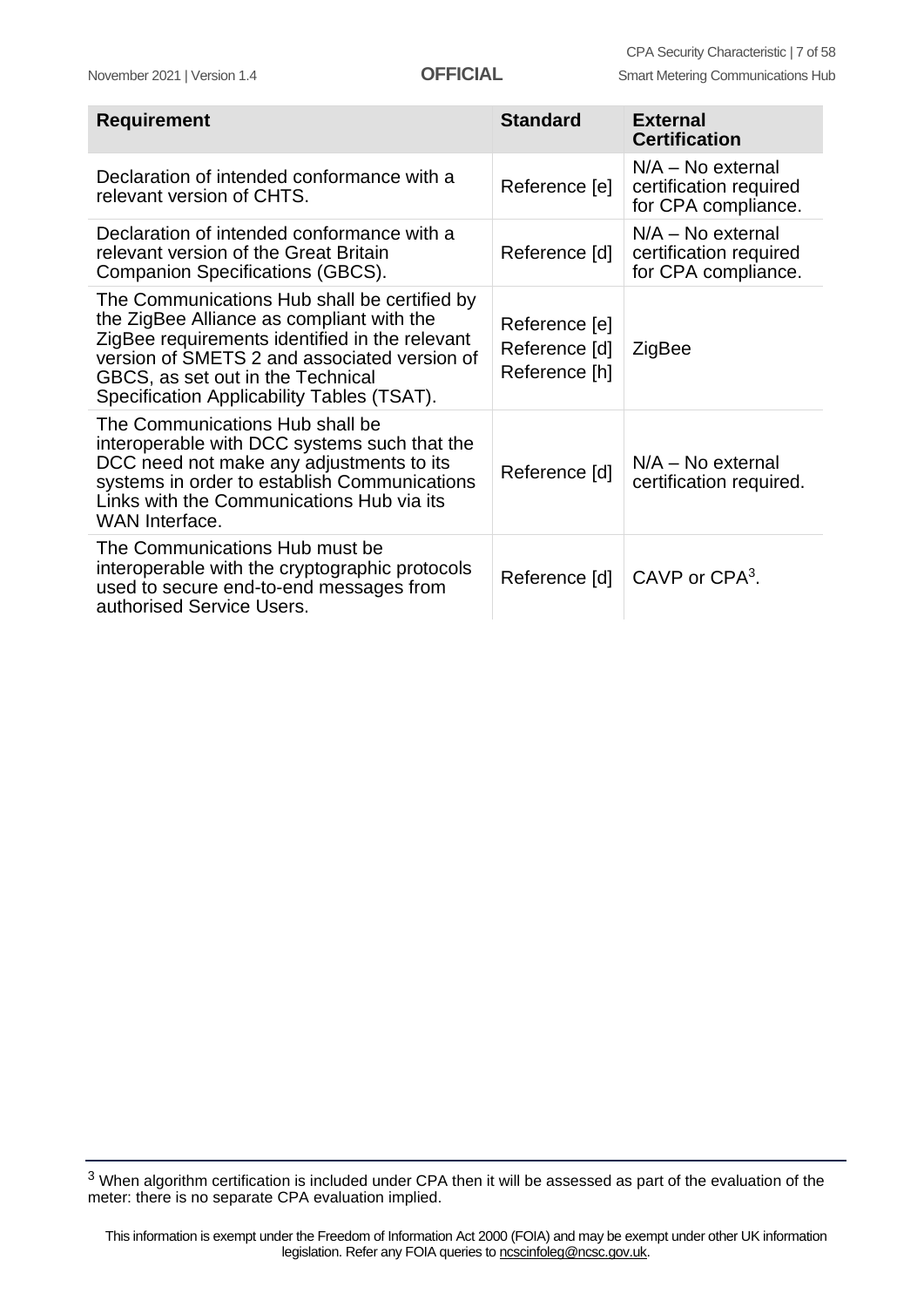| Requirement | Standard | External Certification |
| --- | --- | --- |
| Declaration of intended conformance with a relevant version of CHTS. | Reference [e] | N/A – No external certification required for CPA compliance. |
| Declaration of intended conformance with a relevant version of the Great Britain Companion Specifications (GBCS). | Reference [d] | N/A – No external certification required for CPA compliance. |
| The Communications Hub shall be certified by the ZigBee Alliance as compliant with the ZigBee requirements identified in the relevant version of SMETS 2 and associated version of GBCS, as set out in the Technical Specification Applicability Tables (TSAT). | Reference [e] Reference [d] Reference [h] | ZigBee |
| The Communications Hub shall be interoperable with DCC systems such that the DCC need not make any adjustments to its systems in order to establish Communications Links with the Communications Hub via its WAN Interface. | Reference [d] | N/A – No external certification required. |
| The Communications Hub must be interoperable with the cryptographic protocols used to secure end-to-end messages from authorised Service Users. | Reference [d] | CAVP or CPA[3]. |

[3] When algorithm certification is included under CPA then it will be assessed as part of the evaluation of the meter: there is no separate CPA evaluation implied.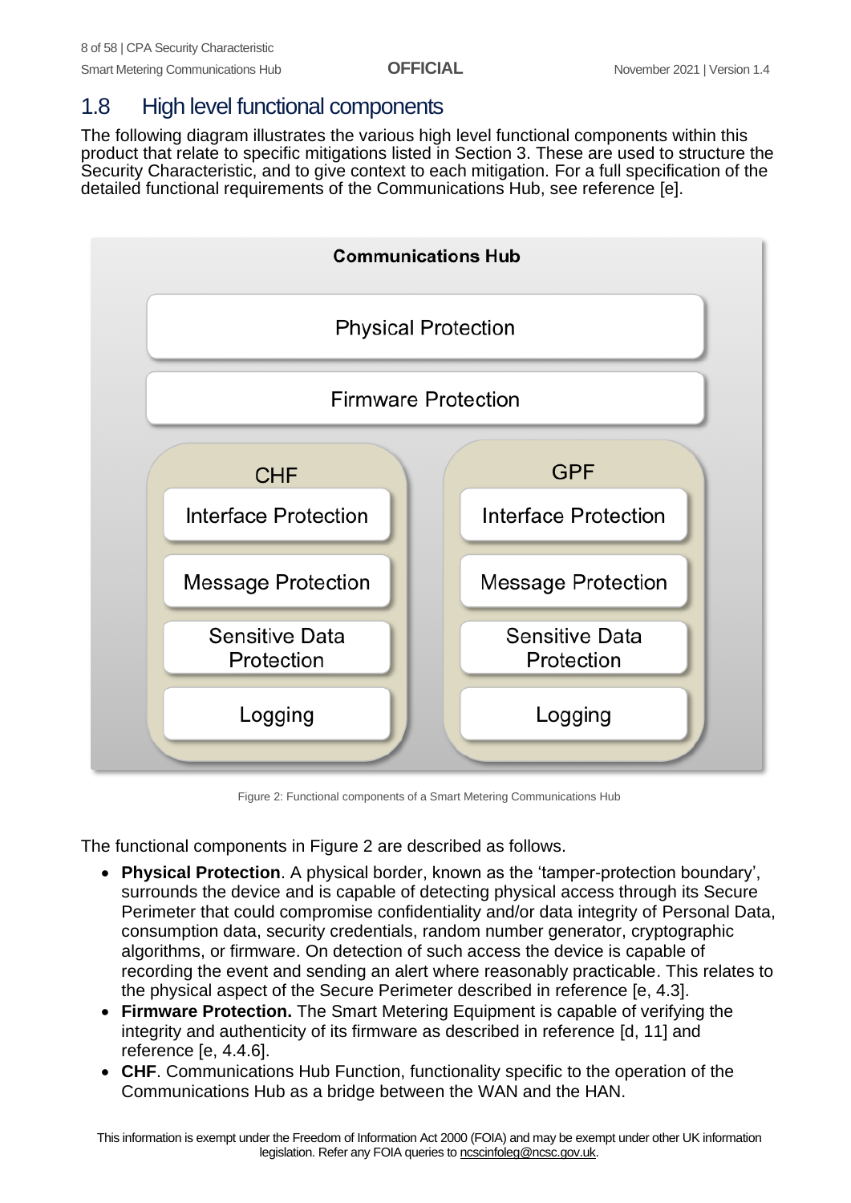## 1.8 High level functional components

The following diagram illustrates the various high level functional components within this product that relate to specific mitigations listed in Section 3. These are used to structure the Security Characteristic, and to give context to each mitigation. For a full specification of the detailed functional requirements of the Communications Hub, see reference [e].

Figure 2: Functional components of a Smart Metering Communications Hub

The functional components in Figure 2 are described as follows.

- **Physical Protection**. A physical border, known as the 'tamper-protection boundary', surrounds the device and is capable of detecting physical access through its Secure Perimeter that could compromise confidentiality and/or data integrity of Personal Data, consumption data, security credentials, random number generator, cryptographic algorithms, or firmware. On detection of such access the device is capable of recording the event and sending an alert where reasonably practicable. This relates to the physical aspect of the Secure Perimeter described in reference [e, 4.3].
- **Firmware Protection.** The Smart Metering Equipment is capable of verifying the integrity and authenticity of its firmware as described in reference [d, 11] and reference [e, 4.4.6].
- **CHF**. Communications Hub Function, functionality specific to the operation of the Communications Hub as a bridge between the WAN and the HAN.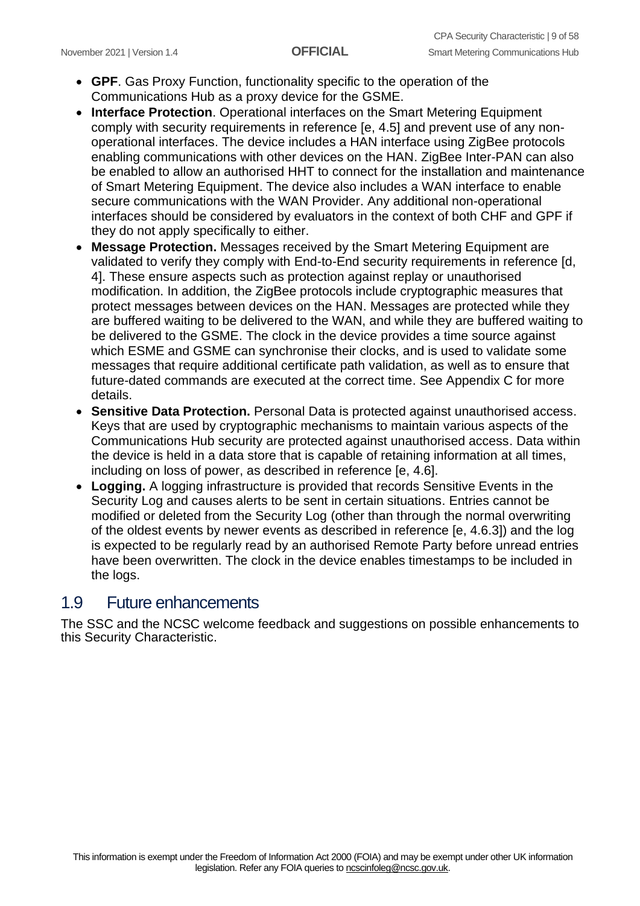- **GPF**. Gas Proxy Function, functionality specific to the operation of the Communications Hub as a proxy device for the GSME.
- **Interface Protection**. Operational interfaces on the Smart Metering Equipment comply with security requirements in reference [e, 4.5] and prevent use of any non-operational interfaces. The device includes a HAN interface using ZigBee protocols enabling communications with other devices on the HAN. ZigBee Inter-PAN can also be enabled to allow an authorised HHT to connect for the installation and maintenance of Smart Metering Equipment. The device also includes a WAN interface to enable secure communications with the WAN Provider. Any additional non-operational interfaces should be considered by evaluators in the context of both CHF and GPF if they do not apply specifically to either.
- **Message Protection.** Messages received by the Smart Metering Equipment are validated to verify they comply with End-to-End security requirements in reference [d, 4]. These ensure aspects such as protection against replay or unauthorised modification. In addition, the ZigBee protocols include cryptographic measures that protect messages between devices on the HAN. Messages are protected while they are buffered waiting to be delivered to the WAN, and while they are buffered waiting to be delivered to the GSME. The clock in the device provides a time source against which ESME and GSME can synchronise their clocks, and is used to validate some messages that require additional certificate path validation, as well as to ensure that future-dated commands are executed at the correct time. See Appendix C for more details.
- **Sensitive Data Protection.** Personal Data is protected against unauthorised access. Keys that are used by cryptographic mechanisms to maintain various aspects of the Communications Hub security are protected against unauthorised access. Data within the device is held in a data store that is capable of retaining information at all times, including on loss of power, as described in reference [e, 4.6].
- **Logging.** A logging infrastructure is provided that records Sensitive Events in the Security Log and causes alerts to be sent in certain situations. Entries cannot be modified or deleted from the Security Log (other than through the normal overwriting of the oldest events by newer events as described in reference [e, 4.6.3]) and the log is expected to be regularly read by an authorised Remote Party before unread entries have been overwritten. The clock in the device enables timestamps to be included in the logs.

## 1.9 Future enhancements

The SSC and the NCSC welcome feedback and suggestions on possible enhancements to this Security Characteristic.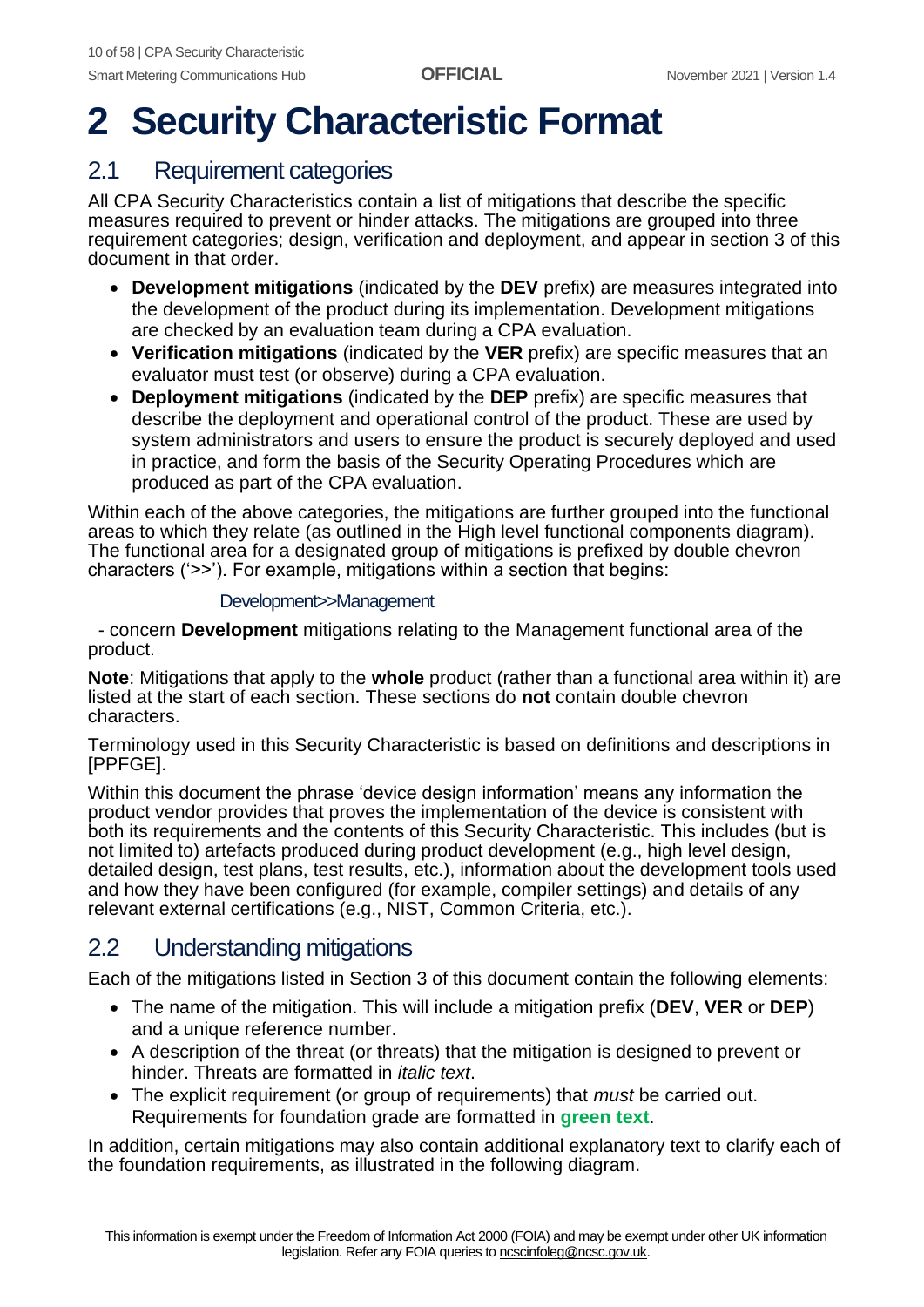# 2 Security Characteristic Format

## 2.1 Requirement categories

All CPA Security Characteristics contain a list of mitigations that describe the specific measures required to prevent or hinder attacks. The mitigations are grouped into three requirement categories; design, verification and deployment, and appear in section 3 of this document in that order.

- **Development mitigations** (indicated by the **DEV** prefix) are measures integrated into the development of the product during its implementation. Development mitigations are checked by an evaluation team during a CPA evaluation.
- **Verification mitigations** (indicated by the **VER** prefix) are specific measures that an evaluator must test (or observe) during a CPA evaluation.
- **Deployment mitigations** (indicated by the **DEP** prefix) are specific measures that describe the deployment and operational control of the product. These are used by system administrators and users to ensure the product is securely deployed and used in practice, and form the basis of the Security Operating Procedures which are produced as part of the CPA evaluation.

Within each of the above categories, the mitigations are further grouped into the functional areas to which they relate (as outlined in the High level functional components diagram). The functional area for a designated group of mitigations is prefixed by double chevron characters ('>>'). For example, mitigations within a section that begins:

Development>>Management

- concern **Development** mitigations relating to the Management functional area of the product.

**Note**: Mitigations that apply to the **whole** product (rather than a functional area within it) are listed at the start of each section. These sections do **not** contain double chevron characters.

Terminology used in this Security Characteristic is based on definitions and descriptions in [PPFGE].

Within this document the phrase 'device design information' means any information the product vendor provides that proves the implementation of the device is consistent with both its requirements and the contents of this Security Characteristic. This includes (but is not limited to) artefacts produced during product development (e.g., high level design, detailed design, test plans, test results, etc.), information about the development tools used and how they have been configured (for example, compiler settings) and details of any relevant external certifications (e.g., NIST, Common Criteria, etc.).

## 2.2 Understanding mitigations

Each of the mitigations listed in Section 3 of this document contain the following elements:

- The name of the mitigation. This will include a mitigation prefix (**DEV**, **VER** or **DEP**) and a unique reference number.
- A description of the threat (or threats) that the mitigation is designed to prevent or hinder. Threats are formatted in *italic text*.
- The explicit requirement (or group of requirements) that *must* be carried out. Requirements for foundation grade are formatted in **green text**.

In addition, certain mitigations may also contain additional explanatory text to clarify each of the foundation requirements, as illustrated in the following diagram.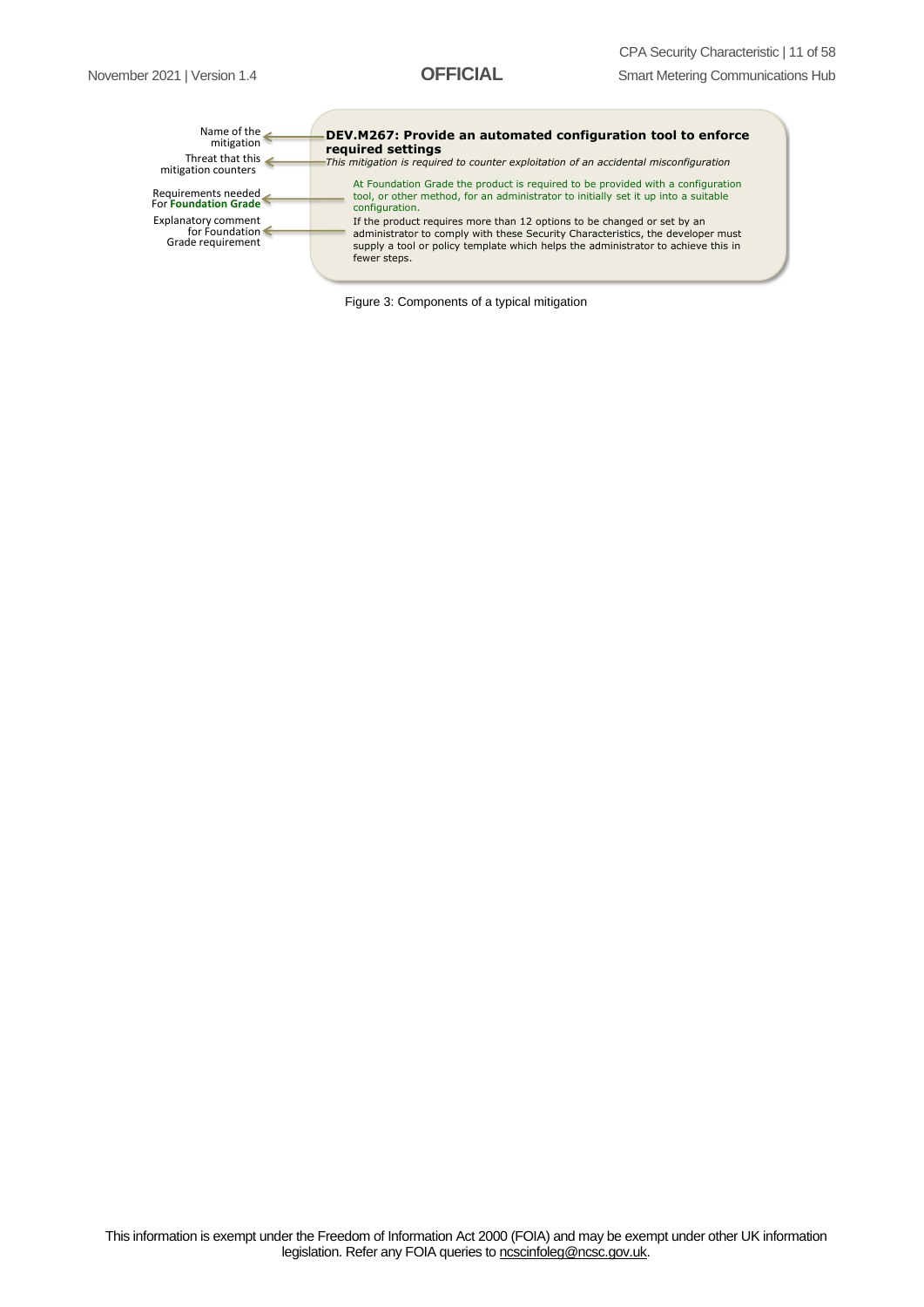| Component | Example |
| --- | --- |
| Name of the mitigation | **DEV.M267: Provide an automated configuration tool to enforce required settings** |
| Threat that this mitigation counters | *This mitigation is required to counter exploitation of an accidental misconfiguration* |
| Requirements needed For **Foundation Grade** | At Foundation Grade the product is required to be provided with a configuration tool, or other method, for an administrator to initially set it up into a suitable configuration. |
| Explanatory comment for Foundation Grade requirement | If the product requires more than 12 options to be changed or set by an administrator to comply with these Security Characteristics, the developer must supply a tool or policy template which helps the administrator to achieve this in fewer steps. |

Figure 3: Components of a typical mitigation

This information is exempt under the Freedom of Information Act 2000 (FOIA) and may be exempt under other UK information legislation. Refer any FOIA queries to ncscinfoleg@ncsc.gov.uk.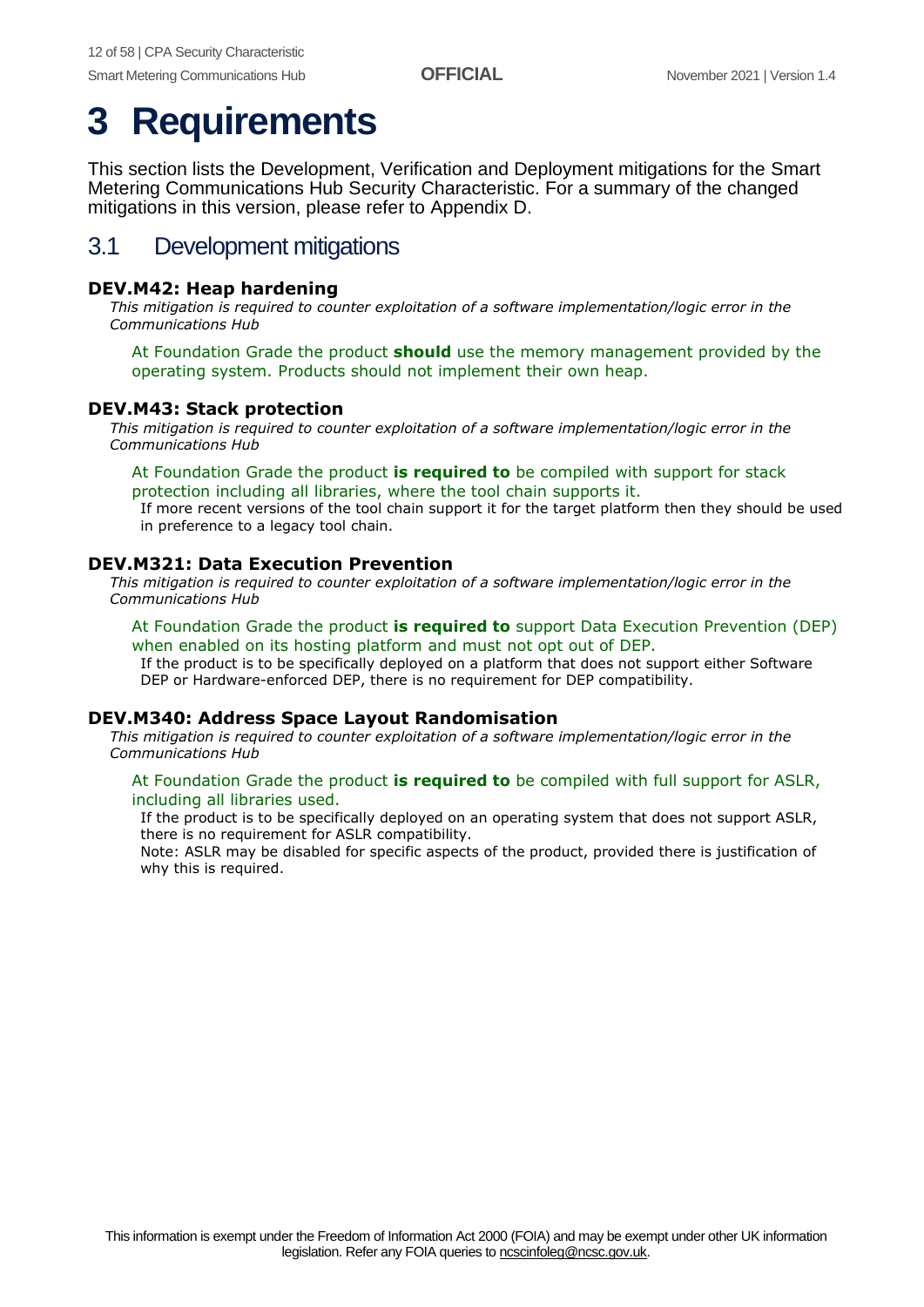# 3 Requirements

This section lists the Development, Verification and Deployment mitigations for the Smart Metering Communications Hub Security Characteristic. For a summary of the changed mitigations in this version, please refer to Appendix D.

## 3.1 Development mitigations

### DEV.M42: Heap hardening

*This mitigation is required to counter exploitation of a software implementation/logic error in the Communications Hub*

At Foundation Grade the product **should** use the memory management provided by the operating system. Products should not implement their own heap.

### DEV.M43: Stack protection

*This mitigation is required to counter exploitation of a software implementation/logic error in the Communications Hub*

At Foundation Grade the product **is required to** be compiled with support for stack protection including all libraries, where the tool chain supports it.

If more recent versions of the tool chain support it for the target platform then they should be used in preference to a legacy tool chain.

### DEV.M321: Data Execution Prevention

*This mitigation is required to counter exploitation of a software implementation/logic error in the Communications Hub*

At Foundation Grade the product **is required to** support Data Execution Prevention (DEP) when enabled on its hosting platform and must not opt out of DEP.

If the product is to be specifically deployed on a platform that does not support either Software DEP or Hardware-enforced DEP, there is no requirement for DEP compatibility.

### DEV.M340: Address Space Layout Randomisation

*This mitigation is required to counter exploitation of a software implementation/logic error in the Communications Hub*

At Foundation Grade the product **is required to** be compiled with full support for ASLR, including all libraries used.

If the product is to be specifically deployed on an operating system that does not support ASLR, there is no requirement for ASLR compatibility.

Note: ASLR may be disabled for specific aspects of the product, provided there is justification of why this is required.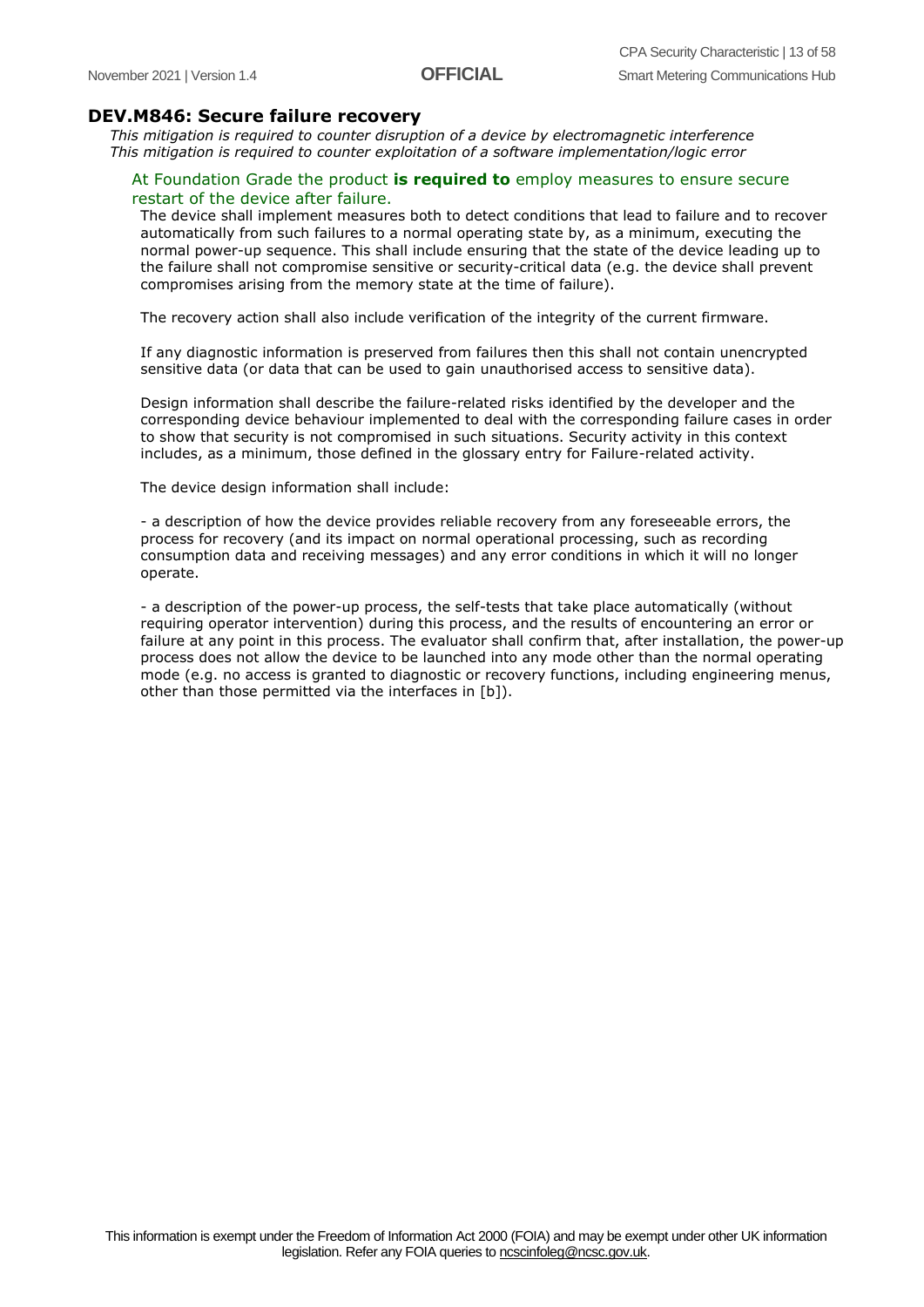## DEV.M846: Secure failure recovery

*This mitigation is required to counter disruption of a device by electromagnetic interference*
*This mitigation is required to counter exploitation of a software implementation/logic error*

At Foundation Grade the product **is required to** employ measures to ensure secure restart of the device after failure.

The device shall implement measures both to detect conditions that lead to failure and to recover automatically from such failures to a normal operating state by, as a minimum, executing the normal power-up sequence. This shall include ensuring that the state of the device leading up to the failure shall not compromise sensitive or security-critical data (e.g. the device shall prevent compromises arising from the memory state at the time of failure).

The recovery action shall also include verification of the integrity of the current firmware.

If any diagnostic information is preserved from failures then this shall not contain unencrypted sensitive data (or data that can be used to gain unauthorised access to sensitive data).

Design information shall describe the failure-related risks identified by the developer and the corresponding device behaviour implemented to deal with the corresponding failure cases in order to show that security is not compromised in such situations. Security activity in this context includes, as a minimum, those defined in the glossary entry for Failure-related activity.

The device design information shall include:

- a description of how the device provides reliable recovery from any foreseeable errors, the process for recovery (and its impact on normal operational processing, such as recording consumption data and receiving messages) and any error conditions in which it will no longer operate.

- a description of the power-up process, the self-tests that take place automatically (without requiring operator intervention) during this process, and the results of encountering an error or failure at any point in this process. The evaluator shall confirm that, after installation, the power-up process does not allow the device to be launched into any mode other than the normal operating mode (e.g. no access is granted to diagnostic or recovery functions, including engineering menus, other than those permitted via the interfaces in [b]).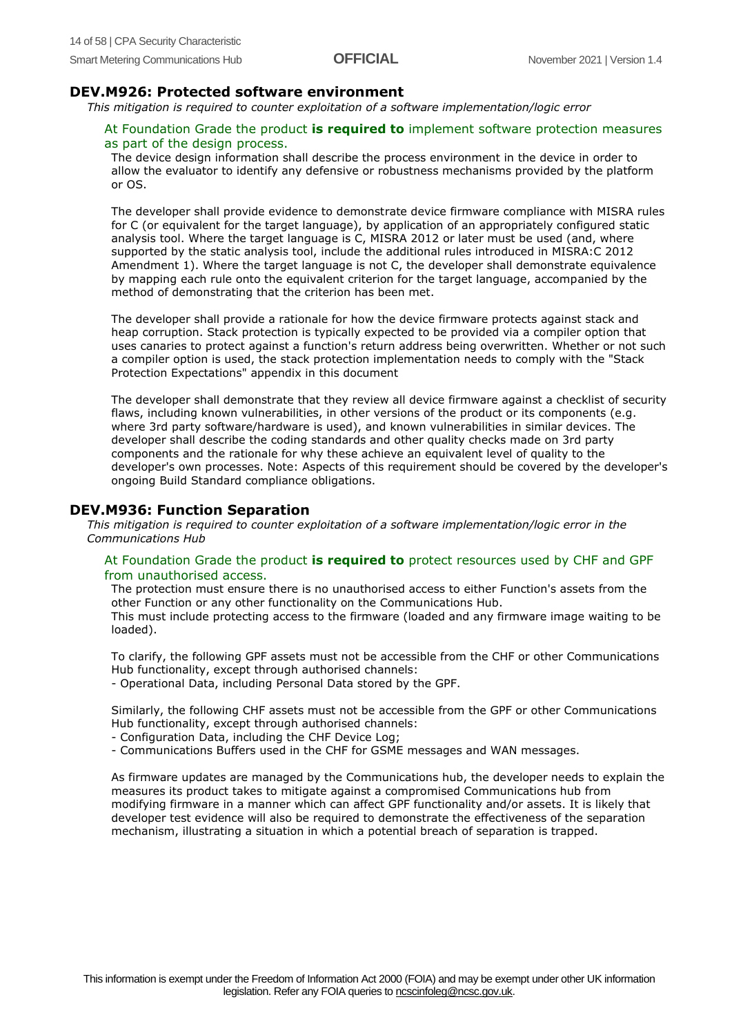## DEV.M926: Protected software environment

*This mitigation is required to counter exploitation of a software implementation/logic error*

At Foundation Grade the product **is required to** implement software protection measures as part of the design process.

The device design information shall describe the process environment in the device in order to allow the evaluator to identify any defensive or robustness mechanisms provided by the platform or OS.

The developer shall provide evidence to demonstrate device firmware compliance with MISRA rules for C (or equivalent for the target language), by application of an appropriately configured static analysis tool. Where the target language is C, MISRA 2012 or later must be used (and, where supported by the static analysis tool, include the additional rules introduced in MISRA:C 2012 Amendment 1). Where the target language is not C, the developer shall demonstrate equivalence by mapping each rule onto the equivalent criterion for the target language, accompanied by the method of demonstrating that the criterion has been met.

The developer shall provide a rationale for how the device firmware protects against stack and heap corruption. Stack protection is typically expected to be provided via a compiler option that uses canaries to protect against a function's return address being overwritten. Whether or not such a compiler option is used, the stack protection implementation needs to comply with the "Stack Protection Expectations" appendix in this document

The developer shall demonstrate that they review all device firmware against a checklist of security flaws, including known vulnerabilities, in other versions of the product or its components (e.g. where 3rd party software/hardware is used), and known vulnerabilities in similar devices. The developer shall describe the coding standards and other quality checks made on 3rd party components and the rationale for why these achieve an equivalent level of quality to the developer's own processes. Note: Aspects of this requirement should be covered by the developer's ongoing Build Standard compliance obligations.

## DEV.M936: Function Separation

*This mitigation is required to counter exploitation of a software implementation/logic error in the Communications Hub*

At Foundation Grade the product **is required to** protect resources used by CHF and GPF from unauthorised access.

The protection must ensure there is no unauthorised access to either Function's assets from the other Function or any other functionality on the Communications Hub.
This must include protecting access to the firmware (loaded and any firmware image waiting to be loaded).

To clarify, the following GPF assets must not be accessible from the CHF or other Communications Hub functionality, except through authorised channels:

- Operational Data, including Personal Data stored by the GPF.

Similarly, the following CHF assets must not be accessible from the GPF or other Communications Hub functionality, except through authorised channels:

- Configuration Data, including the CHF Device Log;
- Communications Buffers used in the CHF for GSME messages and WAN messages.

As firmware updates are managed by the Communications hub, the developer needs to explain the measures its product takes to mitigate against a compromised Communications hub from modifying firmware in a manner which can affect GPF functionality and/or assets. It is likely that developer test evidence will also be required to demonstrate the effectiveness of the separation mechanism, illustrating a situation in which a potential breach of separation is trapped.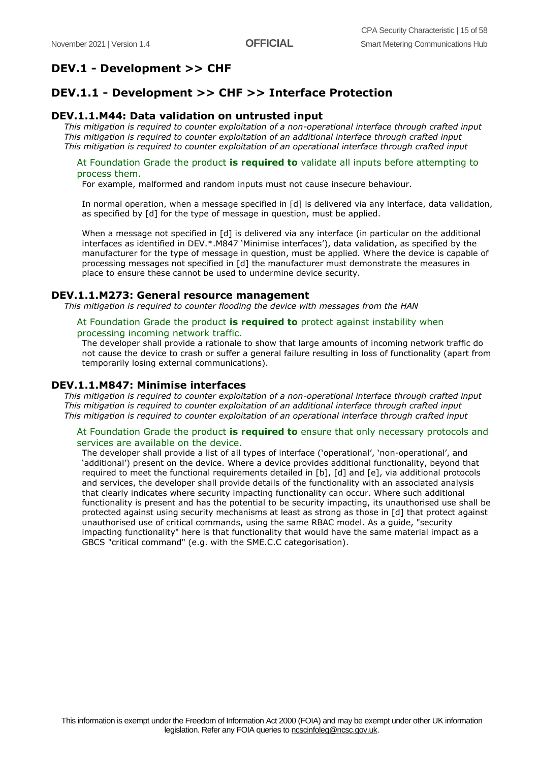## DEV.1 - Development >> CHF

## DEV.1.1 - Development >> CHF >> Interface Protection

### DEV.1.1.M44: Data validation on untrusted input

*This mitigation is required to counter exploitation of a non-operational interface through crafted input*
*This mitigation is required to counter exploitation of an additional interface through crafted input*
*This mitigation is required to counter exploitation of an operational interface through crafted input*

At Foundation Grade the product **is required to** validate all inputs before attempting to process them.

For example, malformed and random inputs must not cause insecure behaviour.

In normal operation, when a message specified in [d] is delivered via any interface, data validation, as specified by [d] for the type of message in question, must be applied.

When a message not specified in [d] is delivered via any interface (in particular on the additional interfaces as identified in DEV.*.M847 'Minimise interfaces'), data validation, as specified by the manufacturer for the type of message in question, must be applied. Where the device is capable of processing messages not specified in [d] the manufacturer must demonstrate the measures in place to ensure these cannot be used to undermine device security.

### DEV.1.1.M273: General resource management

*This mitigation is required to counter flooding the device with messages from the HAN*

At Foundation Grade the product **is required to** protect against instability when processing incoming network traffic.

The developer shall provide a rationale to show that large amounts of incoming network traffic do not cause the device to crash or suffer a general failure resulting in loss of functionality (apart from temporarily losing external communications).

### DEV.1.1.M847: Minimise interfaces

*This mitigation is required to counter exploitation of a non-operational interface through crafted input*
*This mitigation is required to counter exploitation of an additional interface through crafted input*
*This mitigation is required to counter exploitation of an operational interface through crafted input*

At Foundation Grade the product **is required to** ensure that only necessary protocols and services are available on the device.

The developer shall provide a list of all types of interface ('operational', 'non-operational', and 'additional') present on the device. Where a device provides additional functionality, beyond that required to meet the functional requirements detailed in [b], [d] and [e], via additional protocols and services, the developer shall provide details of the functionality with an associated analysis that clearly indicates where security impacting functionality can occur. Where such additional functionality is present and has the potential to be security impacting, its unauthorised use shall be protected against using security mechanisms at least as strong as those in [d] that protect against unauthorised use of critical commands, using the same RBAC model. As a guide, "security impacting functionality" here is that functionality that would have the same material impact as a GBCS "critical command" (e.g. with the SME.C.C categorisation).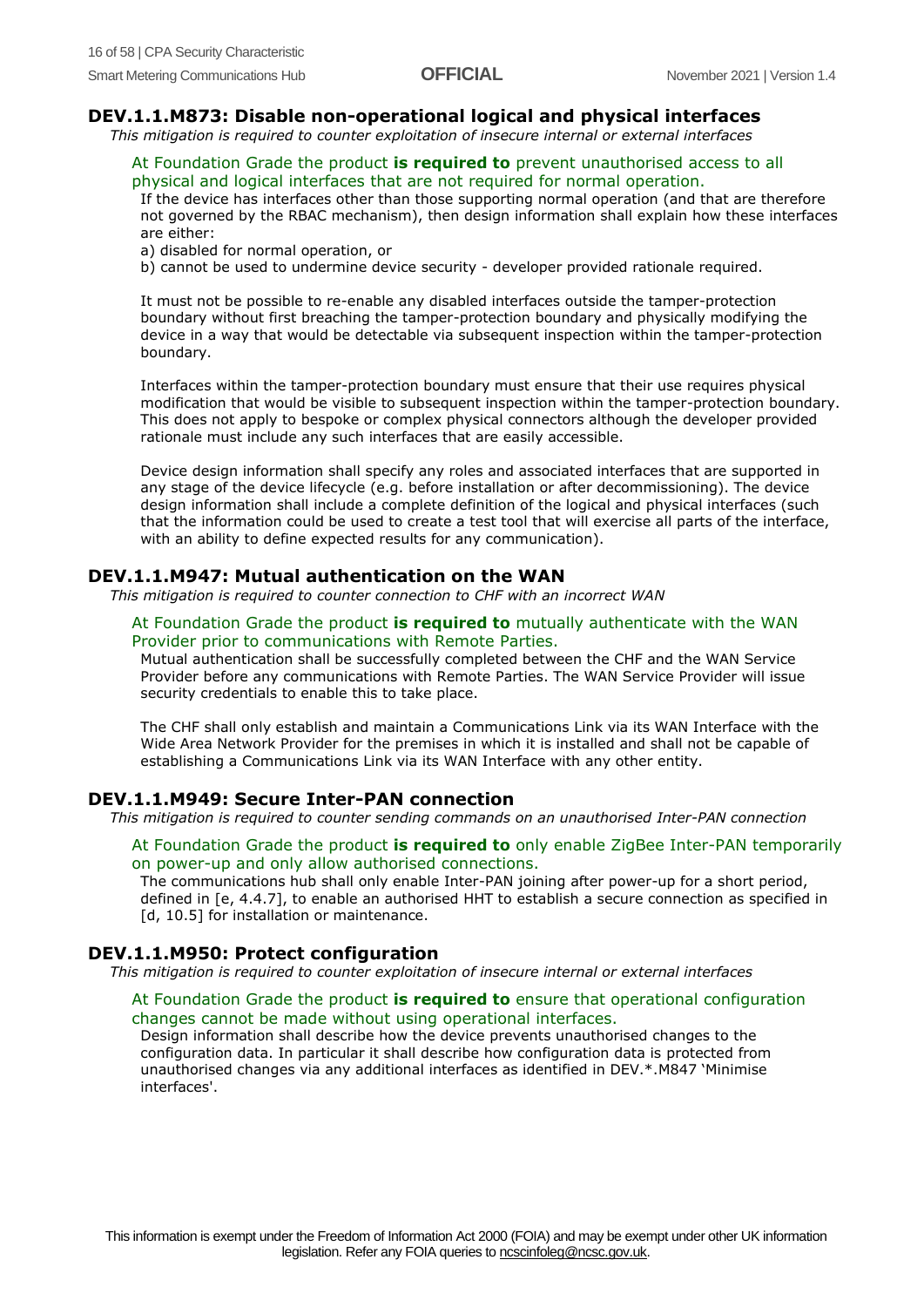### DEV.1.1.M873: Disable non-operational logical and physical interfaces

*This mitigation is required to counter exploitation of insecure internal or external interfaces*

At Foundation Grade the product **is required to** prevent unauthorised access to all physical and logical interfaces that are not required for normal operation.

If the device has interfaces other than those supporting normal operation (and that are therefore not governed by the RBAC mechanism), then design information shall explain how these interfaces are either:

a) disabled for normal operation, or

b) cannot be used to undermine device security - developer provided rationale required.

It must not be possible to re-enable any disabled interfaces outside the tamper-protection boundary without first breaching the tamper-protection boundary and physically modifying the device in a way that would be detectable via subsequent inspection within the tamper-protection boundary.

Interfaces within the tamper-protection boundary must ensure that their use requires physical modification that would be visible to subsequent inspection within the tamper-protection boundary. This does not apply to bespoke or complex physical connectors although the developer provided rationale must include any such interfaces that are easily accessible.

Device design information shall specify any roles and associated interfaces that are supported in any stage of the device lifecycle (e.g. before installation or after decommissioning). The device design information shall include a complete definition of the logical and physical interfaces (such that the information could be used to create a test tool that will exercise all parts of the interface, with an ability to define expected results for any communication).

### DEV.1.1.M947: Mutual authentication on the WAN

*This mitigation is required to counter connection to CHF with an incorrect WAN*

At Foundation Grade the product **is required to** mutually authenticate with the WAN Provider prior to communications with Remote Parties.

Mutual authentication shall be successfully completed between the CHF and the WAN Service Provider before any communications with Remote Parties. The WAN Service Provider will issue security credentials to enable this to take place.

The CHF shall only establish and maintain a Communications Link via its WAN Interface with the Wide Area Network Provider for the premises in which it is installed and shall not be capable of establishing a Communications Link via its WAN Interface with any other entity.

### DEV.1.1.M949: Secure Inter-PAN connection

*This mitigation is required to counter sending commands on an unauthorised Inter-PAN connection*

At Foundation Grade the product **is required to** only enable ZigBee Inter-PAN temporarily on power-up and only allow authorised connections.

The communications hub shall only enable Inter-PAN joining after power-up for a short period, defined in [e, 4.4.7], to enable an authorised HHT to establish a secure connection as specified in [d, 10.5] for installation or maintenance.

### DEV.1.1.M950: Protect configuration

*This mitigation is required to counter exploitation of insecure internal or external interfaces*

At Foundation Grade the product **is required to** ensure that operational configuration changes cannot be made without using operational interfaces.

Design information shall describe how the device prevents unauthorised changes to the configuration data. In particular it shall describe how configuration data is protected from unauthorised changes via any additional interfaces as identified in DEV.*.M847 'Minimise interfaces'.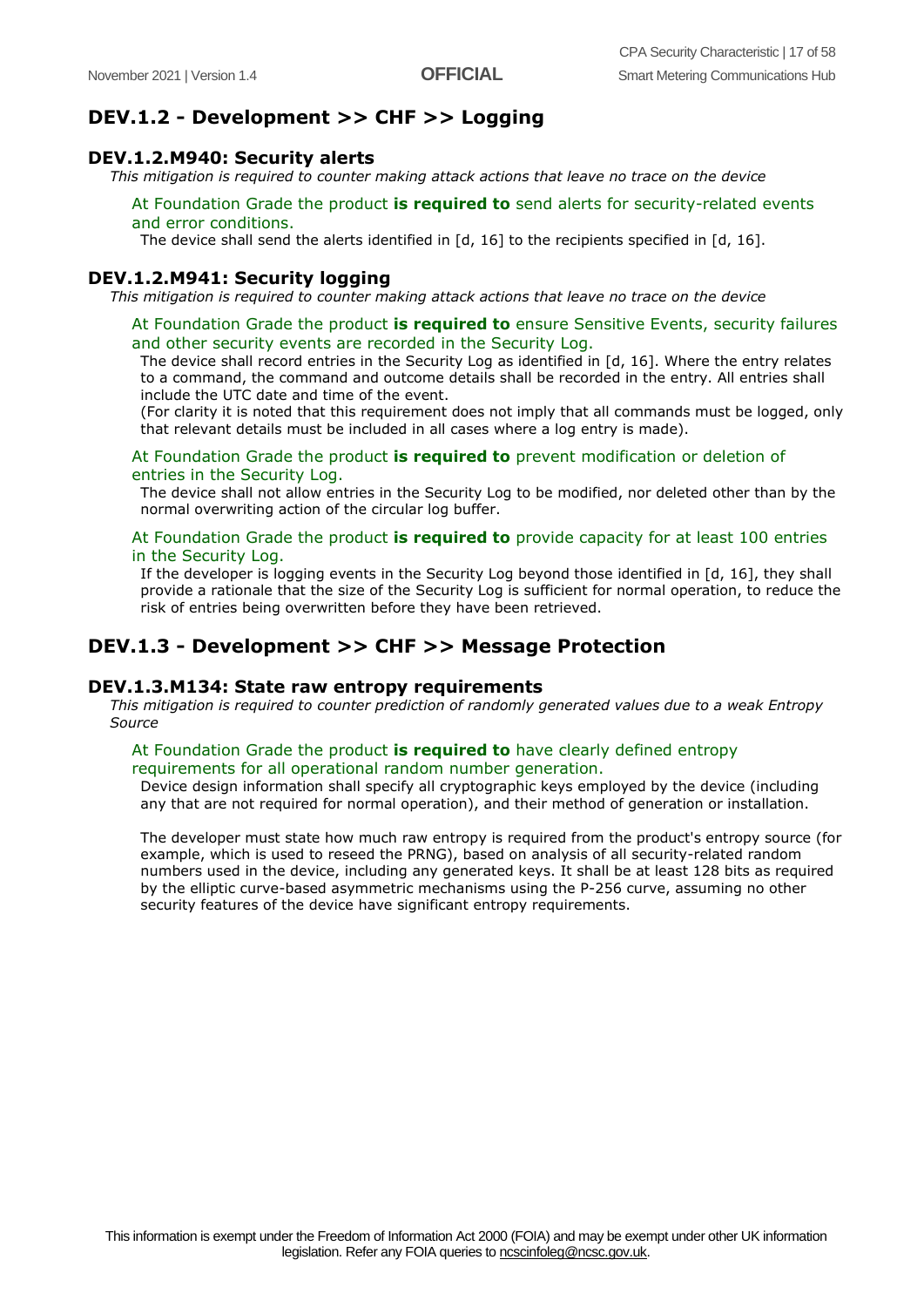## DEV.1.2 - Development >> CHF >> Logging

### DEV.1.2.M940: Security alerts

*This mitigation is required to counter making attack actions that leave no trace on the device*

At Foundation Grade the product **is required to** send alerts for security-related events and error conditions.

The device shall send the alerts identified in [d, 16] to the recipients specified in [d, 16].

### DEV.1.2.M941: Security logging

*This mitigation is required to counter making attack actions that leave no trace on the device*

At Foundation Grade the product **is required to** ensure Sensitive Events, security failures and other security events are recorded in the Security Log.

The device shall record entries in the Security Log as identified in [d, 16]. Where the entry relates to a command, the command and outcome details shall be recorded in the entry. All entries shall include the UTC date and time of the event.

(For clarity it is noted that this requirement does not imply that all commands must be logged, only that relevant details must be included in all cases where a log entry is made).

At Foundation Grade the product **is required to** prevent modification or deletion of entries in the Security Log.

The device shall not allow entries in the Security Log to be modified, nor deleted other than by the normal overwriting action of the circular log buffer.

At Foundation Grade the product **is required to** provide capacity for at least 100 entries in the Security Log.

If the developer is logging events in the Security Log beyond those identified in [d, 16], they shall provide a rationale that the size of the Security Log is sufficient for normal operation, to reduce the risk of entries being overwritten before they have been retrieved.

## DEV.1.3 - Development >> CHF >> Message Protection

### DEV.1.3.M134: State raw entropy requirements

*This mitigation is required to counter prediction of randomly generated values due to a weak Entropy Source*

At Foundation Grade the product **is required to** have clearly defined entropy requirements for all operational random number generation.

Device design information shall specify all cryptographic keys employed by the device (including any that are not required for normal operation), and their method of generation or installation.

The developer must state how much raw entropy is required from the product's entropy source (for example, which is used to reseed the PRNG), based on analysis of all security-related random numbers used in the device, including any generated keys. It shall be at least 128 bits as required by the elliptic curve-based asymmetric mechanisms using the P-256 curve, assuming no other security features of the device have significant entropy requirements.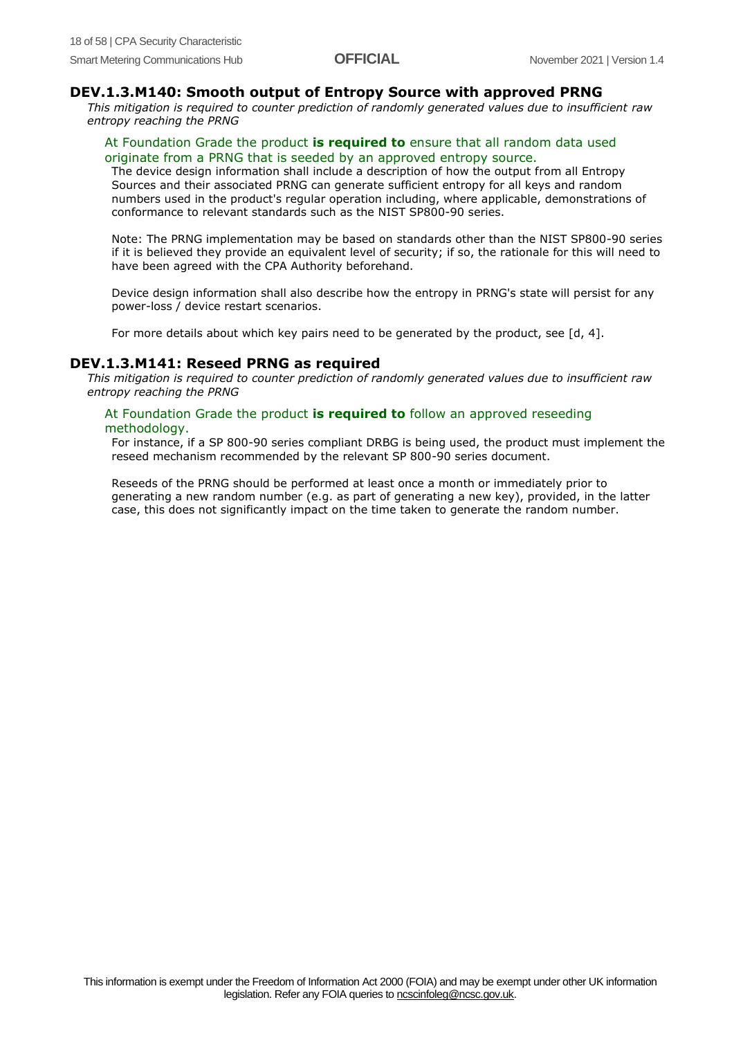### DEV.1.3.M140: Smooth output of Entropy Source with approved PRNG

*This mitigation is required to counter prediction of randomly generated values due to insufficient raw entropy reaching the PRNG*

At Foundation Grade the product **is required to** ensure that all random data used originate from a PRNG that is seeded by an approved entropy source.

The device design information shall include a description of how the output from all Entropy Sources and their associated PRNG can generate sufficient entropy for all keys and random numbers used in the product's regular operation including, where applicable, demonstrations of conformance to relevant standards such as the NIST SP800-90 series.

Note: The PRNG implementation may be based on standards other than the NIST SP800-90 series if it is believed they provide an equivalent level of security; if so, the rationale for this will need to have been agreed with the CPA Authority beforehand.

Device design information shall also describe how the entropy in PRNG's state will persist for any power-loss / device restart scenarios.

For more details about which key pairs need to be generated by the product, see [d, 4].

### DEV.1.3.M141: Reseed PRNG as required

*This mitigation is required to counter prediction of randomly generated values due to insufficient raw entropy reaching the PRNG*

At Foundation Grade the product **is required to** follow an approved reseeding methodology.

For instance, if a SP 800-90 series compliant DRBG is being used, the product must implement the reseed mechanism recommended by the relevant SP 800-90 series document.

Reseeds of the PRNG should be performed at least once a month or immediately prior to generating a new random number (e.g. as part of generating a new key), provided, in the latter case, this does not significantly impact on the time taken to generate the random number.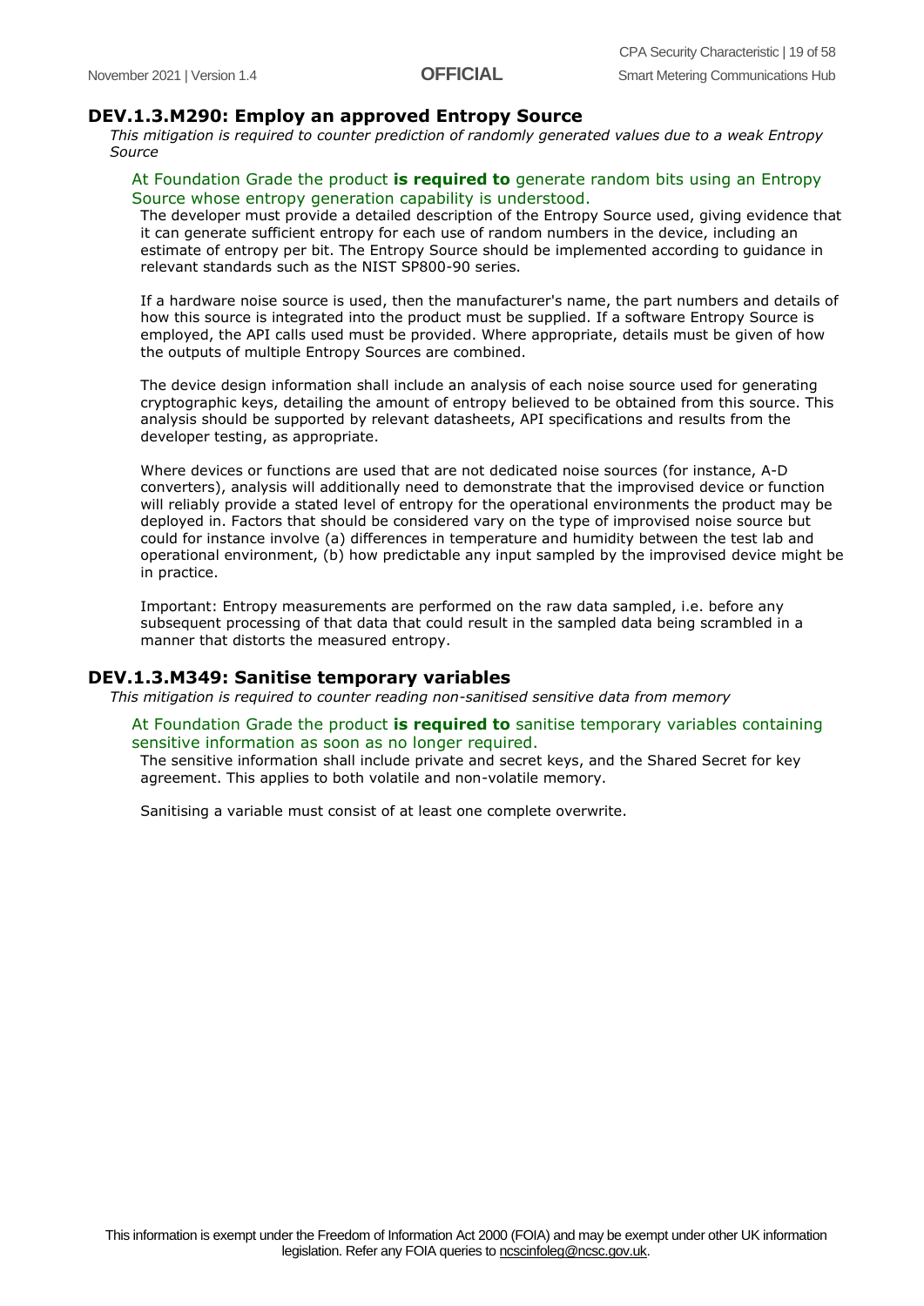## DEV.1.3.M290: Employ an approved Entropy Source

*This mitigation is required to counter prediction of randomly generated values due to a weak Entropy Source*

At Foundation Grade the product **is required to** generate random bits using an Entropy Source whose entropy generation capability is understood.

The developer must provide a detailed description of the Entropy Source used, giving evidence that it can generate sufficient entropy for each use of random numbers in the device, including an estimate of entropy per bit. The Entropy Source should be implemented according to guidance in relevant standards such as the NIST SP800-90 series.

If a hardware noise source is used, then the manufacturer's name, the part numbers and details of how this source is integrated into the product must be supplied. If a software Entropy Source is employed, the API calls used must be provided. Where appropriate, details must be given of how the outputs of multiple Entropy Sources are combined.

The device design information shall include an analysis of each noise source used for generating cryptographic keys, detailing the amount of entropy believed to be obtained from this source. This analysis should be supported by relevant datasheets, API specifications and results from the developer testing, as appropriate.

Where devices or functions are used that are not dedicated noise sources (for instance, A-D converters), analysis will additionally need to demonstrate that the improvised device or function will reliably provide a stated level of entropy for the operational environments the product may be deployed in. Factors that should be considered vary on the type of improvised noise source but could for instance involve (a) differences in temperature and humidity between the test lab and operational environment, (b) how predictable any input sampled by the improvised device might be in practice.

Important: Entropy measurements are performed on the raw data sampled, i.e. before any subsequent processing of that data that could result in the sampled data being scrambled in a manner that distorts the measured entropy.

## DEV.1.3.M349: Sanitise temporary variables

*This mitigation is required to counter reading non-sanitised sensitive data from memory*

At Foundation Grade the product **is required to** sanitise temporary variables containing sensitive information as soon as no longer required.

The sensitive information shall include private and secret keys, and the Shared Secret for key agreement. This applies to both volatile and non-volatile memory.

Sanitising a variable must consist of at least one complete overwrite.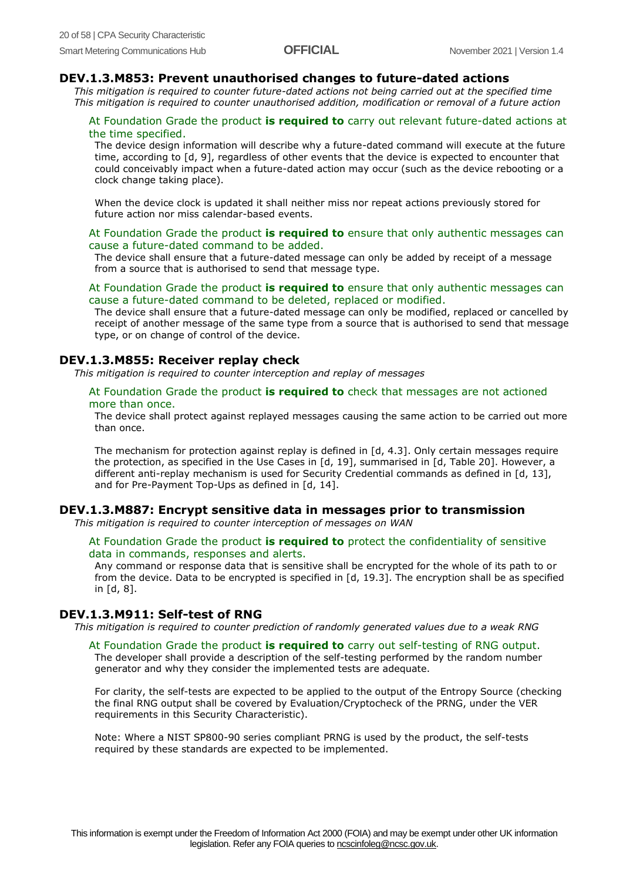### DEV.1.3.M853: Prevent unauthorised changes to future-dated actions

*This mitigation is required to counter future-dated actions not being carried out at the specified time*
*This mitigation is required to counter unauthorised addition, modification or removal of a future action*

At Foundation Grade the product **is required to** carry out relevant future-dated actions at the time specified.

The device design information will describe why a future-dated command will execute at the future time, according to [d, 9], regardless of other events that the device is expected to encounter that could conceivably impact when a future-dated action may occur (such as the device rebooting or a clock change taking place).

When the device clock is updated it shall neither miss nor repeat actions previously stored for future action nor miss calendar-based events.

At Foundation Grade the product **is required to** ensure that only authentic messages can cause a future-dated command to be added.

The device shall ensure that a future-dated message can only be added by receipt of a message from a source that is authorised to send that message type.

At Foundation Grade the product **is required to** ensure that only authentic messages can cause a future-dated command to be deleted, replaced or modified.

The device shall ensure that a future-dated message can only be modified, replaced or cancelled by receipt of another message of the same type from a source that is authorised to send that message type, or on change of control of the device.

### DEV.1.3.M855: Receiver replay check

*This mitigation is required to counter interception and replay of messages*

At Foundation Grade the product **is required to** check that messages are not actioned more than once.

The device shall protect against replayed messages causing the same action to be carried out more than once.

The mechanism for protection against replay is defined in [d, 4.3]. Only certain messages require the protection, as specified in the Use Cases in [d, 19], summarised in [d, Table 20]. However, a different anti-replay mechanism is used for Security Credential commands as defined in [d, 13], and for Pre-Payment Top-Ups as defined in [d, 14].

### DEV.1.3.M887: Encrypt sensitive data in messages prior to transmission

*This mitigation is required to counter interception of messages on WAN*

At Foundation Grade the product **is required to** protect the confidentiality of sensitive data in commands, responses and alerts.

Any command or response data that is sensitive shall be encrypted for the whole of its path to or from the device. Data to be encrypted is specified in [d, 19.3]. The encryption shall be as specified in [d, 8].

### DEV.1.3.M911: Self-test of RNG

*This mitigation is required to counter prediction of randomly generated values due to a weak RNG*

At Foundation Grade the product **is required to** carry out self-testing of RNG output.

The developer shall provide a description of the self-testing performed by the random number generator and why they consider the implemented tests are adequate.

For clarity, the self-tests are expected to be applied to the output of the Entropy Source (checking the final RNG output shall be covered by Evaluation/Cryptocheck of the PRNG, under the VER requirements in this Security Characteristic).

Note: Where a NIST SP800-90 series compliant PRNG is used by the product, the self-tests required by these standards are expected to be implemented.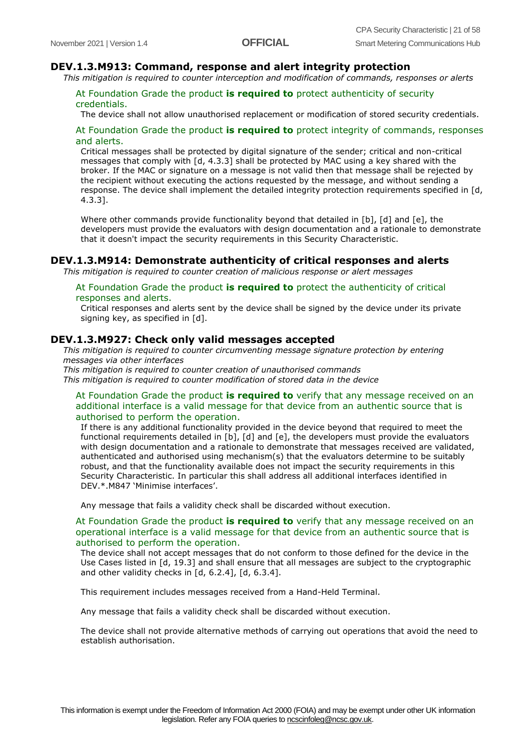### DEV.1.3.M913: Command, response and alert integrity protection

*This mitigation is required to counter interception and modification of commands, responses or alerts*

At Foundation Grade the product **is required to** protect authenticity of security credentials.

The device shall not allow unauthorised replacement or modification of stored security credentials.

At Foundation Grade the product **is required to** protect integrity of commands, responses and alerts.

Critical messages shall be protected by digital signature of the sender; critical and non-critical messages that comply with [d, 4.3.3] shall be protected by MAC using a key shared with the broker. If the MAC or signature on a message is not valid then that message shall be rejected by the recipient without executing the actions requested by the message, and without sending a response. The device shall implement the detailed integrity protection requirements specified in [d, 4.3.3].

Where other commands provide functionality beyond that detailed in [b], [d] and [e], the developers must provide the evaluators with design documentation and a rationale to demonstrate that it doesn't impact the security requirements in this Security Characteristic.

### DEV.1.3.M914: Demonstrate authenticity of critical responses and alerts

*This mitigation is required to counter creation of malicious response or alert messages*

At Foundation Grade the product **is required to** protect the authenticity of critical responses and alerts.

Critical responses and alerts sent by the device shall be signed by the device under its private signing key, as specified in [d].

### DEV.1.3.M927: Check only valid messages accepted

*This mitigation is required to counter circumventing message signature protection by entering messages via other interfaces*

*This mitigation is required to counter creation of unauthorised commands*

*This mitigation is required to counter modification of stored data in the device*

At Foundation Grade the product **is required to** verify that any message received on an additional interface is a valid message for that device from an authentic source that is authorised to perform the operation.

If there is any additional functionality provided in the device beyond that required to meet the functional requirements detailed in [b], [d] and [e], the developers must provide the evaluators with design documentation and a rationale to demonstrate that messages received are validated, authenticated and authorised using mechanism(s) that the evaluators determine to be suitably robust, and that the functionality available does not impact the security requirements in this Security Characteristic. In particular this shall address all additional interfaces identified in DEV.*.M847 'Minimise interfaces'.

Any message that fails a validity check shall be discarded without execution.

At Foundation Grade the product **is required to** verify that any message received on an operational interface is a valid message for that device from an authentic source that is authorised to perform the operation.

The device shall not accept messages that do not conform to those defined for the device in the Use Cases listed in [d, 19.3] and shall ensure that all messages are subject to the cryptographic and other validity checks in [d, 6.2.4], [d, 6.3.4].

This requirement includes messages received from a Hand-Held Terminal.

Any message that fails a validity check shall be discarded without execution.

The device shall not provide alternative methods of carrying out operations that avoid the need to establish authorisation.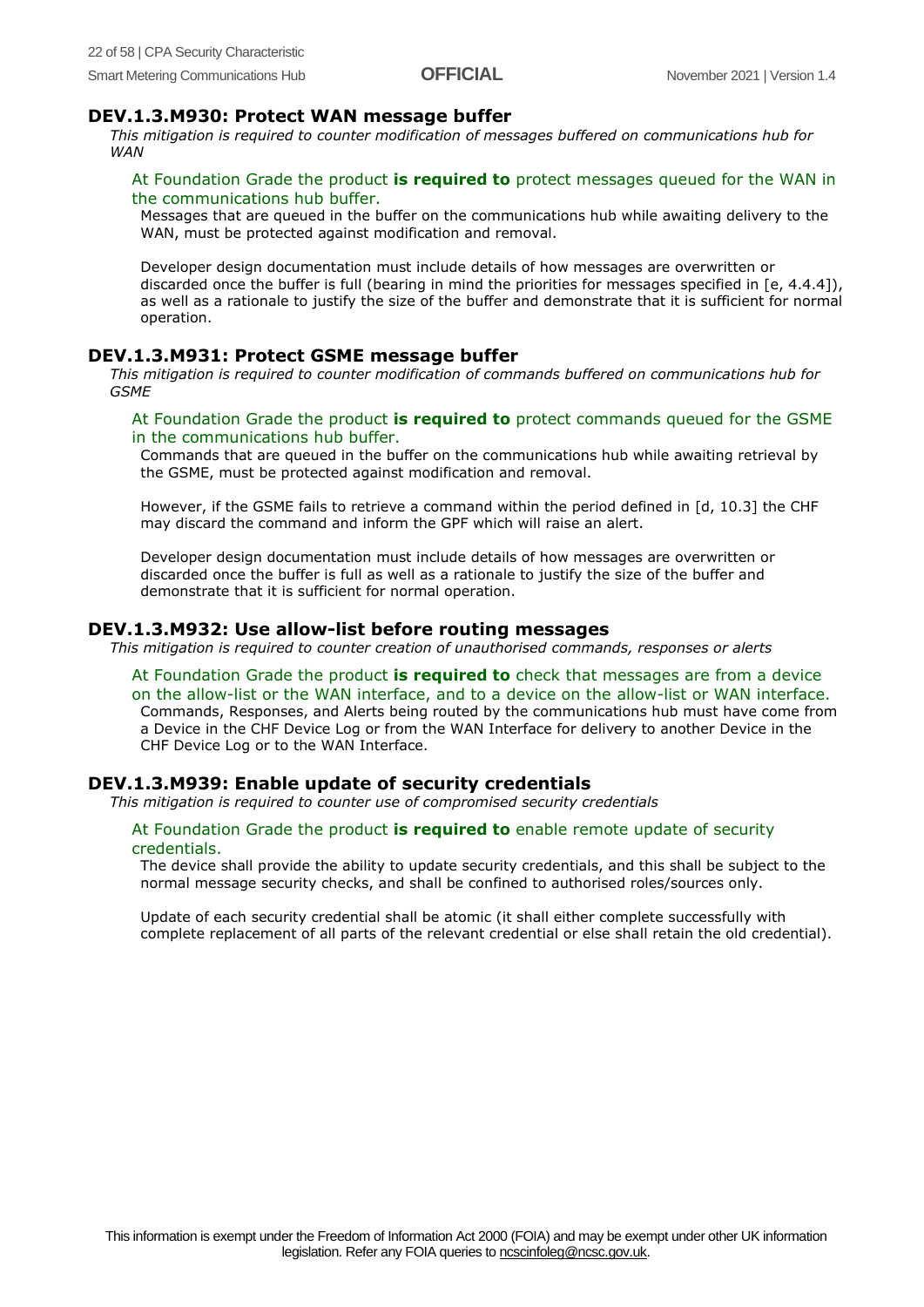### DEV.1.3.M930: Protect WAN message buffer

*This mitigation is required to counter modification of messages buffered on communications hub for WAN*

At Foundation Grade the product **is required to** protect messages queued for the WAN in the communications hub buffer.

Messages that are queued in the buffer on the communications hub while awaiting delivery to the WAN, must be protected against modification and removal.

Developer design documentation must include details of how messages are overwritten or discarded once the buffer is full (bearing in mind the priorities for messages specified in [e, 4.4.4]), as well as a rationale to justify the size of the buffer and demonstrate that it is sufficient for normal operation.

### DEV.1.3.M931: Protect GSME message buffer

*This mitigation is required to counter modification of commands buffered on communications hub for GSME*

At Foundation Grade the product **is required to** protect commands queued for the GSME in the communications hub buffer.

Commands that are queued in the buffer on the communications hub while awaiting retrieval by the GSME, must be protected against modification and removal.

However, if the GSME fails to retrieve a command within the period defined in [d, 10.3] the CHF may discard the command and inform the GPF which will raise an alert.

Developer design documentation must include details of how messages are overwritten or discarded once the buffer is full as well as a rationale to justify the size of the buffer and demonstrate that it is sufficient for normal operation.

### DEV.1.3.M932: Use allow-list before routing messages

*This mitigation is required to counter creation of unauthorised commands, responses or alerts*

At Foundation Grade the product **is required to** check that messages are from a device on the allow-list or the WAN interface, and to a device on the allow-list or WAN interface.

Commands, Responses, and Alerts being routed by the communications hub must have come from a Device in the CHF Device Log or from the WAN Interface for delivery to another Device in the CHF Device Log or to the WAN Interface.

### DEV.1.3.M939: Enable update of security credentials

*This mitigation is required to counter use of compromised security credentials*

At Foundation Grade the product **is required to** enable remote update of security credentials.

The device shall provide the ability to update security credentials, and this shall be subject to the normal message security checks, and shall be confined to authorised roles/sources only.

Update of each security credential shall be atomic (it shall either complete successfully with complete replacement of all parts of the relevant credential or else shall retain the old credential).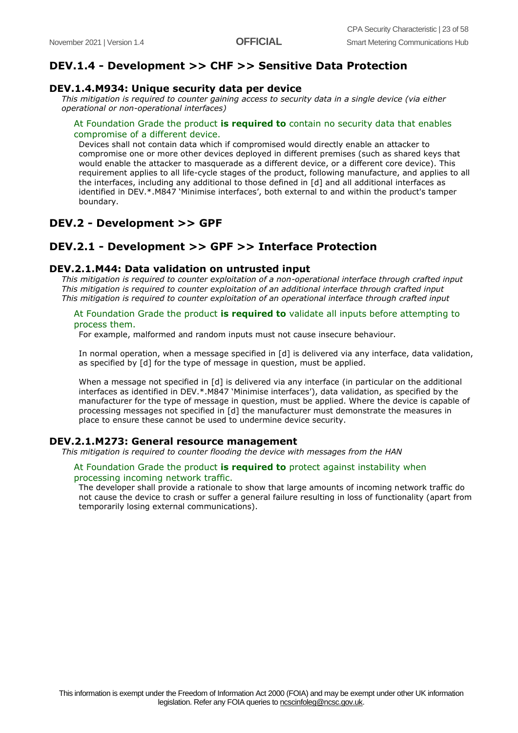## DEV.1.4 - Development >> CHF >> Sensitive Data Protection

### DEV.1.4.M934: Unique security data per device

*This mitigation is required to counter gaining access to security data in a single device (via either operational or non-operational interfaces)*

At Foundation Grade the product **is required to** contain no security data that enables compromise of a different device.

Devices shall not contain data which if compromised would directly enable an attacker to compromise one or more other devices deployed in different premises (such as shared keys that would enable the attacker to masquerade as a different device, or a different core device). This requirement applies to all life-cycle stages of the product, following manufacture, and applies to all the interfaces, including any additional to those defined in [d] and all additional interfaces as identified in DEV.*.M847 'Minimise interfaces', both external to and within the product's tamper boundary.

## DEV.2 - Development >> GPF

## DEV.2.1 - Development >> GPF >> Interface Protection

### DEV.2.1.M44: Data validation on untrusted input

*This mitigation is required to counter exploitation of a non-operational interface through crafted input*
*This mitigation is required to counter exploitation of an additional interface through crafted input*
*This mitigation is required to counter exploitation of an operational interface through crafted input*

At Foundation Grade the product **is required to** validate all inputs before attempting to process them.

For example, malformed and random inputs must not cause insecure behaviour.

In normal operation, when a message specified in [d] is delivered via any interface, data validation, as specified by [d] for the type of message in question, must be applied.

When a message not specified in [d] is delivered via any interface (in particular on the additional interfaces as identified in DEV.*.M847 'Minimise interfaces'), data validation, as specified by the manufacturer for the type of message in question, must be applied. Where the device is capable of processing messages not specified in [d] the manufacturer must demonstrate the measures in place to ensure these cannot be used to undermine device security.

### DEV.2.1.M273: General resource management

*This mitigation is required to counter flooding the device with messages from the HAN*

At Foundation Grade the product **is required to** protect against instability when processing incoming network traffic.

The developer shall provide a rationale to show that large amounts of incoming network traffic do not cause the device to crash or suffer a general failure resulting in loss of functionality (apart from temporarily losing external communications).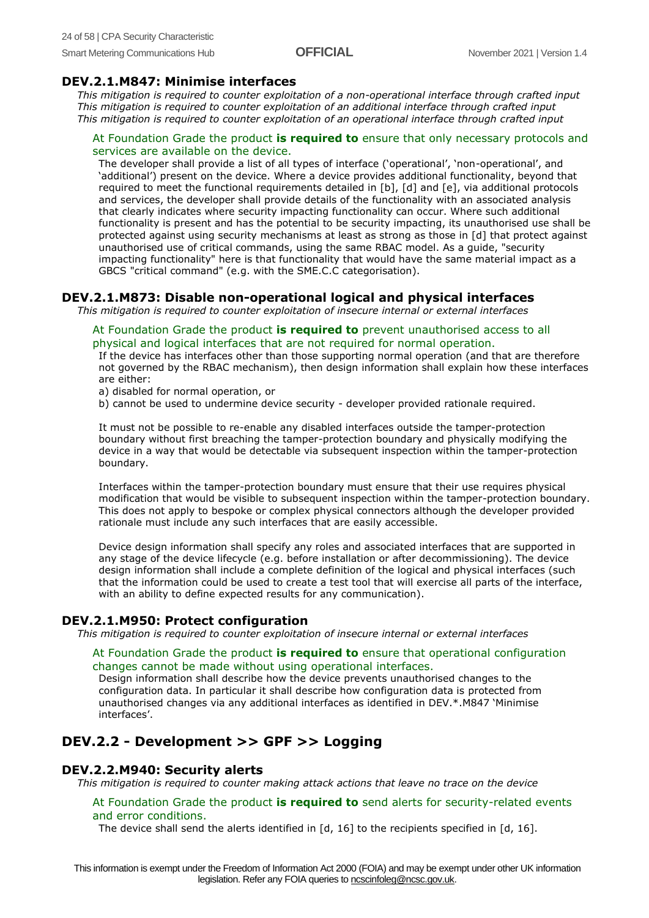### DEV.2.1.M847: Minimise interfaces

*This mitigation is required to counter exploitation of a non-operational interface through crafted input*
*This mitigation is required to counter exploitation of an additional interface through crafted input*
*This mitigation is required to counter exploitation of an operational interface through crafted input*

At Foundation Grade the product **is required to** ensure that only necessary protocols and services are available on the device.

The developer shall provide a list of all types of interface ('operational', 'non-operational', and 'additional') present on the device. Where a device provides additional functionality, beyond that required to meet the functional requirements detailed in [b], [d] and [e], via additional protocols and services, the developer shall provide details of the functionality with an associated analysis that clearly indicates where security impacting functionality can occur. Where such additional functionality is present and has the potential to be security impacting, its unauthorised use shall be protected against using security mechanisms at least as strong as those in [d] that protect against unauthorised use of critical commands, using the same RBAC model. As a guide, "security impacting functionality" here is that functionality that would have the same material impact as a GBCS "critical command" (e.g. with the SME.C.C categorisation).

### DEV.2.1.M873: Disable non-operational logical and physical interfaces

*This mitigation is required to counter exploitation of insecure internal or external interfaces*

At Foundation Grade the product **is required to** prevent unauthorised access to all physical and logical interfaces that are not required for normal operation.

If the device has interfaces other than those supporting normal operation (and that are therefore not governed by the RBAC mechanism), then design information shall explain how these interfaces are either:

a) disabled for normal operation, or
b) cannot be used to undermine device security - developer provided rationale required.

It must not be possible to re-enable any disabled interfaces outside the tamper-protection boundary without first breaching the tamper-protection boundary and physically modifying the device in a way that would be detectable via subsequent inspection within the tamper-protection boundary.

Interfaces within the tamper-protection boundary must ensure that their use requires physical modification that would be visible to subsequent inspection within the tamper-protection boundary. This does not apply to bespoke or complex physical connectors although the developer provided rationale must include any such interfaces that are easily accessible.

Device design information shall specify any roles and associated interfaces that are supported in any stage of the device lifecycle (e.g. before installation or after decommissioning). The device design information shall include a complete definition of the logical and physical interfaces (such that the information could be used to create a test tool that will exercise all parts of the interface, with an ability to define expected results for any communication).

### DEV.2.1.M950: Protect configuration

*This mitigation is required to counter exploitation of insecure internal or external interfaces*

At Foundation Grade the product **is required to** ensure that operational configuration changes cannot be made without using operational interfaces.

Design information shall describe how the device prevents unauthorised changes to the configuration data. In particular it shall describe how configuration data is protected from unauthorised changes via any additional interfaces as identified in DEV.*.M847 'Minimise interfaces'.

## DEV.2.2 - Development >> GPF >> Logging

### DEV.2.2.M940: Security alerts

*This mitigation is required to counter making attack actions that leave no trace on the device*

At Foundation Grade the product **is required to** send alerts for security-related events and error conditions.

The device shall send the alerts identified in [d, 16] to the recipients specified in [d, 16].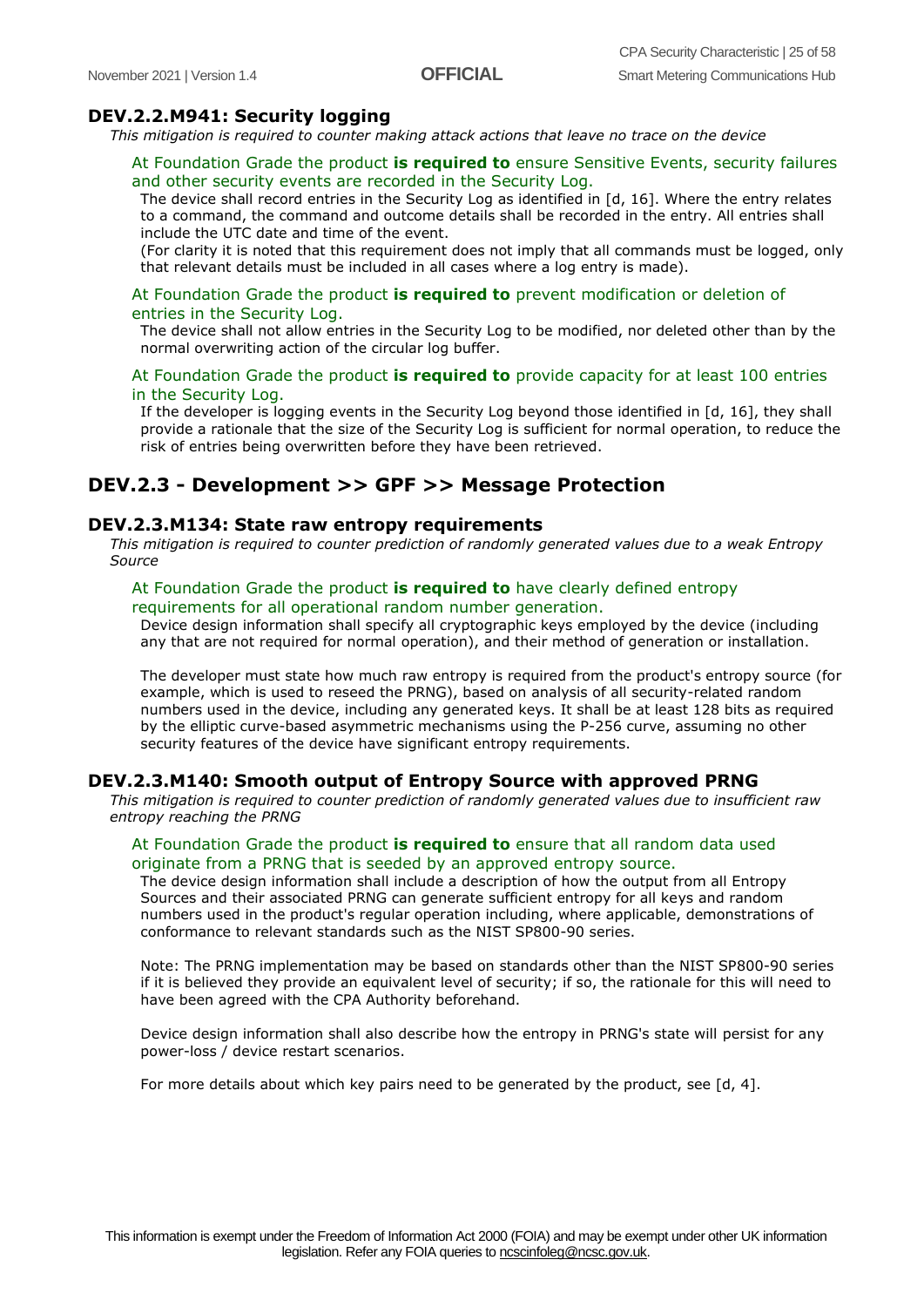### DEV.2.2.M941: Security logging

*This mitigation is required to counter making attack actions that leave no trace on the device*

At Foundation Grade the product **is required to** ensure Sensitive Events, security failures and other security events are recorded in the Security Log.

The device shall record entries in the Security Log as identified in [d, 16]. Where the entry relates to a command, the command and outcome details shall be recorded in the entry. All entries shall include the UTC date and time of the event.

(For clarity it is noted that this requirement does not imply that all commands must be logged, only that relevant details must be included in all cases where a log entry is made).

At Foundation Grade the product **is required to** prevent modification or deletion of entries in the Security Log.

The device shall not allow entries in the Security Log to be modified, nor deleted other than by the normal overwriting action of the circular log buffer.

At Foundation Grade the product **is required to** provide capacity for at least 100 entries in the Security Log.

If the developer is logging events in the Security Log beyond those identified in [d, 16], they shall provide a rationale that the size of the Security Log is sufficient for normal operation, to reduce the risk of entries being overwritten before they have been retrieved.

## DEV.2.3 - Development >> GPF >> Message Protection

### DEV.2.3.M134: State raw entropy requirements

*This mitigation is required to counter prediction of randomly generated values due to a weak Entropy Source*

At Foundation Grade the product **is required to** have clearly defined entropy requirements for all operational random number generation.

Device design information shall specify all cryptographic keys employed by the device (including any that are not required for normal operation), and their method of generation or installation.

The developer must state how much raw entropy is required from the product's entropy source (for example, which is used to reseed the PRNG), based on analysis of all security-related random numbers used in the device, including any generated keys. It shall be at least 128 bits as required by the elliptic curve-based asymmetric mechanisms using the P-256 curve, assuming no other security features of the device have significant entropy requirements.

### DEV.2.3.M140: Smooth output of Entropy Source with approved PRNG

*This mitigation is required to counter prediction of randomly generated values due to insufficient raw entropy reaching the PRNG*

At Foundation Grade the product **is required to** ensure that all random data used originate from a PRNG that is seeded by an approved entropy source.

The device design information shall include a description of how the output from all Entropy Sources and their associated PRNG can generate sufficient entropy for all keys and random numbers used in the product's regular operation including, where applicable, demonstrations of conformance to relevant standards such as the NIST SP800-90 series.

Note: The PRNG implementation may be based on standards other than the NIST SP800-90 series if it is believed they provide an equivalent level of security; if so, the rationale for this will need to have been agreed with the CPA Authority beforehand.

Device design information shall also describe how the entropy in PRNG's state will persist for any power-loss / device restart scenarios.

For more details about which key pairs need to be generated by the product, see [d, 4].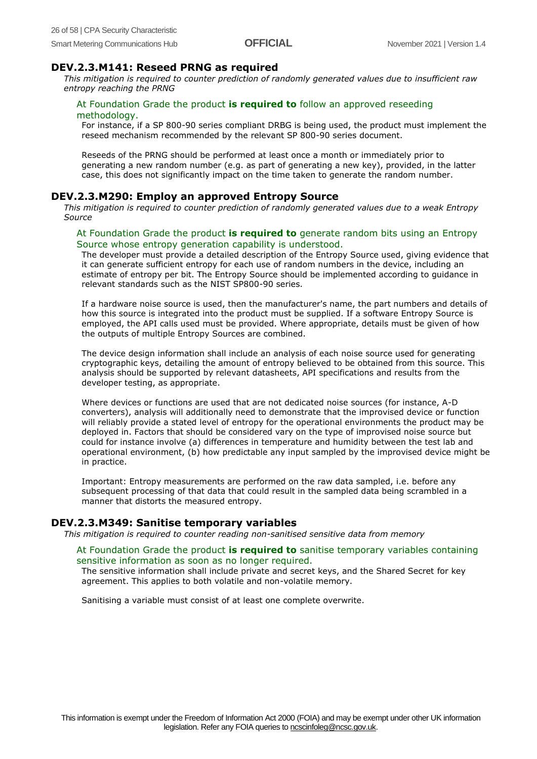### DEV.2.3.M141: Reseed PRNG as required

*This mitigation is required to counter prediction of randomly generated values due to insufficient raw entropy reaching the PRNG*

At Foundation Grade the product **is required to** follow an approved reseeding methodology.

For instance, if a SP 800-90 series compliant DRBG is being used, the product must implement the reseed mechanism recommended by the relevant SP 800-90 series document.

Reseeds of the PRNG should be performed at least once a month or immediately prior to generating a new random number (e.g. as part of generating a new key), provided, in the latter case, this does not significantly impact on the time taken to generate the random number.

### DEV.2.3.M290: Employ an approved Entropy Source

*This mitigation is required to counter prediction of randomly generated values due to a weak Entropy Source*

At Foundation Grade the product **is required to** generate random bits using an Entropy Source whose entropy generation capability is understood.

The developer must provide a detailed description of the Entropy Source used, giving evidence that it can generate sufficient entropy for each use of random numbers in the device, including an estimate of entropy per bit. The Entropy Source should be implemented according to guidance in relevant standards such as the NIST SP800-90 series.

If a hardware noise source is used, then the manufacturer's name, the part numbers and details of how this source is integrated into the product must be supplied. If a software Entropy Source is employed, the API calls used must be provided. Where appropriate, details must be given of how the outputs of multiple Entropy Sources are combined.

The device design information shall include an analysis of each noise source used for generating cryptographic keys, detailing the amount of entropy believed to be obtained from this source. This analysis should be supported by relevant datasheets, API specifications and results from the developer testing, as appropriate.

Where devices or functions are used that are not dedicated noise sources (for instance, A-D converters), analysis will additionally need to demonstrate that the improvised device or function will reliably provide a stated level of entropy for the operational environments the product may be deployed in. Factors that should be considered vary on the type of improvised noise source but could for instance involve (a) differences in temperature and humidity between the test lab and operational environment, (b) how predictable any input sampled by the improvised device might be in practice.

Important: Entropy measurements are performed on the raw data sampled, i.e. before any subsequent processing of that data that could result in the sampled data being scrambled in a manner that distorts the measured entropy.

### DEV.2.3.M349: Sanitise temporary variables

*This mitigation is required to counter reading non-sanitised sensitive data from memory*

At Foundation Grade the product **is required to** sanitise temporary variables containing sensitive information as soon as no longer required.

The sensitive information shall include private and secret keys, and the Shared Secret for key agreement. This applies to both volatile and non-volatile memory.

Sanitising a variable must consist of at least one complete overwrite.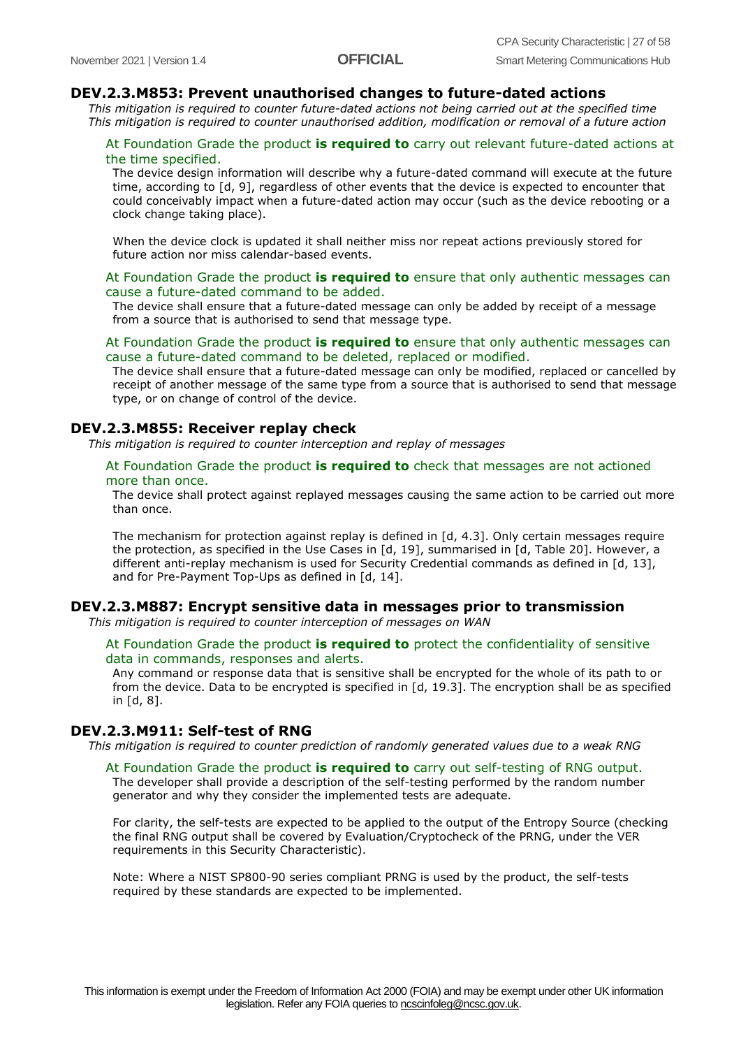## DEV.2.3.M853: Prevent unauthorised changes to future-dated actions

*This mitigation is required to counter future-dated actions not being carried out at the specified time*
*This mitigation is required to counter unauthorised addition, modification or removal of a future action*

At Foundation Grade the product **is required to** carry out relevant future-dated actions at the time specified.

The device design information will describe why a future-dated command will execute at the future time, according to [d, 9], regardless of other events that the device is expected to encounter that could conceivably impact when a future-dated action may occur (such as the device rebooting or a clock change taking place).

When the device clock is updated it shall neither miss nor repeat actions previously stored for future action nor miss calendar-based events.

At Foundation Grade the product **is required to** ensure that only authentic messages can cause a future-dated command to be added.

The device shall ensure that a future-dated message can only be added by receipt of a message from a source that is authorised to send that message type.

At Foundation Grade the product **is required to** ensure that only authentic messages can cause a future-dated command to be deleted, replaced or modified.

The device shall ensure that a future-dated message can only be modified, replaced or cancelled by receipt of another message of the same type from a source that is authorised to send that message type, or on change of control of the device.

## DEV.2.3.M855: Receiver replay check

*This mitigation is required to counter interception and replay of messages*

At Foundation Grade the product **is required to** check that messages are not actioned more than once.

The device shall protect against replayed messages causing the same action to be carried out more than once.

The mechanism for protection against replay is defined in [d, 4.3]. Only certain messages require the protection, as specified in the Use Cases in [d, 19], summarised in [d, Table 20]. However, a different anti-replay mechanism is used for Security Credential commands as defined in [d, 13], and for Pre-Payment Top-Ups as defined in [d, 14].

## DEV.2.3.M887: Encrypt sensitive data in messages prior to transmission

*This mitigation is required to counter interception of messages on WAN*

At Foundation Grade the product **is required to** protect the confidentiality of sensitive data in commands, responses and alerts.

Any command or response data that is sensitive shall be encrypted for the whole of its path to or from the device. Data to be encrypted is specified in [d, 19.3]. The encryption shall be as specified in [d, 8].

## DEV.2.3.M911: Self-test of RNG

*This mitigation is required to counter prediction of randomly generated values due to a weak RNG*

At Foundation Grade the product **is required to** carry out self-testing of RNG output.

The developer shall provide a description of the self-testing performed by the random number generator and why they consider the implemented tests are adequate.

For clarity, the self-tests are expected to be applied to the output of the Entropy Source (checking the final RNG output shall be covered by Evaluation/Cryptocheck of the PRNG, under the VER requirements in this Security Characteristic).

Note: Where a NIST SP800-90 series compliant PRNG is used by the product, the self-tests required by these standards are expected to be implemented.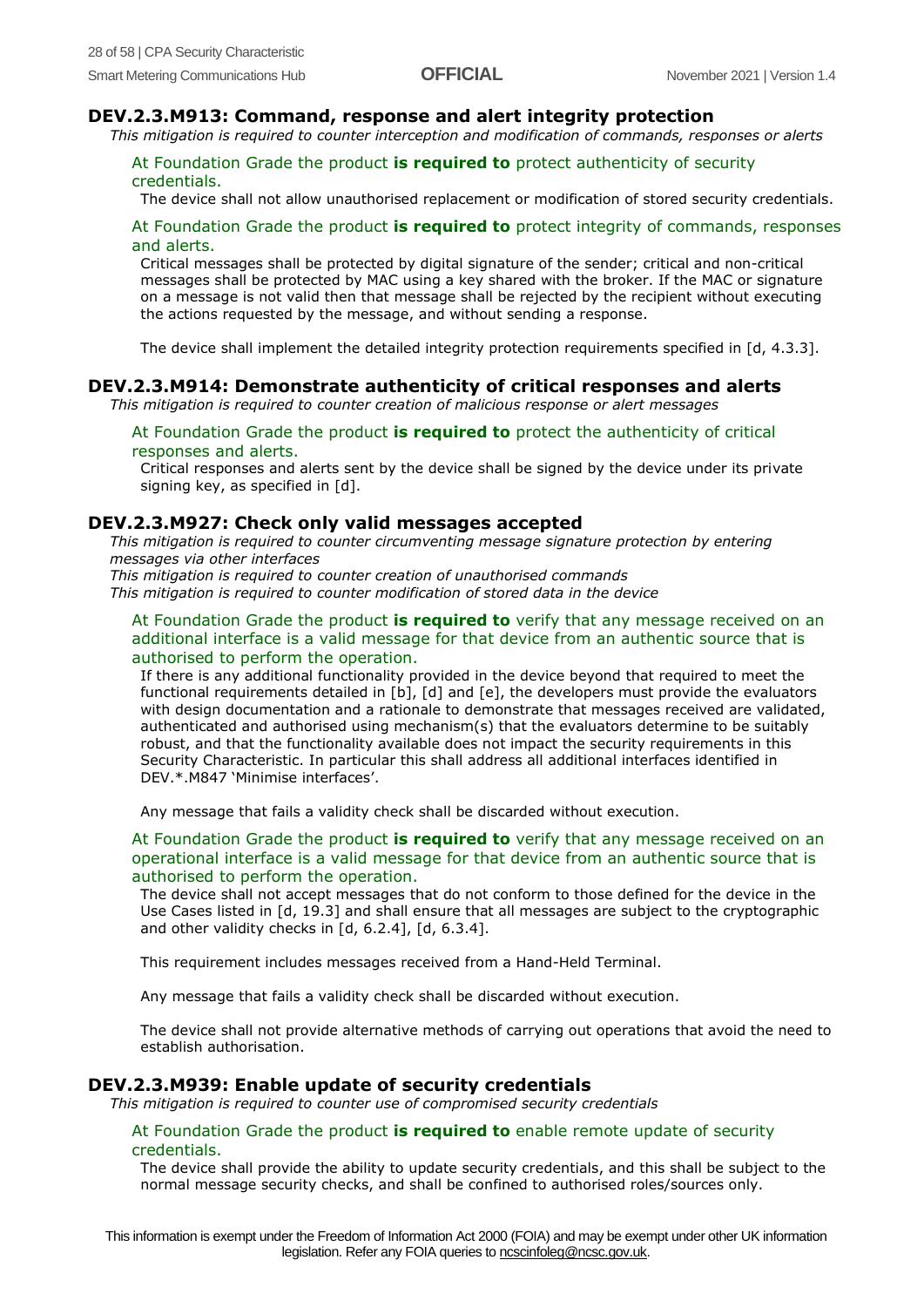### DEV.2.3.M913: Command, response and alert integrity protection

*This mitigation is required to counter interception and modification of commands, responses or alerts*

At Foundation Grade the product **is required to** protect authenticity of security credentials.

The device shall not allow unauthorised replacement or modification of stored security credentials.

At Foundation Grade the product **is required to** protect integrity of commands, responses and alerts.

Critical messages shall be protected by digital signature of the sender; critical and non-critical messages shall be protected by MAC using a key shared with the broker. If the MAC or signature on a message is not valid then that message shall be rejected by the recipient without executing the actions requested by the message, and without sending a response.

The device shall implement the detailed integrity protection requirements specified in [d, 4.3.3].

### DEV.2.3.M914: Demonstrate authenticity of critical responses and alerts

*This mitigation is required to counter creation of malicious response or alert messages*

At Foundation Grade the product **is required to** protect the authenticity of critical responses and alerts.

Critical responses and alerts sent by the device shall be signed by the device under its private signing key, as specified in [d].

### DEV.2.3.M927: Check only valid messages accepted

*This mitigation is required to counter circumventing message signature protection by entering messages via other interfaces*

*This mitigation is required to counter creation of unauthorised commands*

*This mitigation is required to counter modification of stored data in the device*

At Foundation Grade the product **is required to** verify that any message received on an additional interface is a valid message for that device from an authentic source that is authorised to perform the operation.

If there is any additional functionality provided in the device beyond that required to meet the functional requirements detailed in [b], [d] and [e], the developers must provide the evaluators with design documentation and a rationale to demonstrate that messages received are validated, authenticated and authorised using mechanism(s) that the evaluators determine to be suitably robust, and that the functionality available does not impact the security requirements in this Security Characteristic. In particular this shall address all additional interfaces identified in DEV.*.M847 'Minimise interfaces'.

Any message that fails a validity check shall be discarded without execution.

At Foundation Grade the product **is required to** verify that any message received on an operational interface is a valid message for that device from an authentic source that is authorised to perform the operation.

The device shall not accept messages that do not conform to those defined for the device in the Use Cases listed in [d, 19.3] and shall ensure that all messages are subject to the cryptographic and other validity checks in [d, 6.2.4], [d, 6.3.4].

This requirement includes messages received from a Hand-Held Terminal.

Any message that fails a validity check shall be discarded without execution.

The device shall not provide alternative methods of carrying out operations that avoid the need to establish authorisation.

### DEV.2.3.M939: Enable update of security credentials

*This mitigation is required to counter use of compromised security credentials*

At Foundation Grade the product **is required to** enable remote update of security credentials.

The device shall provide the ability to update security credentials, and this shall be subject to the normal message security checks, and shall be confined to authorised roles/sources only.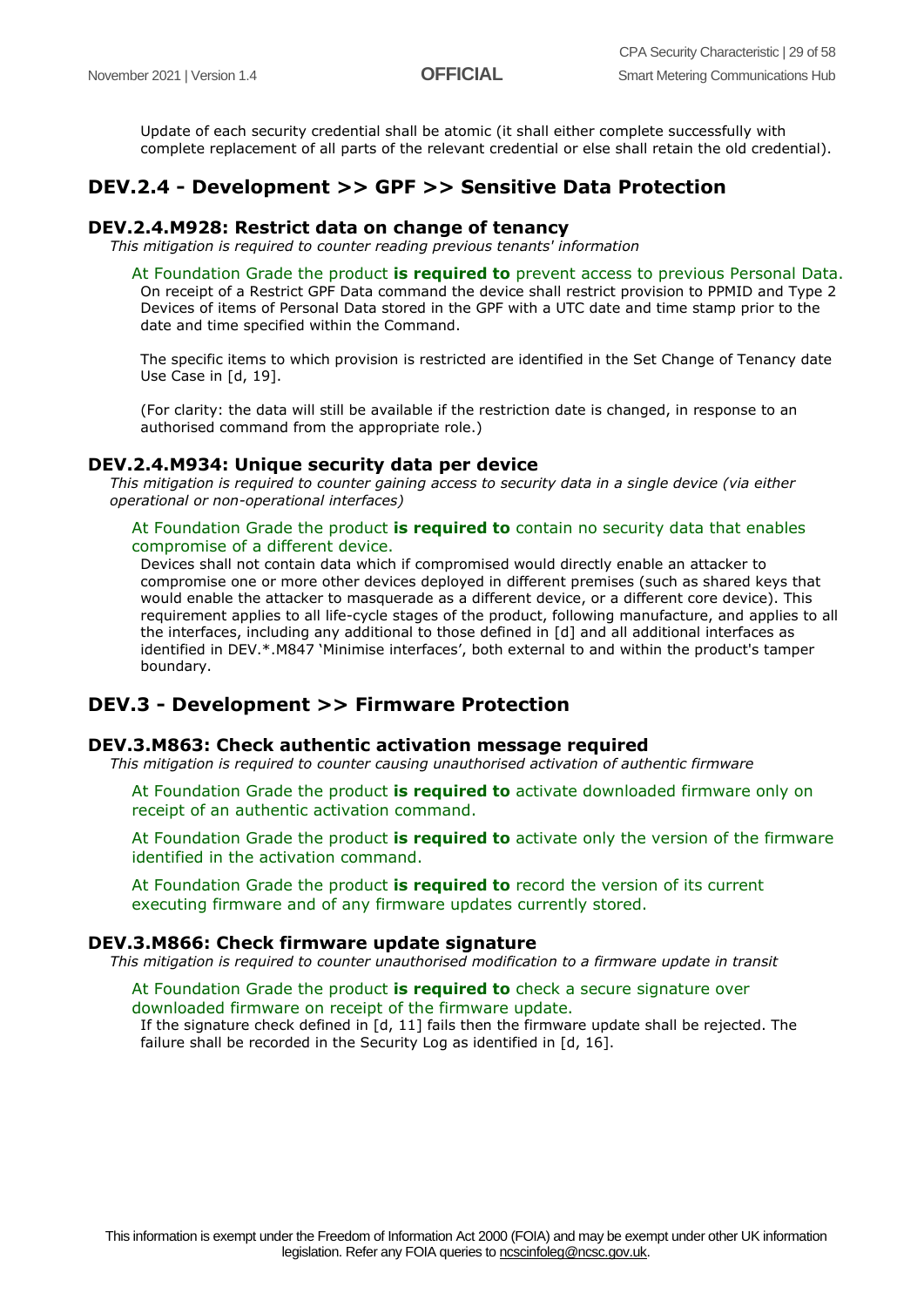Update of each security credential shall be atomic (it shall either complete successfully with complete replacement of all parts of the relevant credential or else shall retain the old credential).

## DEV.2.4 - Development >> GPF >> Sensitive Data Protection

### DEV.2.4.M928: Restrict data on change of tenancy

*This mitigation is required to counter reading previous tenants' information*

At Foundation Grade the product **is required to** prevent access to previous Personal Data.

On receipt of a Restrict GPF Data command the device shall restrict provision to PPMID and Type 2 Devices of items of Personal Data stored in the GPF with a UTC date and time stamp prior to the date and time specified within the Command.

The specific items to which provision is restricted are identified in the Set Change of Tenancy date Use Case in [d, 19].

(For clarity: the data will still be available if the restriction date is changed, in response to an authorised command from the appropriate role.)

### DEV.2.4.M934: Unique security data per device

*This mitigation is required to counter gaining access to security data in a single device (via either operational or non-operational interfaces)*

At Foundation Grade the product **is required to** contain no security data that enables compromise of a different device.

Devices shall not contain data which if compromised would directly enable an attacker to compromise one or more other devices deployed in different premises (such as shared keys that would enable the attacker to masquerade as a different device, or a different core device). This requirement applies to all life-cycle stages of the product, following manufacture, and applies to all the interfaces, including any additional to those defined in [d] and all additional interfaces as identified in DEV.*.M847 'Minimise interfaces', both external to and within the product's tamper boundary.

## DEV.3 - Development >> Firmware Protection

### DEV.3.M863: Check authentic activation message required

*This mitigation is required to counter causing unauthorised activation of authentic firmware*

At Foundation Grade the product **is required to** activate downloaded firmware only on receipt of an authentic activation command.

At Foundation Grade the product **is required to** activate only the version of the firmware identified in the activation command.

At Foundation Grade the product **is required to** record the version of its current executing firmware and of any firmware updates currently stored.

### DEV.3.M866: Check firmware update signature

*This mitigation is required to counter unauthorised modification to a firmware update in transit*

At Foundation Grade the product **is required to** check a secure signature over downloaded firmware on receipt of the firmware update.

If the signature check defined in [d, 11] fails then the firmware update shall be rejected. The failure shall be recorded in the Security Log as identified in [d, 16].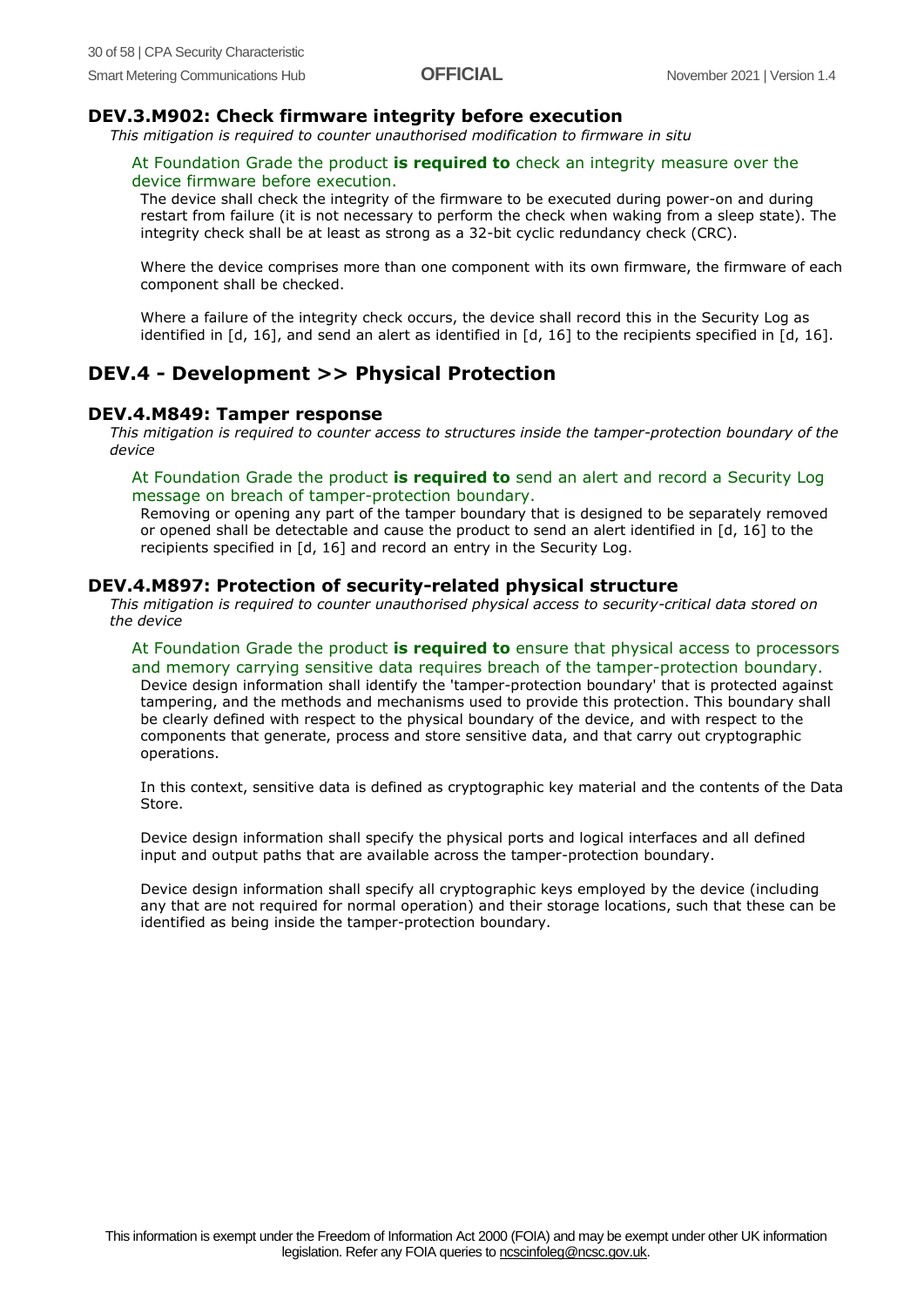### DEV.3.M902: Check firmware integrity before execution

*This mitigation is required to counter unauthorised modification to firmware in situ*

At Foundation Grade the product **is required to** check an integrity measure over the device firmware before execution.

The device shall check the integrity of the firmware to be executed during power-on and during restart from failure (it is not necessary to perform the check when waking from a sleep state). The integrity check shall be at least as strong as a 32-bit cyclic redundancy check (CRC).

Where the device comprises more than one component with its own firmware, the firmware of each component shall be checked.

Where a failure of the integrity check occurs, the device shall record this in the Security Log as identified in [d, 16], and send an alert as identified in [d, 16] to the recipients specified in [d, 16].

## DEV.4 - Development >> Physical Protection

### DEV.4.M849: Tamper response

*This mitigation is required to counter access to structures inside the tamper-protection boundary of the device*

At Foundation Grade the product **is required to** send an alert and record a Security Log message on breach of tamper-protection boundary.

Removing or opening any part of the tamper boundary that is designed to be separately removed or opened shall be detectable and cause the product to send an alert identified in [d, 16] to the recipients specified in [d, 16] and record an entry in the Security Log.

### DEV.4.M897: Protection of security-related physical structure

*This mitigation is required to counter unauthorised physical access to security-critical data stored on the device*

At Foundation Grade the product **is required to** ensure that physical access to processors and memory carrying sensitive data requires breach of the tamper-protection boundary.

Device design information shall identify the 'tamper-protection boundary' that is protected against tampering, and the methods and mechanisms used to provide this protection. This boundary shall be clearly defined with respect to the physical boundary of the device, and with respect to the components that generate, process and store sensitive data, and that carry out cryptographic operations.

In this context, sensitive data is defined as cryptographic key material and the contents of the Data Store.

Device design information shall specify the physical ports and logical interfaces and all defined input and output paths that are available across the tamper-protection boundary.

Device design information shall specify all cryptographic keys employed by the device (including any that are not required for normal operation) and their storage locations, such that these can be identified as being inside the tamper-protection boundary.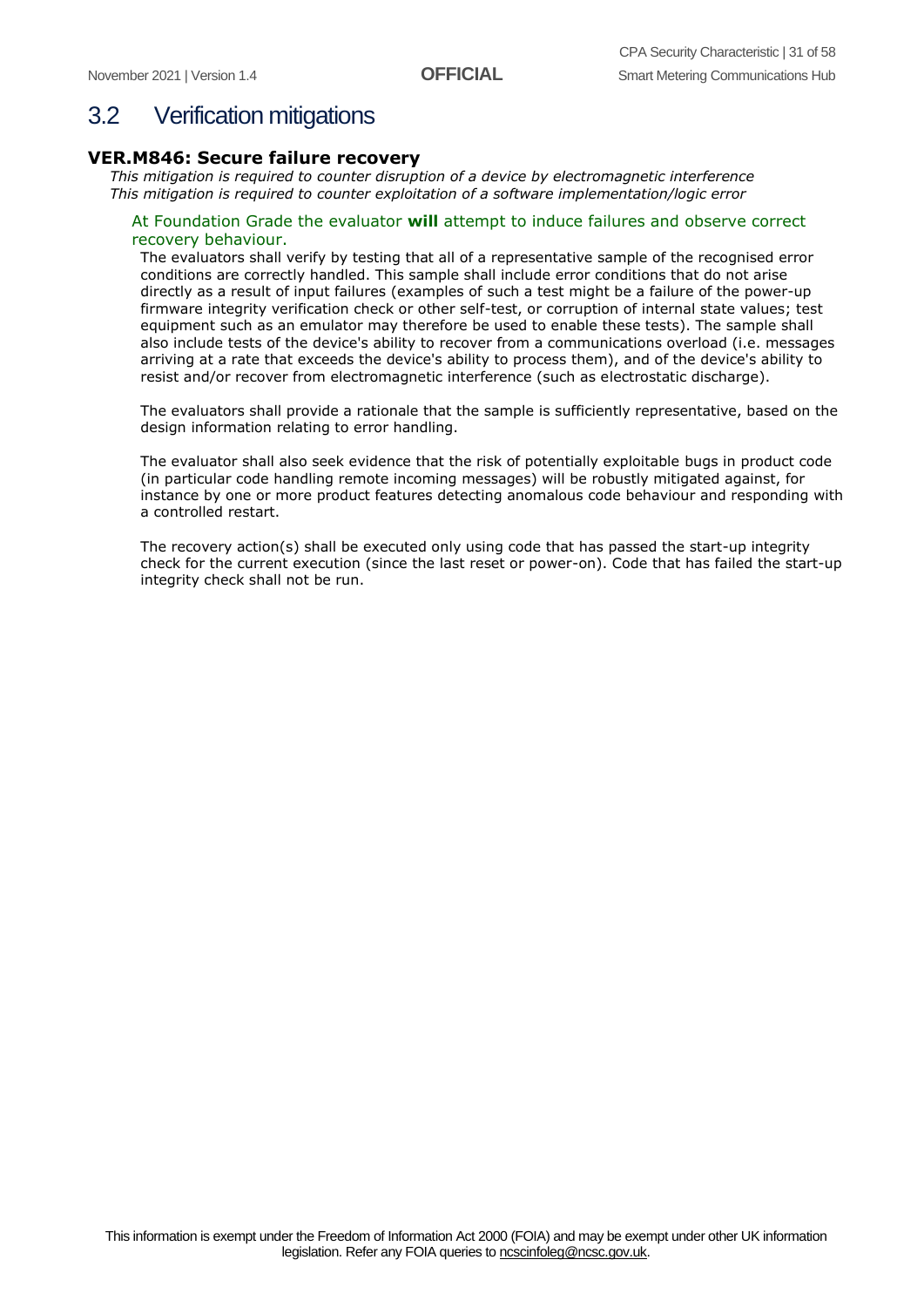## 3.2 Verification mitigations

### VER.M846: Secure failure recovery

*This mitigation is required to counter disruption of a device by electromagnetic interference*
*This mitigation is required to counter exploitation of a software implementation/logic error*

At Foundation Grade the evaluator **will** attempt to induce failures and observe correct recovery behaviour.

The evaluators shall verify by testing that all of a representative sample of the recognised error conditions are correctly handled. This sample shall include error conditions that do not arise directly as a result of input failures (examples of such a test might be a failure of the power-up firmware integrity verification check or other self-test, or corruption of internal state values; test equipment such as an emulator may therefore be used to enable these tests). The sample shall also include tests of the device's ability to recover from a communications overload (i.e. messages arriving at a rate that exceeds the device's ability to process them), and of the device's ability to resist and/or recover from electromagnetic interference (such as electrostatic discharge).

The evaluators shall provide a rationale that the sample is sufficiently representative, based on the design information relating to error handling.

The evaluator shall also seek evidence that the risk of potentially exploitable bugs in product code (in particular code handling remote incoming messages) will be robustly mitigated against, for instance by one or more product features detecting anomalous code behaviour and responding with a controlled restart.

The recovery action(s) shall be executed only using code that has passed the start-up integrity check for the current execution (since the last reset or power-on). Code that has failed the start-up integrity check shall not be run.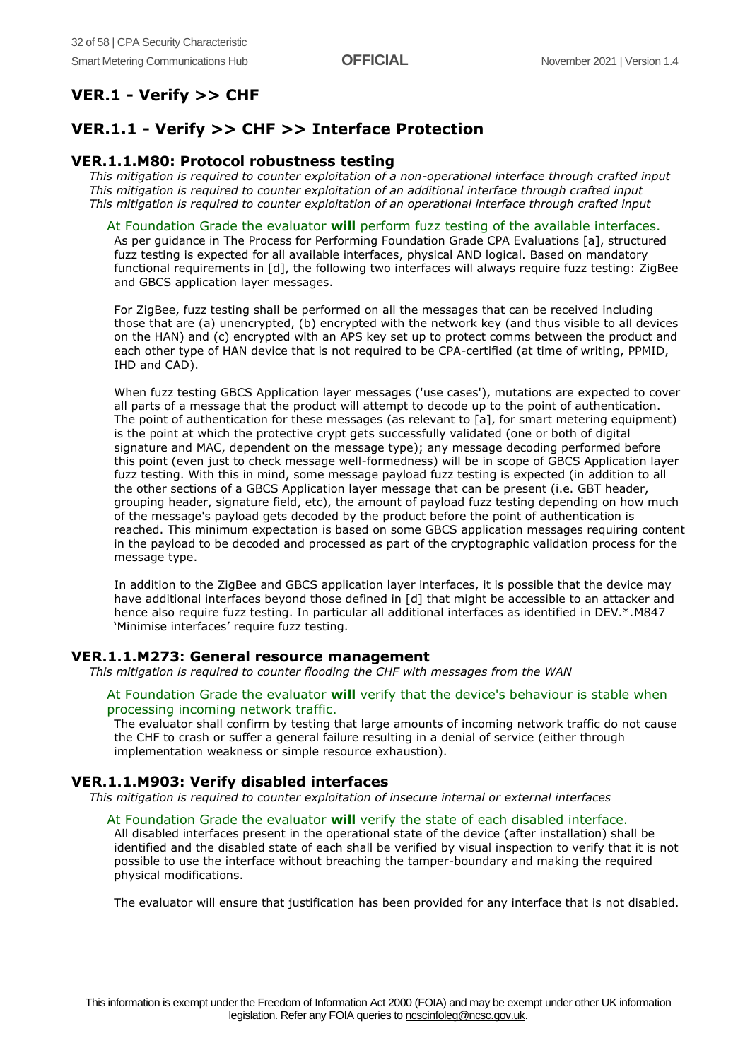# VER.1 - Verify >> CHF

## VER.1.1 - Verify >> CHF >> Interface Protection

### VER.1.1.M80: Protocol robustness testing

*This mitigation is required to counter exploitation of a non-operational interface through crafted input*
*This mitigation is required to counter exploitation of an additional interface through crafted input*
*This mitigation is required to counter exploitation of an operational interface through crafted input*

At Foundation Grade the evaluator **will** perform fuzz testing of the available interfaces.

As per guidance in The Process for Performing Foundation Grade CPA Evaluations [a], structured fuzz testing is expected for all available interfaces, physical AND logical. Based on mandatory functional requirements in [d], the following two interfaces will always require fuzz testing: ZigBee and GBCS application layer messages.

For ZigBee, fuzz testing shall be performed on all the messages that can be received including those that are (a) unencrypted, (b) encrypted with the network key (and thus visible to all devices on the HAN) and (c) encrypted with an APS key set up to protect comms between the product and each other type of HAN device that is not required to be CPA-certified (at time of writing, PPMID, IHD and CAD).

When fuzz testing GBCS Application layer messages ('use cases'), mutations are expected to cover all parts of a message that the product will attempt to decode up to the point of authentication. The point of authentication for these messages (as relevant to [a], for smart metering equipment) is the point at which the protective crypt gets successfully validated (one or both of digital signature and MAC, dependent on the message type); any message decoding performed before this point (even just to check message well-formedness) will be in scope of GBCS Application layer fuzz testing. With this in mind, some message payload fuzz testing is expected (in addition to all the other sections of a GBCS Application layer message that can be present (i.e. GBT header, grouping header, signature field, etc), the amount of payload fuzz testing depending on how much of the message's payload gets decoded by the product before the point of authentication is reached. This minimum expectation is based on some GBCS application messages requiring content in the payload to be decoded and processed as part of the cryptographic validation process for the message type.

In addition to the ZigBee and GBCS application layer interfaces, it is possible that the device may have additional interfaces beyond those defined in [d] that might be accessible to an attacker and hence also require fuzz testing. In particular all additional interfaces as identified in DEV.*.M847 'Minimise interfaces' require fuzz testing.

### VER.1.1.M273: General resource management

*This mitigation is required to counter flooding the CHF with messages from the WAN*

At Foundation Grade the evaluator **will** verify that the device's behaviour is stable when processing incoming network traffic.

The evaluator shall confirm by testing that large amounts of incoming network traffic do not cause the CHF to crash or suffer a general failure resulting in a denial of service (either through implementation weakness or simple resource exhaustion).

### VER.1.1.M903: Verify disabled interfaces

*This mitigation is required to counter exploitation of insecure internal or external interfaces*

At Foundation Grade the evaluator **will** verify the state of each disabled interface.

All disabled interfaces present in the operational state of the device (after installation) shall be identified and the disabled state of each shall be verified by visual inspection to verify that it is not possible to use the interface without breaching the tamper-boundary and making the required physical modifications.

The evaluator will ensure that justification has been provided for any interface that is not disabled.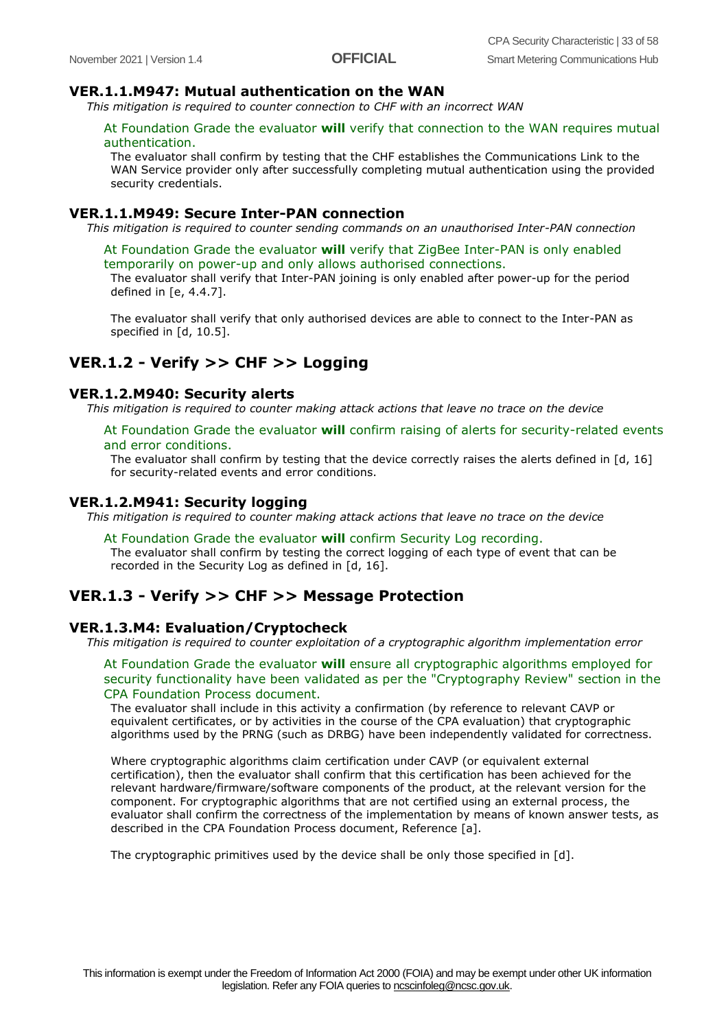### VER.1.1.M947: Mutual authentication on the WAN

*This mitigation is required to counter connection to CHF with an incorrect WAN*

At Foundation Grade the evaluator **will** verify that connection to the WAN requires mutual authentication.

The evaluator shall confirm by testing that the CHF establishes the Communications Link to the WAN Service provider only after successfully completing mutual authentication using the provided security credentials.

### VER.1.1.M949: Secure Inter-PAN connection

*This mitigation is required to counter sending commands on an unauthorised Inter-PAN connection*

At Foundation Grade the evaluator **will** verify that ZigBee Inter-PAN is only enabled temporarily on power-up and only allows authorised connections.

The evaluator shall verify that Inter-PAN joining is only enabled after power-up for the period defined in [e, 4.4.7].

The evaluator shall verify that only authorised devices are able to connect to the Inter-PAN as specified in [d, 10.5].

## VER.1.2 - Verify >> CHF >> Logging

### VER.1.2.M940: Security alerts

*This mitigation is required to counter making attack actions that leave no trace on the device*

At Foundation Grade the evaluator **will** confirm raising of alerts for security-related events and error conditions.

The evaluator shall confirm by testing that the device correctly raises the alerts defined in [d, 16] for security-related events and error conditions.

### VER.1.2.M941: Security logging

*This mitigation is required to counter making attack actions that leave no trace on the device*

At Foundation Grade the evaluator **will** confirm Security Log recording.

The evaluator shall confirm by testing the correct logging of each type of event that can be recorded in the Security Log as defined in [d, 16].

## VER.1.3 - Verify >> CHF >> Message Protection

### VER.1.3.M4: Evaluation/Cryptocheck

*This mitigation is required to counter exploitation of a cryptographic algorithm implementation error*

At Foundation Grade the evaluator **will** ensure all cryptographic algorithms employed for security functionality have been validated as per the "Cryptography Review" section in the CPA Foundation Process document.

The evaluator shall include in this activity a confirmation (by reference to relevant CAVP or equivalent certificates, or by activities in the course of the CPA evaluation) that cryptographic algorithms used by the PRNG (such as DRBG) have been independently validated for correctness.

Where cryptographic algorithms claim certification under CAVP (or equivalent external certification), then the evaluator shall confirm that this certification has been achieved for the relevant hardware/firmware/software components of the product, at the relevant version for the component. For cryptographic algorithms that are not certified using an external process, the evaluator shall confirm the correctness of the implementation by means of known answer tests, as described in the CPA Foundation Process document, Reference [a].

The cryptographic primitives used by the device shall be only those specified in [d].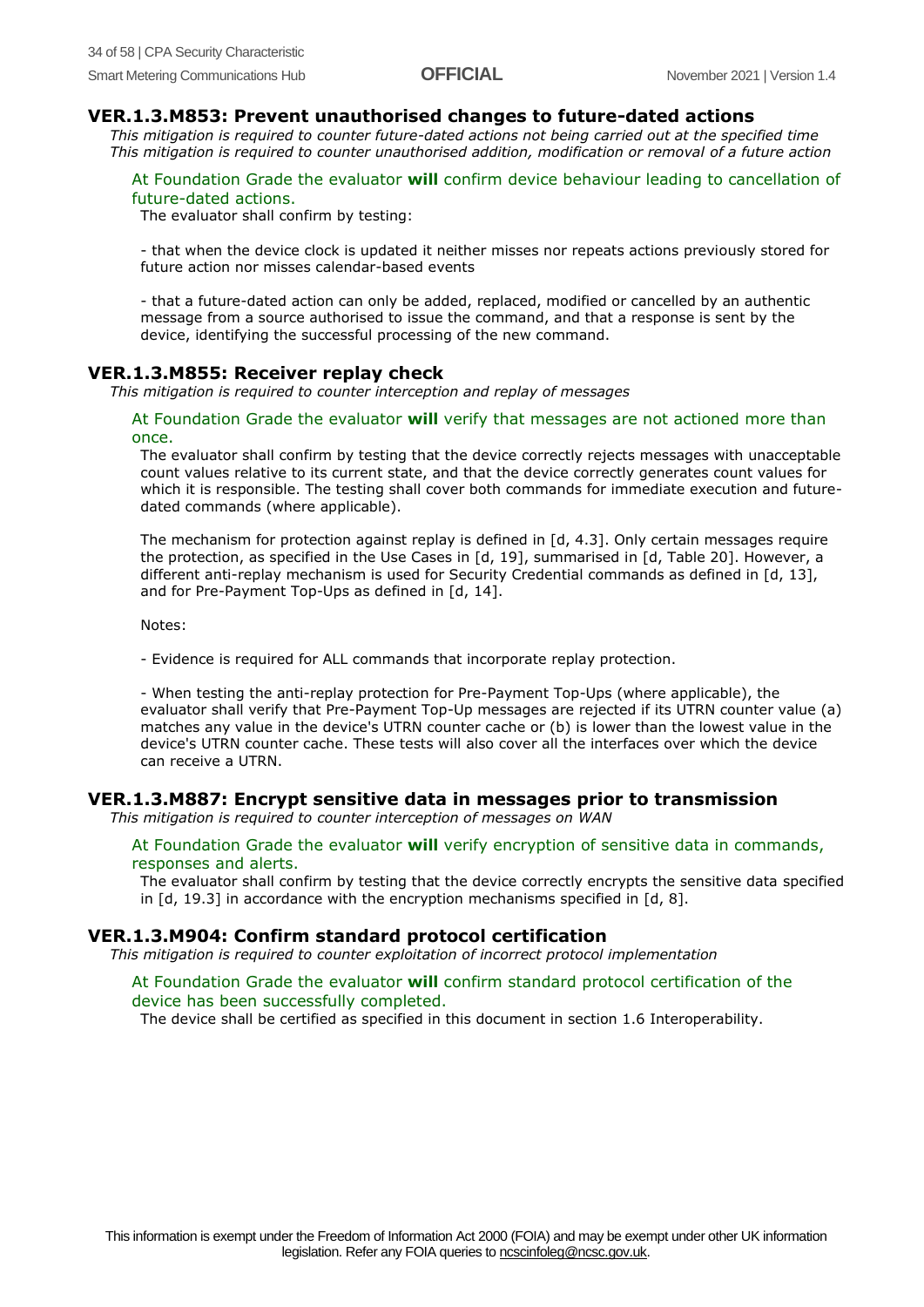### VER.1.3.M853: Prevent unauthorised changes to future-dated actions

*This mitigation is required to counter future-dated actions not being carried out at the specified time*
*This mitigation is required to counter unauthorised addition, modification or removal of a future action*

At Foundation Grade the evaluator **will** confirm device behaviour leading to cancellation of future-dated actions.

The evaluator shall confirm by testing:

- that when the device clock is updated it neither misses nor repeats actions previously stored for future action nor misses calendar-based events

- that a future-dated action can only be added, replaced, modified or cancelled by an authentic message from a source authorised to issue the command, and that a response is sent by the device, identifying the successful processing of the new command.

### VER.1.3.M855: Receiver replay check

*This mitigation is required to counter interception and replay of messages*

At Foundation Grade the evaluator **will** verify that messages are not actioned more than once.

The evaluator shall confirm by testing that the device correctly rejects messages with unacceptable count values relative to its current state, and that the device correctly generates count values for which it is responsible. The testing shall cover both commands for immediate execution and future-dated commands (where applicable).

The mechanism for protection against replay is defined in [d, 4.3]. Only certain messages require the protection, as specified in the Use Cases in [d, 19], summarised in [d, Table 20]. However, a different anti-replay mechanism is used for Security Credential commands as defined in [d, 13], and for Pre-Payment Top-Ups as defined in [d, 14].

Notes:

- Evidence is required for ALL commands that incorporate replay protection.

- When testing the anti-replay protection for Pre-Payment Top-Ups (where applicable), the evaluator shall verify that Pre-Payment Top-Up messages are rejected if its UTRN counter value (a) matches any value in the device's UTRN counter cache or (b) is lower than the lowest value in the device's UTRN counter cache. These tests will also cover all the interfaces over which the device can receive a UTRN.

### VER.1.3.M887: Encrypt sensitive data in messages prior to transmission

*This mitigation is required to counter interception of messages on WAN*

At Foundation Grade the evaluator **will** verify encryption of sensitive data in commands, responses and alerts.

The evaluator shall confirm by testing that the device correctly encrypts the sensitive data specified in [d, 19.3] in accordance with the encryption mechanisms specified in [d, 8].

### VER.1.3.M904: Confirm standard protocol certification

*This mitigation is required to counter exploitation of incorrect protocol implementation*

At Foundation Grade the evaluator **will** confirm standard protocol certification of the device has been successfully completed.

The device shall be certified as specified in this document in section 1.6 Interoperability.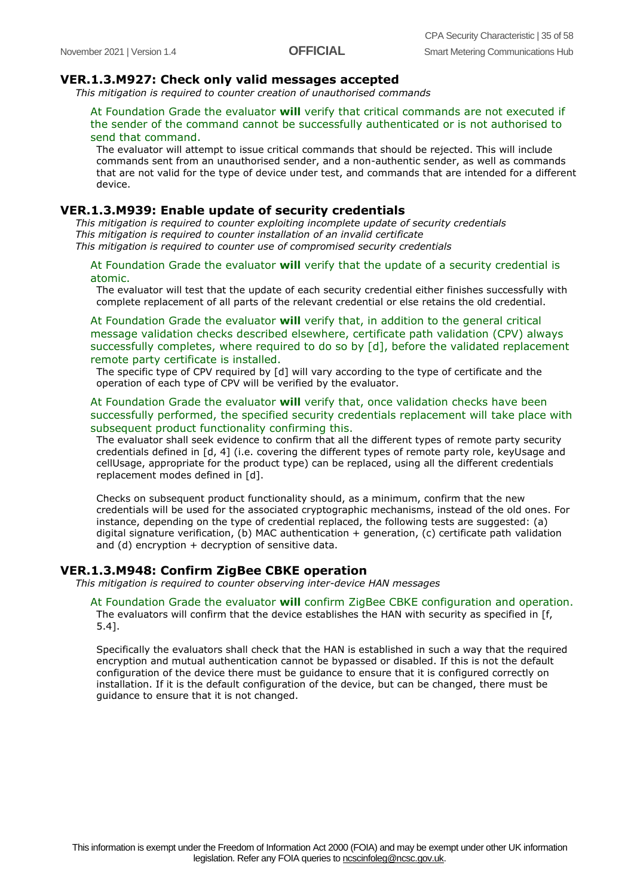### VER.1.3.M927: Check only valid messages accepted

*This mitigation is required to counter creation of unauthorised commands*

At Foundation Grade the evaluator **will** verify that critical commands are not executed if the sender of the command cannot be successfully authenticated or is not authorised to send that command.

The evaluator will attempt to issue critical commands that should be rejected. This will include commands sent from an unauthorised sender, and a non-authentic sender, as well as commands that are not valid for the type of device under test, and commands that are intended for a different device.

### VER.1.3.M939: Enable update of security credentials

*This mitigation is required to counter exploiting incomplete update of security credentials*
*This mitigation is required to counter installation of an invalid certificate*
*This mitigation is required to counter use of compromised security credentials*

At Foundation Grade the evaluator **will** verify that the update of a security credential is atomic.

The evaluator will test that the update of each security credential either finishes successfully with complete replacement of all parts of the relevant credential or else retains the old credential.

At Foundation Grade the evaluator **will** verify that, in addition to the general critical message validation checks described elsewhere, certificate path validation (CPV) always successfully completes, where required to do so by [d], before the validated replacement remote party certificate is installed.

The specific type of CPV required by [d] will vary according to the type of certificate and the operation of each type of CPV will be verified by the evaluator.

At Foundation Grade the evaluator **will** verify that, once validation checks have been successfully performed, the specified security credentials replacement will take place with subsequent product functionality confirming this.

The evaluator shall seek evidence to confirm that all the different types of remote party security credentials defined in [d, 4] (i.e. covering the different types of remote party role, keyUsage and cellUsage, appropriate for the product type) can be replaced, using all the different credentials replacement modes defined in [d].

Checks on subsequent product functionality should, as a minimum, confirm that the new credentials will be used for the associated cryptographic mechanisms, instead of the old ones. For instance, depending on the type of credential replaced, the following tests are suggested: (a) digital signature verification, (b) MAC authentication + generation, (c) certificate path validation and (d) encryption + decryption of sensitive data.

### VER.1.3.M948: Confirm ZigBee CBKE operation

*This mitigation is required to counter observing inter-device HAN messages*

At Foundation Grade the evaluator **will** confirm ZigBee CBKE configuration and operation.

The evaluators will confirm that the device establishes the HAN with security as specified in [f, 5.4].

Specifically the evaluators shall check that the HAN is established in such a way that the required encryption and mutual authentication cannot be bypassed or disabled. If this is not the default configuration of the device there must be guidance to ensure that it is configured correctly on installation. If it is the default configuration of the device, but can be changed, there must be guidance to ensure that it is not changed.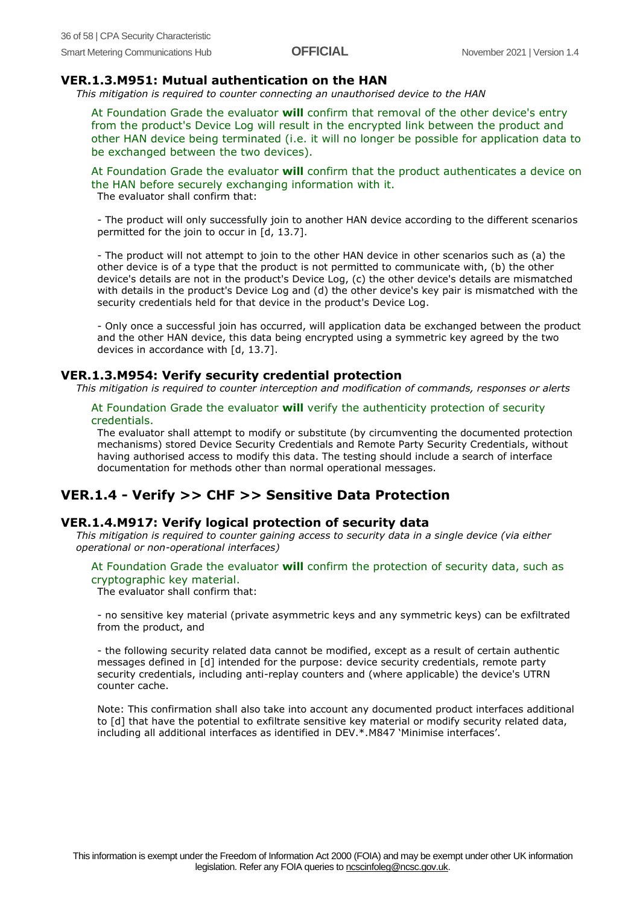### VER.1.3.M951: Mutual authentication on the HAN

*This mitigation is required to counter connecting an unauthorised device to the HAN*

At Foundation Grade the evaluator **will** confirm that removal of the other device's entry from the product's Device Log will result in the encrypted link between the product and other HAN device being terminated (i.e. it will no longer be possible for application data to be exchanged between the two devices).

At Foundation Grade the evaluator **will** confirm that the product authenticates a device on the HAN before securely exchanging information with it.

The evaluator shall confirm that:

- The product will only successfully join to another HAN device according to the different scenarios permitted for the join to occur in [d, 13.7].

- The product will not attempt to join to the other HAN device in other scenarios such as (a) the other device is of a type that the product is not permitted to communicate with, (b) the other device's details are not in the product's Device Log, (c) the other device's details are mismatched with details in the product's Device Log and (d) the other device's key pair is mismatched with the security credentials held for that device in the product's Device Log.

- Only once a successful join has occurred, will application data be exchanged between the product and the other HAN device, this data being encrypted using a symmetric key agreed by the two devices in accordance with [d, 13.7].

### VER.1.3.M954: Verify security credential protection

*This mitigation is required to counter interception and modification of commands, responses or alerts*

At Foundation Grade the evaluator **will** verify the authenticity protection of security credentials.

The evaluator shall attempt to modify or substitute (by circumventing the documented protection mechanisms) stored Device Security Credentials and Remote Party Security Credentials, without having authorised access to modify this data. The testing should include a search of interface documentation for methods other than normal operational messages.

## VER.1.4 - Verify >> CHF >> Sensitive Data Protection

### VER.1.4.M917: Verify logical protection of security data

*This mitigation is required to counter gaining access to security data in a single device (via either operational or non-operational interfaces)*

At Foundation Grade the evaluator **will** confirm the protection of security data, such as cryptographic key material.

The evaluator shall confirm that:

- no sensitive key material (private asymmetric keys and any symmetric keys) can be exfiltrated from the product, and

- the following security related data cannot be modified, except as a result of certain authentic messages defined in [d] intended for the purpose: device security credentials, remote party security credentials, including anti-replay counters and (where applicable) the device's UTRN counter cache.

Note: This confirmation shall also take into account any documented product interfaces additional to [d] that have the potential to exfiltrate sensitive key material or modify security related data, including all additional interfaces as identified in DEV.*.M847 'Minimise interfaces'.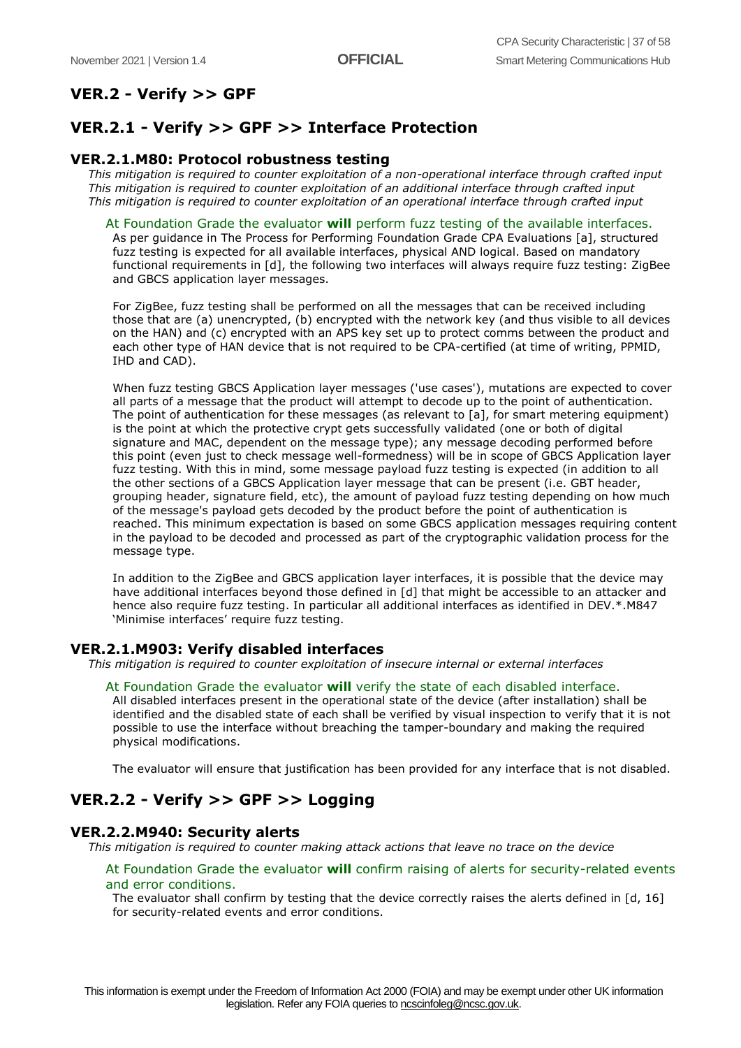# VER.2 - Verify >> GPF

## VER.2.1 - Verify >> GPF >> Interface Protection

### VER.2.1.M80: Protocol robustness testing

*This mitigation is required to counter exploitation of a non-operational interface through crafted input*
*This mitigation is required to counter exploitation of an additional interface through crafted input*
*This mitigation is required to counter exploitation of an operational interface through crafted input*

At Foundation Grade the evaluator **will** perform fuzz testing of the available interfaces.

As per guidance in The Process for Performing Foundation Grade CPA Evaluations [a], structured fuzz testing is expected for all available interfaces, physical AND logical. Based on mandatory functional requirements in [d], the following two interfaces will always require fuzz testing: ZigBee and GBCS application layer messages.

For ZigBee, fuzz testing shall be performed on all the messages that can be received including those that are (a) unencrypted, (b) encrypted with the network key (and thus visible to all devices on the HAN) and (c) encrypted with an APS key set up to protect comms between the product and each other type of HAN device that is not required to be CPA-certified (at time of writing, PPMID, IHD and CAD).

When fuzz testing GBCS Application layer messages ('use cases'), mutations are expected to cover all parts of a message that the product will attempt to decode up to the point of authentication. The point of authentication for these messages (as relevant to [a], for smart metering equipment) is the point at which the protective crypt gets successfully validated (one or both of digital signature and MAC, dependent on the message type); any message decoding performed before this point (even just to check message well-formedness) will be in scope of GBCS Application layer fuzz testing. With this in mind, some message payload fuzz testing is expected (in addition to all the other sections of a GBCS Application layer message that can be present (i.e. GBT header, grouping header, signature field, etc), the amount of payload fuzz testing depending on how much of the message's payload gets decoded by the product before the point of authentication is reached. This minimum expectation is based on some GBCS application messages requiring content in the payload to be decoded and processed as part of the cryptographic validation process for the message type.

In addition to the ZigBee and GBCS application layer interfaces, it is possible that the device may have additional interfaces beyond those defined in [d] that might be accessible to an attacker and hence also require fuzz testing. In particular all additional interfaces as identified in DEV.*.M847 'Minimise interfaces' require fuzz testing.

### VER.2.1.M903: Verify disabled interfaces

*This mitigation is required to counter exploitation of insecure internal or external interfaces*

At Foundation Grade the evaluator **will** verify the state of each disabled interface.

All disabled interfaces present in the operational state of the device (after installation) shall be identified and the disabled state of each shall be verified by visual inspection to verify that it is not possible to use the interface without breaching the tamper-boundary and making the required physical modifications.

The evaluator will ensure that justification has been provided for any interface that is not disabled.

## VER.2.2 - Verify >> GPF >> Logging

### VER.2.2.M940: Security alerts

*This mitigation is required to counter making attack actions that leave no trace on the device*

At Foundation Grade the evaluator **will** confirm raising of alerts for security-related events and error conditions.

The evaluator shall confirm by testing that the device correctly raises the alerts defined in [d, 16] for security-related events and error conditions.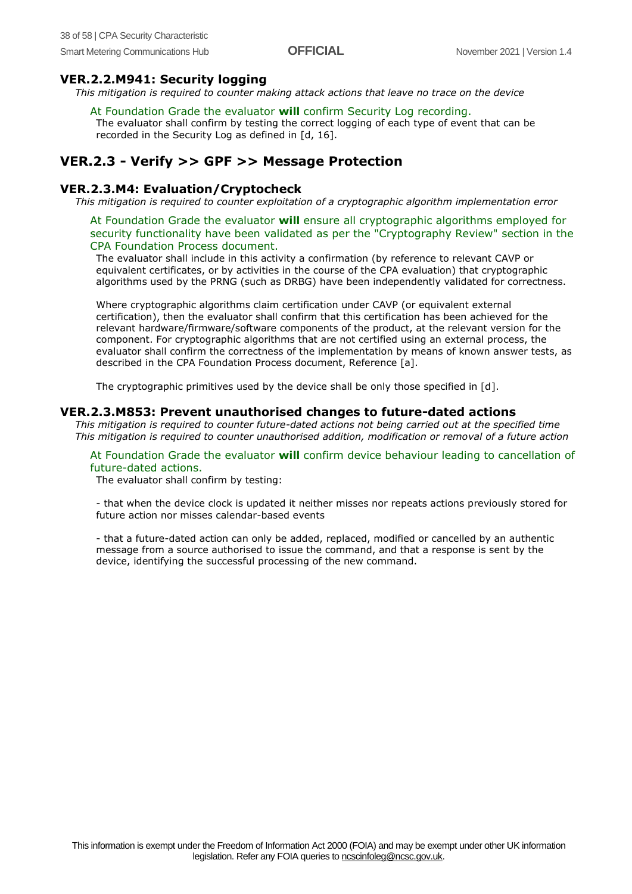### VER.2.2.M941: Security logging

*This mitigation is required to counter making attack actions that leave no trace on the device*

At Foundation Grade the evaluator **will** confirm Security Log recording.

The evaluator shall confirm by testing the correct logging of each type of event that can be recorded in the Security Log as defined in [d, 16].

## VER.2.3 - Verify >> GPF >> Message Protection

### VER.2.3.M4: Evaluation/Cryptocheck

*This mitigation is required to counter exploitation of a cryptographic algorithm implementation error*

At Foundation Grade the evaluator **will** ensure all cryptographic algorithms employed for security functionality have been validated as per the "Cryptography Review" section in the CPA Foundation Process document.

The evaluator shall include in this activity a confirmation (by reference to relevant CAVP or equivalent certificates, or by activities in the course of the CPA evaluation) that cryptographic algorithms used by the PRNG (such as DRBG) have been independently validated for correctness.

Where cryptographic algorithms claim certification under CAVP (or equivalent external certification), then the evaluator shall confirm that this certification has been achieved for the relevant hardware/firmware/software components of the product, at the relevant version for the component. For cryptographic algorithms that are not certified using an external process, the evaluator shall confirm the correctness of the implementation by means of known answer tests, as described in the CPA Foundation Process document, Reference [a].

The cryptographic primitives used by the device shall be only those specified in [d].

### VER.2.3.M853: Prevent unauthorised changes to future-dated actions

*This mitigation is required to counter future-dated actions not being carried out at the specified time*
*This mitigation is required to counter unauthorised addition, modification or removal of a future action*

At Foundation Grade the evaluator **will** confirm device behaviour leading to cancellation of future-dated actions.

The evaluator shall confirm by testing:

- that when the device clock is updated it neither misses nor repeats actions previously stored for future action nor misses calendar-based events

- that a future-dated action can only be added, replaced, modified or cancelled by an authentic message from a source authorised to issue the command, and that a response is sent by the device, identifying the successful processing of the new command.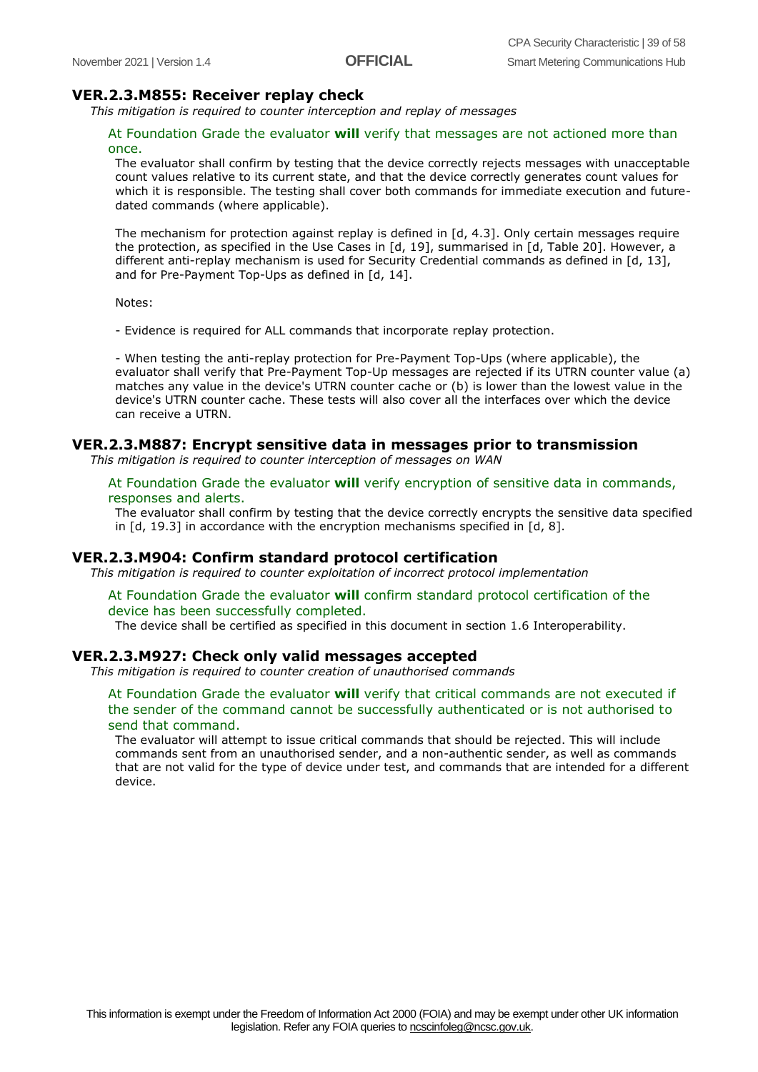### VER.2.3.M855: Receiver replay check

*This mitigation is required to counter interception and replay of messages*

At Foundation Grade the evaluator **will** verify that messages are not actioned more than once.

The evaluator shall confirm by testing that the device correctly rejects messages with unacceptable count values relative to its current state, and that the device correctly generates count values for which it is responsible. The testing shall cover both commands for immediate execution and future-dated commands (where applicable).

The mechanism for protection against replay is defined in [d, 4.3]. Only certain messages require the protection, as specified in the Use Cases in [d, 19], summarised in [d, Table 20]. However, a different anti-replay mechanism is used for Security Credential commands as defined in [d, 13], and for Pre-Payment Top-Ups as defined in [d, 14].

Notes:

- Evidence is required for ALL commands that incorporate replay protection.

- When testing the anti-replay protection for Pre-Payment Top-Ups (where applicable), the evaluator shall verify that Pre-Payment Top-Up messages are rejected if its UTRN counter value (a) matches any value in the device's UTRN counter cache or (b) is lower than the lowest value in the device's UTRN counter cache. These tests will also cover all the interfaces over which the device can receive a UTRN.

### VER.2.3.M887: Encrypt sensitive data in messages prior to transmission

*This mitigation is required to counter interception of messages on WAN*

At Foundation Grade the evaluator **will** verify encryption of sensitive data in commands, responses and alerts.

The evaluator shall confirm by testing that the device correctly encrypts the sensitive data specified in [d, 19.3] in accordance with the encryption mechanisms specified in [d, 8].

### VER.2.3.M904: Confirm standard protocol certification

*This mitigation is required to counter exploitation of incorrect protocol implementation*

At Foundation Grade the evaluator **will** confirm standard protocol certification of the device has been successfully completed.

The device shall be certified as specified in this document in section 1.6 Interoperability.

### VER.2.3.M927: Check only valid messages accepted

*This mitigation is required to counter creation of unauthorised commands*

At Foundation Grade the evaluator **will** verify that critical commands are not executed if the sender of the command cannot be successfully authenticated or is not authorised to send that command.

The evaluator will attempt to issue critical commands that should be rejected. This will include commands sent from an unauthorised sender, and a non-authentic sender, as well as commands that are not valid for the type of device under test, and commands that are intended for a different device.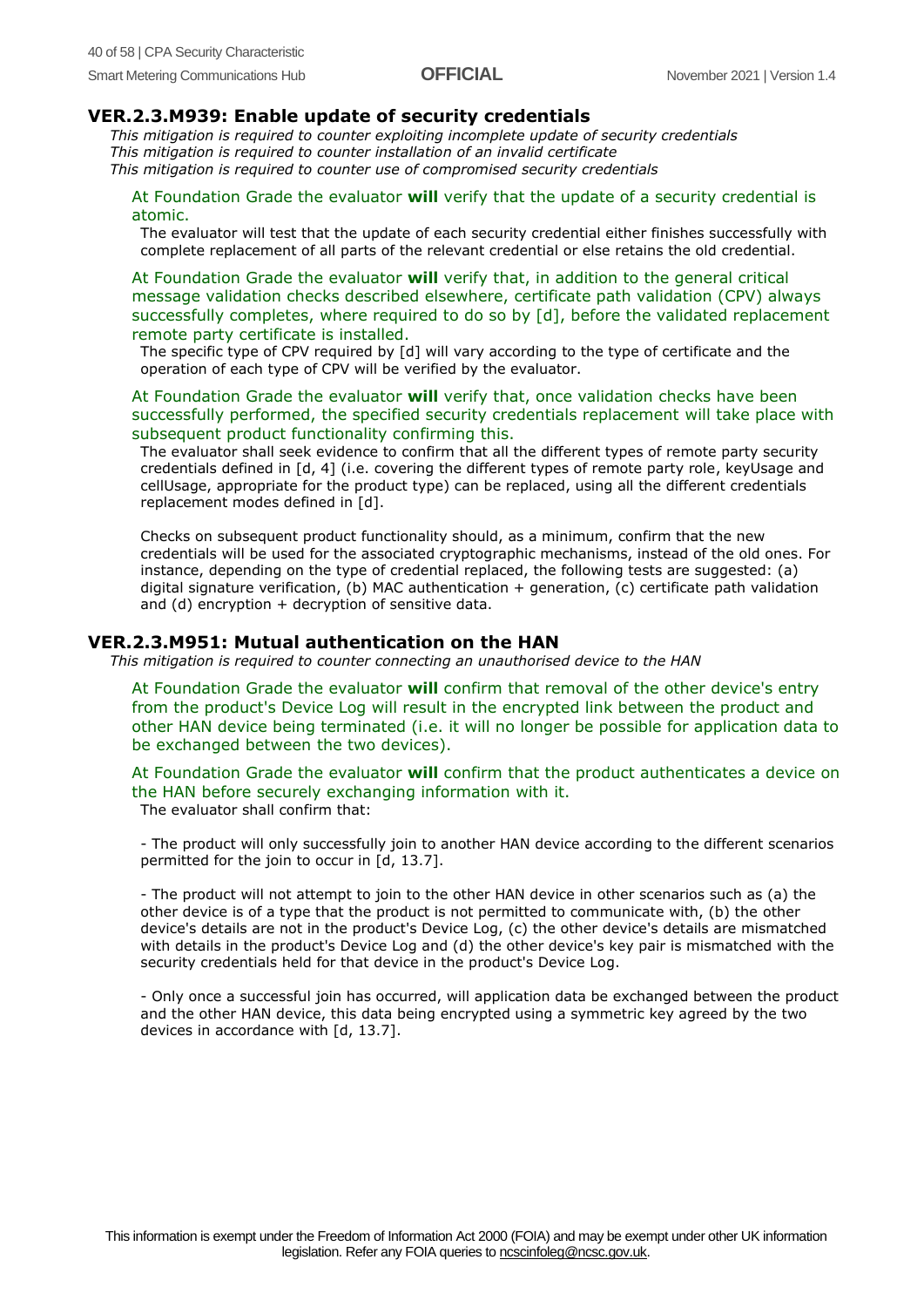## VER.2.3.M939: Enable update of security credentials

*This mitigation is required to counter exploiting incomplete update of security credentials*
*This mitigation is required to counter installation of an invalid certificate*
*This mitigation is required to counter use of compromised security credentials*

At Foundation Grade the evaluator **will** verify that the update of a security credential is atomic.

The evaluator will test that the update of each security credential either finishes successfully with complete replacement of all parts of the relevant credential or else retains the old credential.

At Foundation Grade the evaluator **will** verify that, in addition to the general critical message validation checks described elsewhere, certificate path validation (CPV) always successfully completes, where required to do so by [d], before the validated replacement remote party certificate is installed.

The specific type of CPV required by [d] will vary according to the type of certificate and the operation of each type of CPV will be verified by the evaluator.

At Foundation Grade the evaluator **will** verify that, once validation checks have been successfully performed, the specified security credentials replacement will take place with subsequent product functionality confirming this.

The evaluator shall seek evidence to confirm that all the different types of remote party security credentials defined in [d, 4] (i.e. covering the different types of remote party role, keyUsage and cellUsage, appropriate for the product type) can be replaced, using all the different credentials replacement modes defined in [d].

Checks on subsequent product functionality should, as a minimum, confirm that the new credentials will be used for the associated cryptographic mechanisms, instead of the old ones. For instance, depending on the type of credential replaced, the following tests are suggested: (a) digital signature verification, (b) MAC authentication + generation, (c) certificate path validation and (d) encryption + decryption of sensitive data.

## VER.2.3.M951: Mutual authentication on the HAN

*This mitigation is required to counter connecting an unauthorised device to the HAN*

At Foundation Grade the evaluator **will** confirm that removal of the other device's entry from the product's Device Log will result in the encrypted link between the product and other HAN device being terminated (i.e. it will no longer be possible for application data to be exchanged between the two devices).

At Foundation Grade the evaluator **will** confirm that the product authenticates a device on the HAN before securely exchanging information with it.

The evaluator shall confirm that:

- The product will only successfully join to another HAN device according to the different scenarios permitted for the join to occur in [d, 13.7].

- The product will not attempt to join to the other HAN device in other scenarios such as (a) the other device is of a type that the product is not permitted to communicate with, (b) the other device's details are not in the product's Device Log, (c) the other device's details are mismatched with details in the product's Device Log and (d) the other device's key pair is mismatched with the security credentials held for that device in the product's Device Log.

- Only once a successful join has occurred, will application data be exchanged between the product and the other HAN device, this data being encrypted using a symmetric key agreed by the two devices in accordance with [d, 13.7].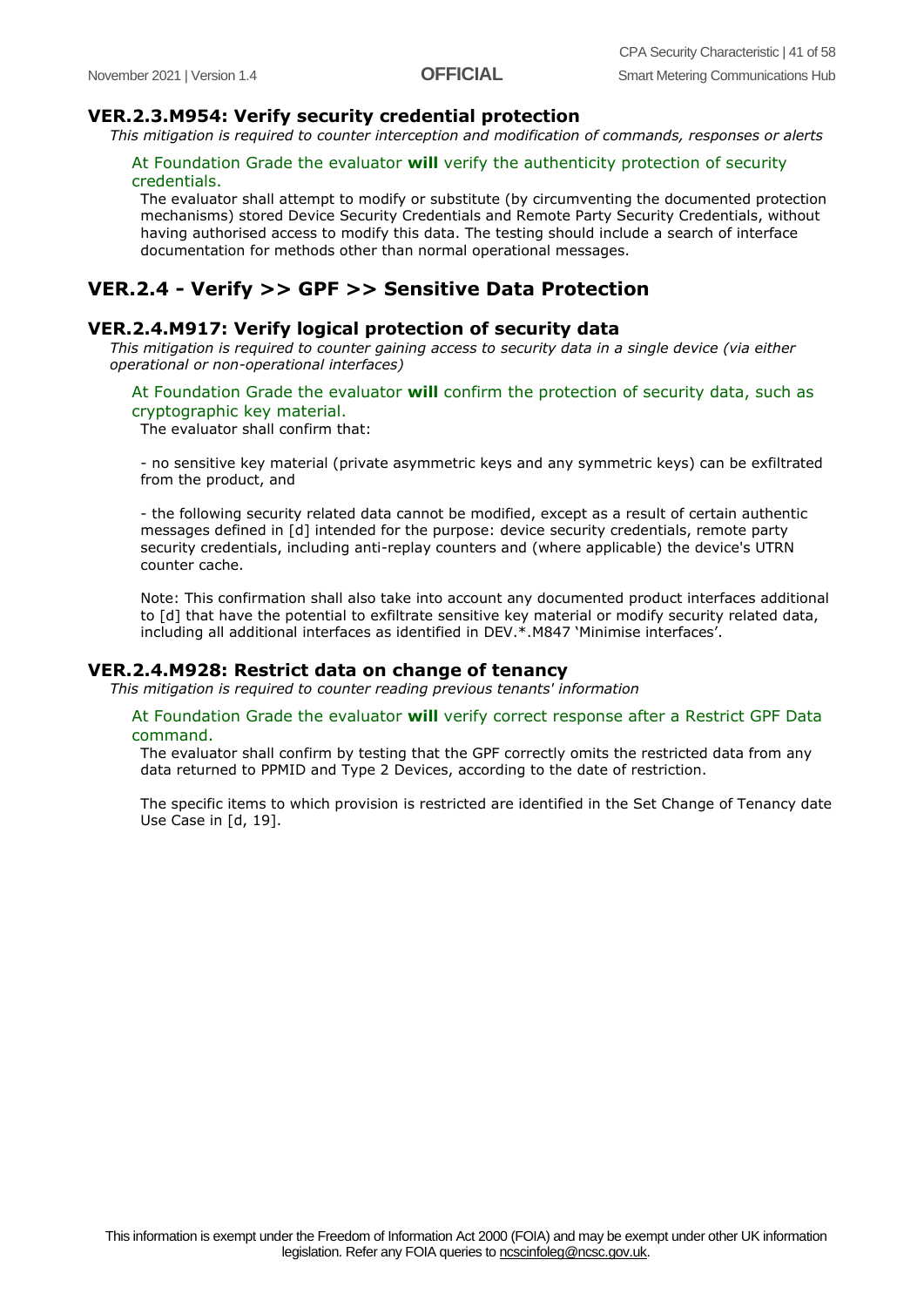### VER.2.3.M954: Verify security credential protection

*This mitigation is required to counter interception and modification of commands, responses or alerts*

At Foundation Grade the evaluator **will** verify the authenticity protection of security credentials.

The evaluator shall attempt to modify or substitute (by circumventing the documented protection mechanisms) stored Device Security Credentials and Remote Party Security Credentials, without having authorised access to modify this data. The testing should include a search of interface documentation for methods other than normal operational messages.

## VER.2.4 - Verify >> GPF >> Sensitive Data Protection

### VER.2.4.M917: Verify logical protection of security data

*This mitigation is required to counter gaining access to security data in a single device (via either operational or non-operational interfaces)*

At Foundation Grade the evaluator **will** confirm the protection of security data, such as cryptographic key material.

The evaluator shall confirm that:

- no sensitive key material (private asymmetric keys and any symmetric keys) can be exfiltrated from the product, and

- the following security related data cannot be modified, except as a result of certain authentic messages defined in [d] intended for the purpose: device security credentials, remote party security credentials, including anti-replay counters and (where applicable) the device's UTRN counter cache.

Note: This confirmation shall also take into account any documented product interfaces additional to [d] that have the potential to exfiltrate sensitive key material or modify security related data, including all additional interfaces as identified in DEV.*.M847 'Minimise interfaces'.

### VER.2.4.M928: Restrict data on change of tenancy

*This mitigation is required to counter reading previous tenants' information*

At Foundation Grade the evaluator **will** verify correct response after a Restrict GPF Data command.

The evaluator shall confirm by testing that the GPF correctly omits the restricted data from any data returned to PPMID and Type 2 Devices, according to the date of restriction.

The specific items to which provision is restricted are identified in the Set Change of Tenancy date Use Case in [d, 19].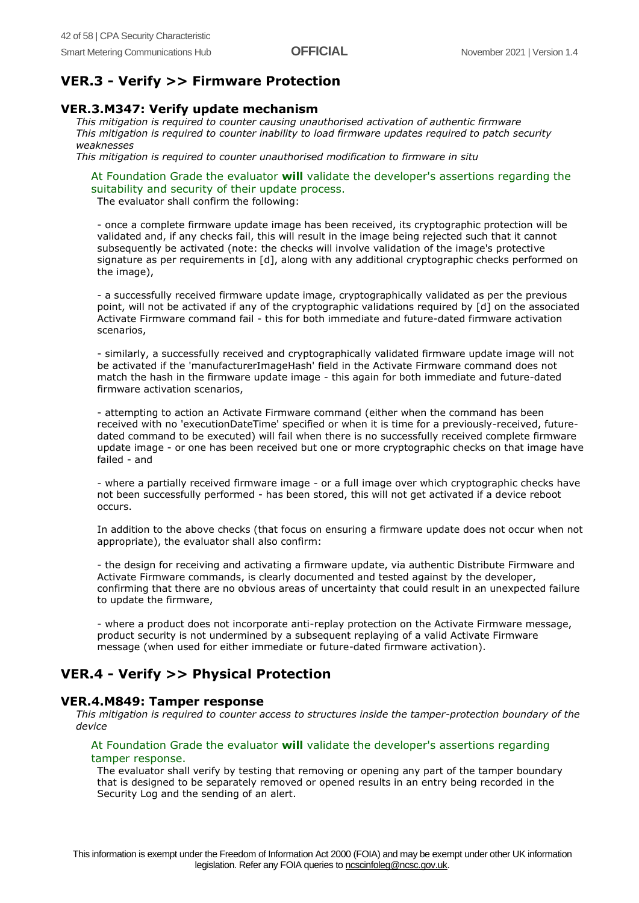## VER.3 - Verify >> Firmware Protection

### VER.3.M347: Verify update mechanism

*This mitigation is required to counter causing unauthorised activation of authentic firmware*
*This mitigation is required to counter inability to load firmware updates required to patch security weaknesses*
*This mitigation is required to counter unauthorised modification to firmware in situ*

At Foundation Grade the evaluator **will** validate the developer's assertions regarding the suitability and security of their update process.

The evaluator shall confirm the following:

- once a complete firmware update image has been received, its cryptographic protection will be validated and, if any checks fail, this will result in the image being rejected such that it cannot subsequently be activated (note: the checks will involve validation of the image's protective signature as per requirements in [d], along with any additional cryptographic checks performed on the image),

- a successfully received firmware update image, cryptographically validated as per the previous point, will not be activated if any of the cryptographic validations required by [d] on the associated Activate Firmware command fail - this for both immediate and future-dated firmware activation scenarios,

- similarly, a successfully received and cryptographically validated firmware update image will not be activated if the 'manufacturerImageHash' field in the Activate Firmware command does not match the hash in the firmware update image - this again for both immediate and future-dated firmware activation scenarios,

- attempting to action an Activate Firmware command (either when the command has been received with no 'executionDateTime' specified or when it is time for a previously-received, future-dated command to be executed) will fail when there is no successfully received complete firmware update image - or one has been received but one or more cryptographic checks on that image have failed - and

- where a partially received firmware image - or a full image over which cryptographic checks have not been successfully performed - has been stored, this will not get activated if a device reboot occurs.

In addition to the above checks (that focus on ensuring a firmware update does not occur when not appropriate), the evaluator shall also confirm:

- the design for receiving and activating a firmware update, via authentic Distribute Firmware and Activate Firmware commands, is clearly documented and tested against by the developer, confirming that there are no obvious areas of uncertainty that could result in an unexpected failure to update the firmware,

- where a product does not incorporate anti-replay protection on the Activate Firmware message, product security is not undermined by a subsequent replaying of a valid Activate Firmware message (when used for either immediate or future-dated firmware activation).

## VER.4 - Verify >> Physical Protection

### VER.4.M849: Tamper response

*This mitigation is required to counter access to structures inside the tamper-protection boundary of the device*

At Foundation Grade the evaluator **will** validate the developer's assertions regarding tamper response.

The evaluator shall verify by testing that removing or opening any part of the tamper boundary that is designed to be separately removed or opened results in an entry being recorded in the Security Log and the sending of an alert.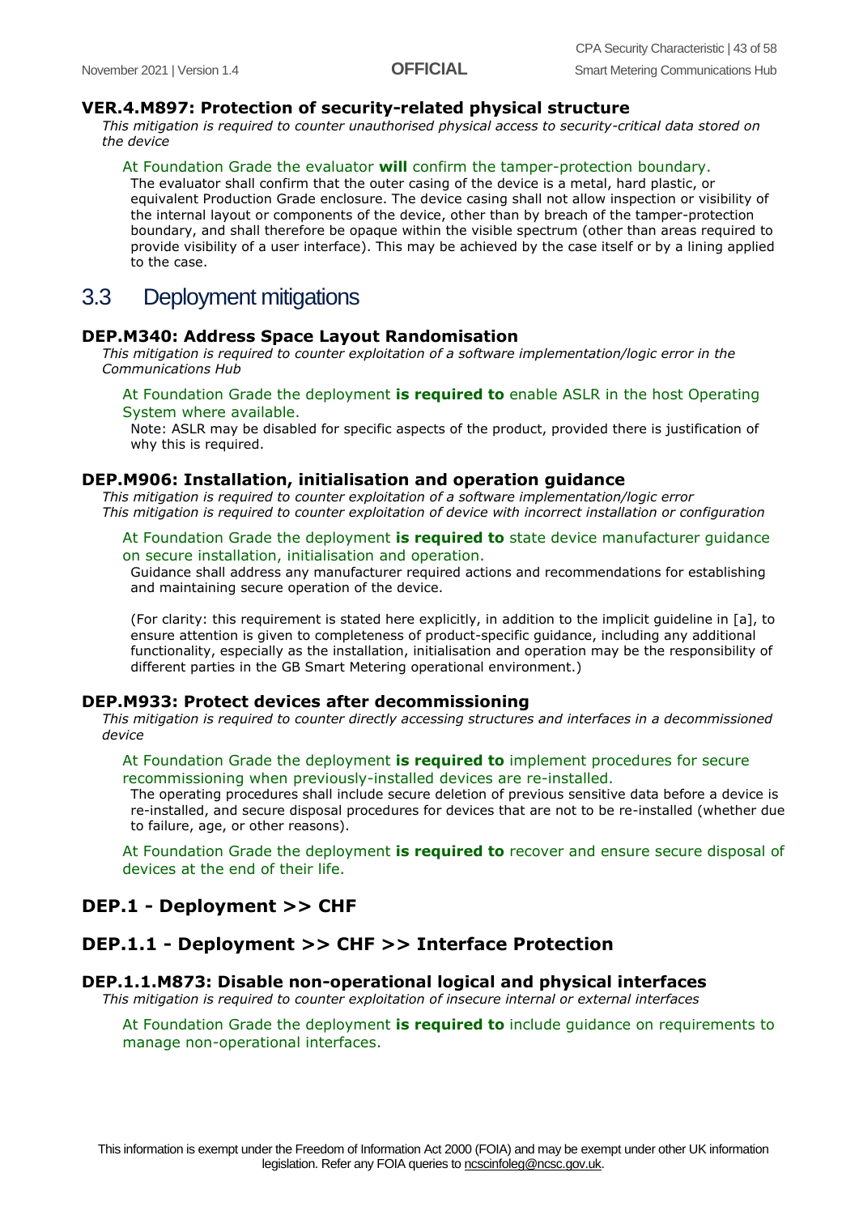### VER.4.M897: Protection of security-related physical structure

*This mitigation is required to counter unauthorised physical access to security-critical data stored on the device*

At Foundation Grade the evaluator **will** confirm the tamper-protection boundary.

The evaluator shall confirm that the outer casing of the device is a metal, hard plastic, or equivalent Production Grade enclosure. The device casing shall not allow inspection or visibility of the internal layout or components of the device, other than by breach of the tamper-protection boundary, and shall therefore be opaque within the visible spectrum (other than areas required to provide visibility of a user interface). This may be achieved by the case itself or by a lining applied to the case.

## 3.3 Deployment mitigations

### DEP.M340: Address Space Layout Randomisation

*This mitigation is required to counter exploitation of a software implementation/logic error in the Communications Hub*

At Foundation Grade the deployment **is required to** enable ASLR in the host Operating System where available.

Note: ASLR may be disabled for specific aspects of the product, provided there is justification of why this is required.

### DEP.M906: Installation, initialisation and operation guidance

*This mitigation is required to counter exploitation of a software implementation/logic error*
*This mitigation is required to counter exploitation of device with incorrect installation or configuration*

At Foundation Grade the deployment **is required to** state device manufacturer guidance on secure installation, initialisation and operation.

Guidance shall address any manufacturer required actions and recommendations for establishing and maintaining secure operation of the device.

(For clarity: this requirement is stated here explicitly, in addition to the implicit guideline in [a], to ensure attention is given to completeness of product-specific guidance, including any additional functionality, especially as the installation, initialisation and operation may be the responsibility of different parties in the GB Smart Metering operational environment.)

### DEP.M933: Protect devices after decommissioning

*This mitigation is required to counter directly accessing structures and interfaces in a decommissioned device*

At Foundation Grade the deployment **is required to** implement procedures for secure recommissioning when previously-installed devices are re-installed.

The operating procedures shall include secure deletion of previous sensitive data before a device is re-installed, and secure disposal procedures for devices that are not to be re-installed (whether due to failure, age, or other reasons).

At Foundation Grade the deployment **is required to** recover and ensure secure disposal of devices at the end of their life.

## DEP.1 - Deployment >> CHF

## DEP.1.1 - Deployment >> CHF >> Interface Protection

### DEP.1.1.M873: Disable non-operational logical and physical interfaces

*This mitigation is required to counter exploitation of insecure internal or external interfaces*

At Foundation Grade the deployment **is required to** include guidance on requirements to manage non-operational interfaces.

This information is exempt under the Freedom of Information Act 2000 (FOIA) and may be exempt under other UK information legislation. Refer any FOIA queries to ncscinfoleg@ncsc.gov.uk.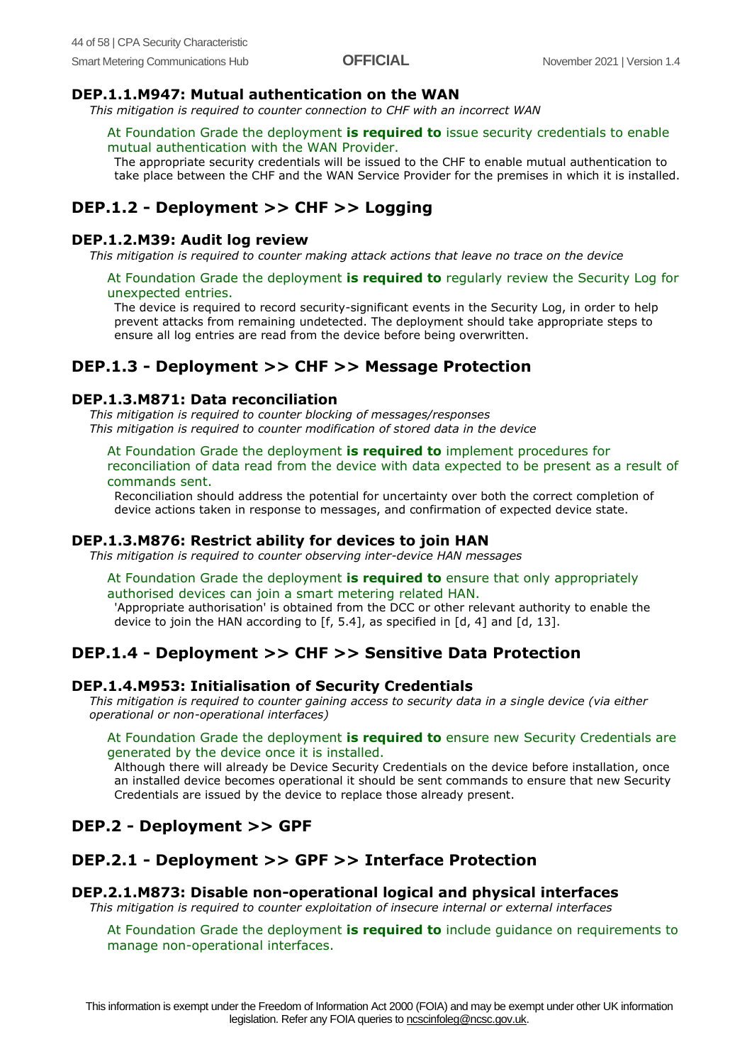### DEP.1.1.M947: Mutual authentication on the WAN

*This mitigation is required to counter connection to CHF with an incorrect WAN*

At Foundation Grade the deployment **is required to** issue security credentials to enable mutual authentication with the WAN Provider.

The appropriate security credentials will be issued to the CHF to enable mutual authentication to take place between the CHF and the WAN Service Provider for the premises in which it is installed.

## DEP.1.2 - Deployment >> CHF >> Logging

### DEP.1.2.M39: Audit log review

*This mitigation is required to counter making attack actions that leave no trace on the device*

At Foundation Grade the deployment **is required to** regularly review the Security Log for unexpected entries.

The device is required to record security-significant events in the Security Log, in order to help prevent attacks from remaining undetected. The deployment should take appropriate steps to ensure all log entries are read from the device before being overwritten.

## DEP.1.3 - Deployment >> CHF >> Message Protection

### DEP.1.3.M871: Data reconciliation

*This mitigation is required to counter blocking of messages/responses*
*This mitigation is required to counter modification of stored data in the device*

At Foundation Grade the deployment **is required to** implement procedures for reconciliation of data read from the device with data expected to be present as a result of commands sent.

Reconciliation should address the potential for uncertainty over both the correct completion of device actions taken in response to messages, and confirmation of expected device state.

### DEP.1.3.M876: Restrict ability for devices to join HAN

*This mitigation is required to counter observing inter-device HAN messages*

At Foundation Grade the deployment **is required to** ensure that only appropriately authorised devices can join a smart metering related HAN.

'Appropriate authorisation' is obtained from the DCC or other relevant authority to enable the device to join the HAN according to [f, 5.4], as specified in [d, 4] and [d, 13].

## DEP.1.4 - Deployment >> CHF >> Sensitive Data Protection

### DEP.1.4.M953: Initialisation of Security Credentials

*This mitigation is required to counter gaining access to security data in a single device (via either operational or non-operational interfaces)*

At Foundation Grade the deployment **is required to** ensure new Security Credentials are generated by the device once it is installed.

Although there will already be Device Security Credentials on the device before installation, once an installed device becomes operational it should be sent commands to ensure that new Security Credentials are issued by the device to replace those already present.

## DEP.2 - Deployment >> GPF

## DEP.2.1 - Deployment >> GPF >> Interface Protection

### DEP.2.1.M873: Disable non-operational logical and physical interfaces

*This mitigation is required to counter exploitation of insecure internal or external interfaces*

At Foundation Grade the deployment **is required to** include guidance on requirements to manage non-operational interfaces.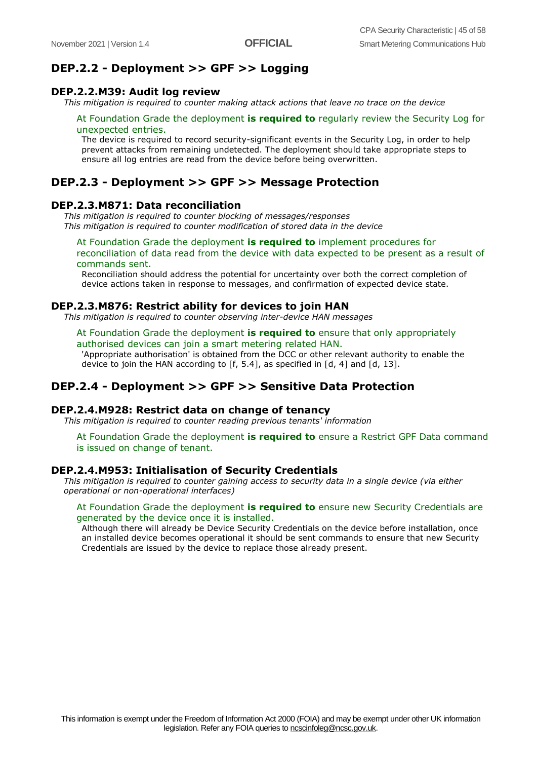## DEP.2.2 - Deployment >> GPF >> Logging

### DEP.2.2.M39: Audit log review

*This mitigation is required to counter making attack actions that leave no trace on the device*

At Foundation Grade the deployment **is required to** regularly review the Security Log for unexpected entries.

The device is required to record security-significant events in the Security Log, in order to help prevent attacks from remaining undetected. The deployment should take appropriate steps to ensure all log entries are read from the device before being overwritten.

## DEP.2.3 - Deployment >> GPF >> Message Protection

### DEP.2.3.M871: Data reconciliation

*This mitigation is required to counter blocking of messages/responses*
*This mitigation is required to counter modification of stored data in the device*

At Foundation Grade the deployment **is required to** implement procedures for reconciliation of data read from the device with data expected to be present as a result of commands sent.

Reconciliation should address the potential for uncertainty over both the correct completion of device actions taken in response to messages, and confirmation of expected device state.

### DEP.2.3.M876: Restrict ability for devices to join HAN

*This mitigation is required to counter observing inter-device HAN messages*

At Foundation Grade the deployment **is required to** ensure that only appropriately authorised devices can join a smart metering related HAN.

'Appropriate authorisation' is obtained from the DCC or other relevant authority to enable the device to join the HAN according to [f, 5.4], as specified in [d, 4] and [d, 13].

## DEP.2.4 - Deployment >> GPF >> Sensitive Data Protection

### DEP.2.4.M928: Restrict data on change of tenancy

*This mitigation is required to counter reading previous tenants' information*

At Foundation Grade the deployment **is required to** ensure a Restrict GPF Data command is issued on change of tenant.

### DEP.2.4.M953: Initialisation of Security Credentials

*This mitigation is required to counter gaining access to security data in a single device (via either operational or non-operational interfaces)*

At Foundation Grade the deployment **is required to** ensure new Security Credentials are generated by the device once it is installed.

Although there will already be Device Security Credentials on the device before installation, once an installed device becomes operational it should be sent commands to ensure that new Security Credentials are issued by the device to replace those already present.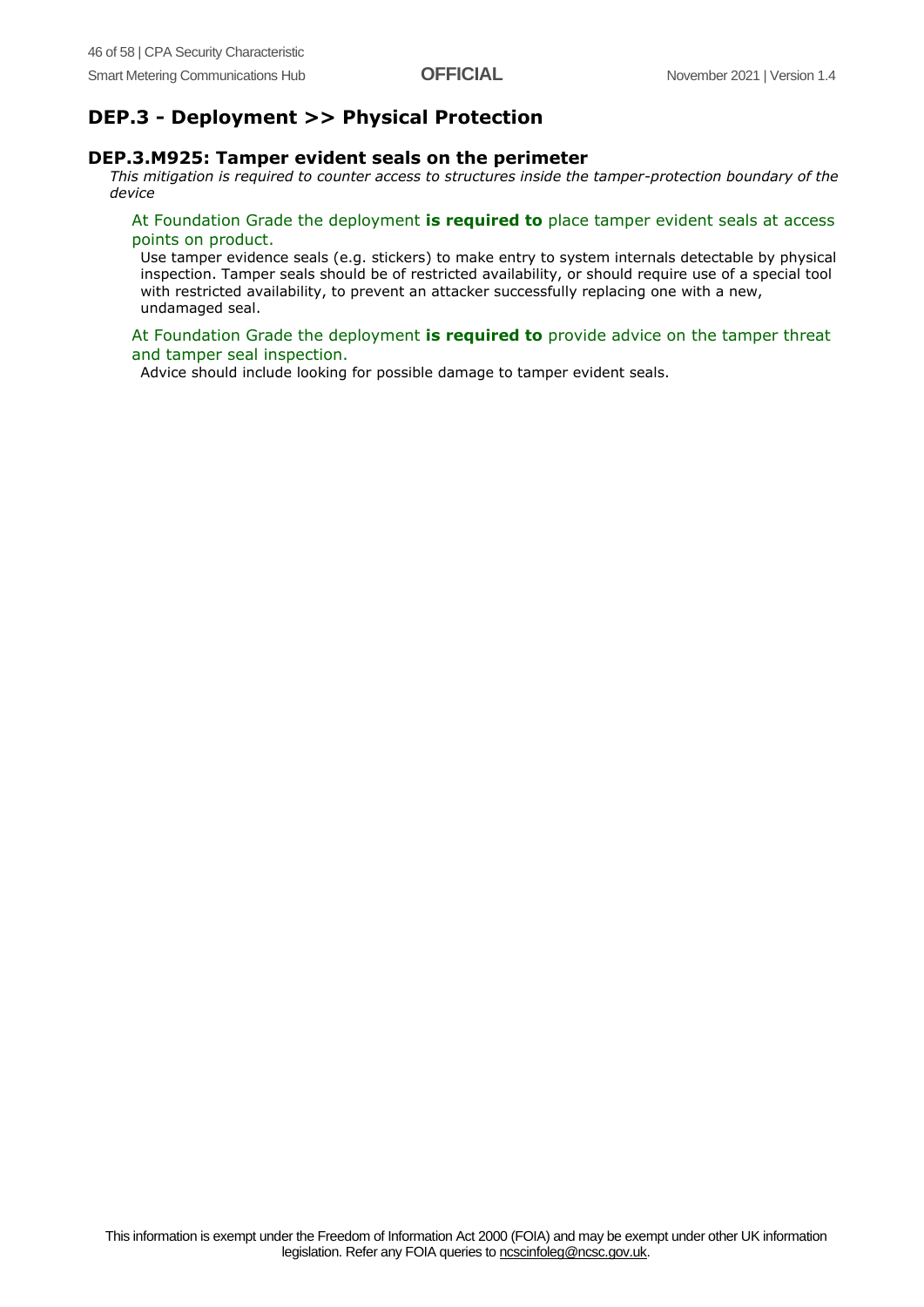## DEP.3 - Deployment >> Physical Protection

### DEP.3.M925: Tamper evident seals on the perimeter

*This mitigation is required to counter access to structures inside the tamper-protection boundary of the device*

At Foundation Grade the deployment **is required to** place tamper evident seals at access points on product.

Use tamper evidence seals (e.g. stickers) to make entry to system internals detectable by physical inspection. Tamper seals should be of restricted availability, or should require use of a special tool with restricted availability, to prevent an attacker successfully replacing one with a new, undamaged seal.

At Foundation Grade the deployment **is required to** provide advice on the tamper threat and tamper seal inspection.

Advice should include looking for possible damage to tamper evident seals.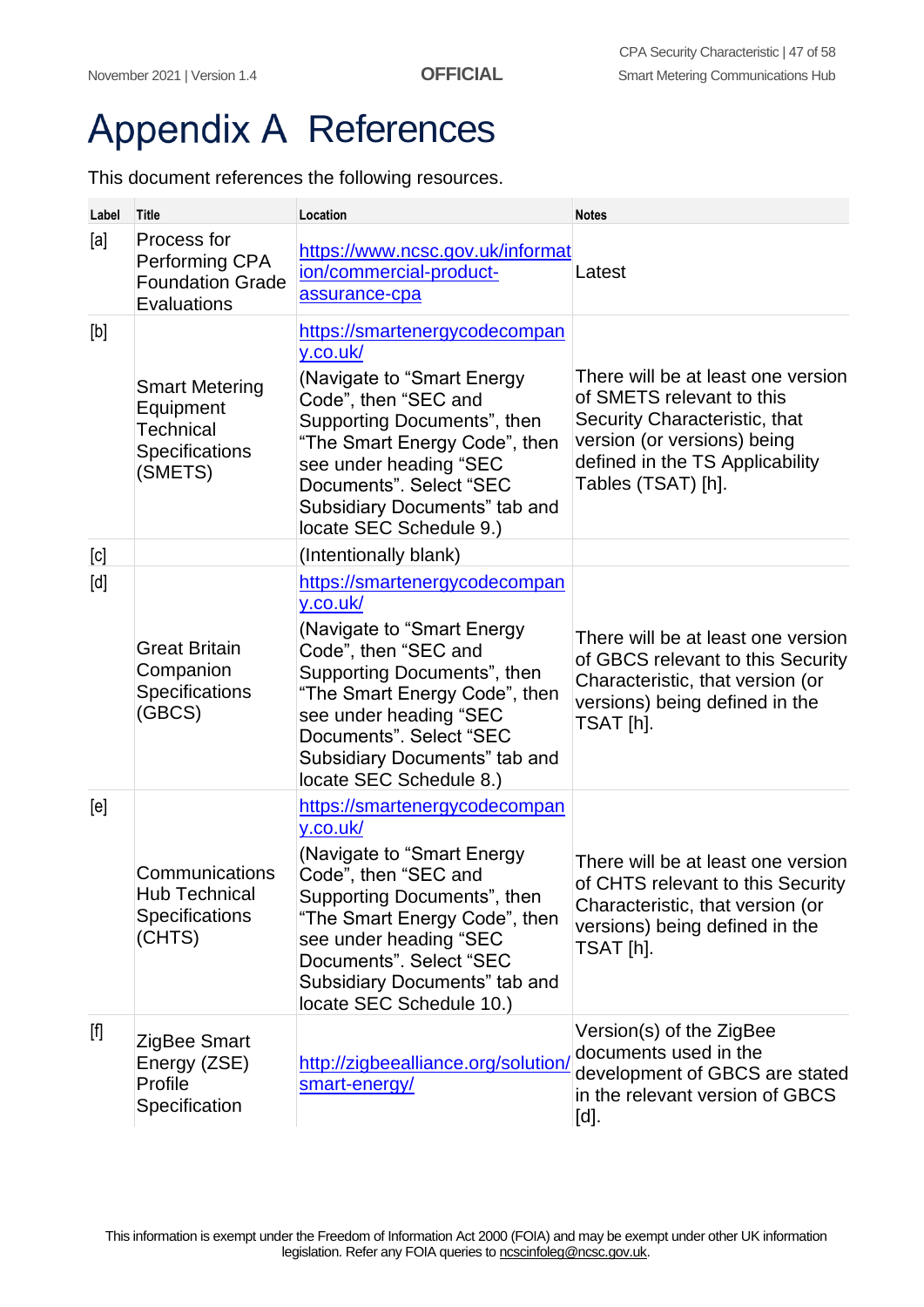# Appendix A References

This document references the following resources.

| Label | Title | Location | Notes |
| --- | --- | --- | --- |
| [a] | Process for Performing CPA Foundation Grade Evaluations | https://www.ncsc.gov.uk/information/commercial-product-assurance-cpa | Latest |
| [b] | Smart Metering Equipment Technical Specifications (SMETS) | https://smartenergycodecompany.co.uk/ (Navigate to "Smart Energy Code", then "SEC and Supporting Documents", then "The Smart Energy Code", then see under heading "SEC Documents". Select "SEC Subsidiary Documents" tab and locate SEC Schedule 9.) | There will be at least one version of SMETS relevant to this Security Characteristic, that version (or versions) being defined in the TS Applicability Tables (TSAT) [h]. |
| [c] | | (Intentionally blank) | |
| [d] | Great Britain Companion Specifications (GBCS) | https://smartenergycodecompany.co.uk/ (Navigate to "Smart Energy Code", then "SEC and Supporting Documents", then "The Smart Energy Code", then see under heading "SEC Documents". Select "SEC Subsidiary Documents" tab and locate SEC Schedule 8.) | There will be at least one version of GBCS relevant to this Security Characteristic, that version (or versions) being defined in the TSAT [h]. |
| [e] | Communications Hub Technical Specifications (CHTS) | https://smartenergycodecompany.co.uk/ (Navigate to "Smart Energy Code", then "SEC and Supporting Documents", then "The Smart Energy Code", then see under heading "SEC Documents". Select "SEC Subsidiary Documents" tab and locate SEC Schedule 10.) | There will be at least one version of CHTS relevant to this Security Characteristic, that version (or versions) being defined in the TSAT [h]. |
| [f] | ZigBee Smart Energy (ZSE) Profile Specification | http://zigbeealliance.org/solution/smart-energy/ | Version(s) of the ZigBee documents used in the development of GBCS are stated in the relevant version of GBCS [d]. |

This information is exempt under the Freedom of Information Act 2000 (FOIA) and may be exempt under other UK information legislation. Refer any FOIA queries to ncscinfoleg@ncsc.gov.uk.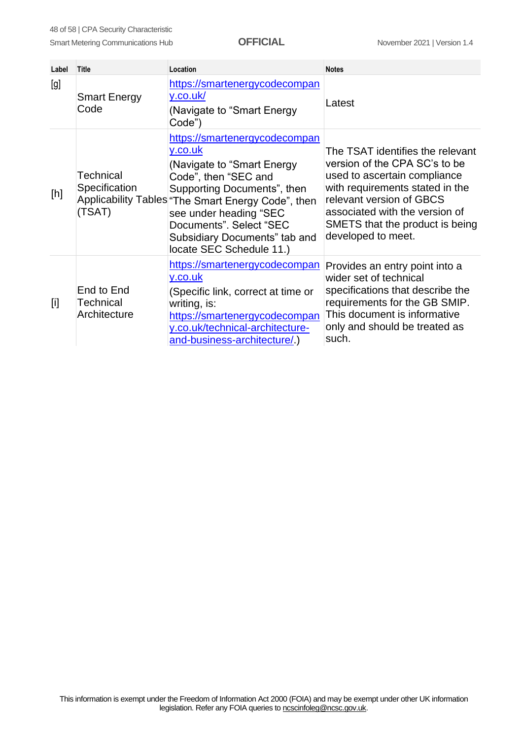| Label | Title | Location | Notes |
|---|---|---|---|
| [g] | Smart Energy Code | https://smartenergycodecompany.co.uk/ (Navigate to "Smart Energy Code") | Latest |
| [h] | Technical Specification Applicability Tables (TSAT) | https://smartenergycodecompany.co.uk (Navigate to "Smart Energy Code", then "SEC and Supporting Documents", then "The Smart Energy Code", then see under heading "SEC Documents". Select "SEC Subsidiary Documents" tab and locate SEC Schedule 11.) | The TSAT identifies the relevant version of the CPA SC's to be used to ascertain compliance with requirements stated in the relevant version of GBCS associated with the version of SMETS that the product is being developed to meet. |
| [i] | End to End Technical Architecture | https://smartenergycodecompany.co.uk (Specific link, correct at time or writing, is: https://smartenergycodecompany.co.uk/technical-architecture-and-business-architecture/.) | Provides an entry point into a wider set of technical specifications that describe the requirements for the GB SMIP. This document is informative only and should be treated as such. |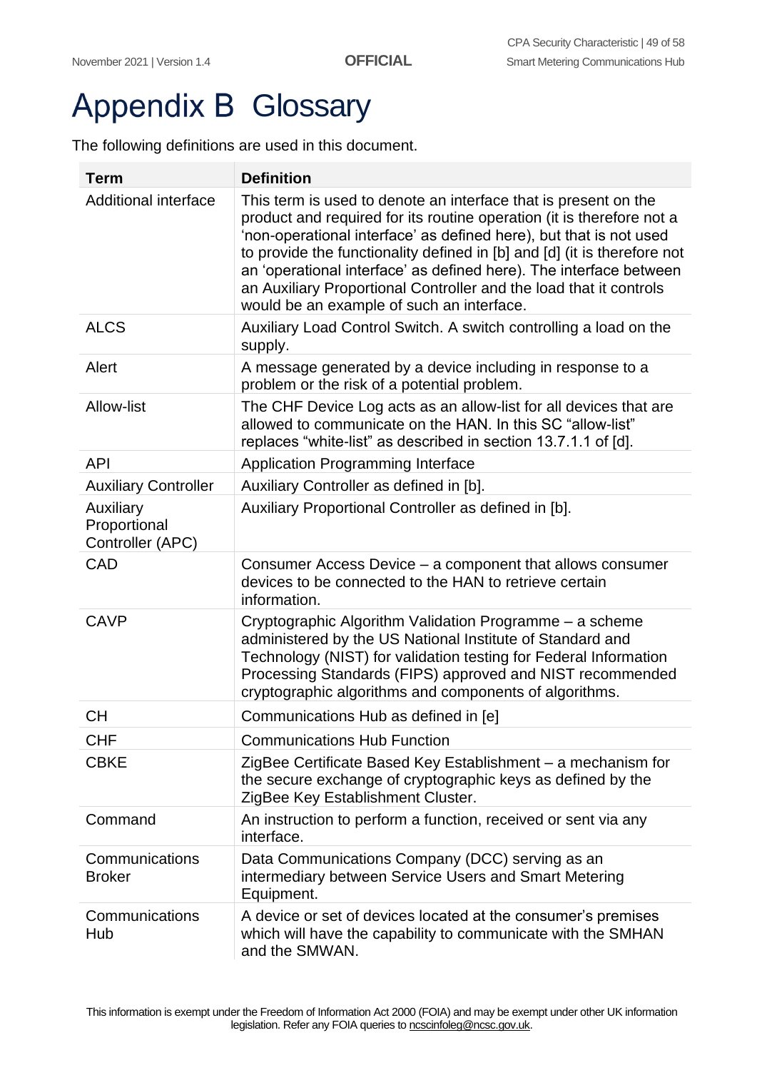# Appendix B Glossary

The following definitions are used in this document.

| Term | Definition |
|---|---|
| Additional interface | This term is used to denote an interface that is present on the product and required for its routine operation (it is therefore not a 'non-operational interface' as defined here), but that is not used to provide the functionality defined in [b] and [d] (it is therefore not an 'operational interface' as defined here). The interface between an Auxiliary Proportional Controller and the load that it controls would be an example of such an interface. |
| ALCS | Auxiliary Load Control Switch. A switch controlling a load on the supply. |
| Alert | A message generated by a device including in response to a problem or the risk of a potential problem. |
| Allow-list | The CHF Device Log acts as an allow-list for all devices that are allowed to communicate on the HAN. In this SC "allow-list" replaces "white-list" as described in section 13.7.1.1 of [d]. |
| API | Application Programming Interface |
| Auxiliary Controller | Auxiliary Controller as defined in [b]. |
| Auxiliary Proportional Controller (APC) | Auxiliary Proportional Controller as defined in [b]. |
| CAD | Consumer Access Device – a component that allows consumer devices to be connected to the HAN to retrieve certain information. |
| CAVP | Cryptographic Algorithm Validation Programme – a scheme administered by the US National Institute of Standard and Technology (NIST) for validation testing for Federal Information Processing Standards (FIPS) approved and NIST recommended cryptographic algorithms and components of algorithms. |
| CH | Communications Hub as defined in [e] |
| CHF | Communications Hub Function |
| CBKE | ZigBee Certificate Based Key Establishment – a mechanism for the secure exchange of cryptographic keys as defined by the ZigBee Key Establishment Cluster. |
| Command | An instruction to perform a function, received or sent via any interface. |
| Communications Broker | Data Communications Company (DCC) serving as an intermediary between Service Users and Smart Metering Equipment. |
| Communications Hub | A device or set of devices located at the consumer's premises which will have the capability to communicate with the SMHAN and the SMWAN. |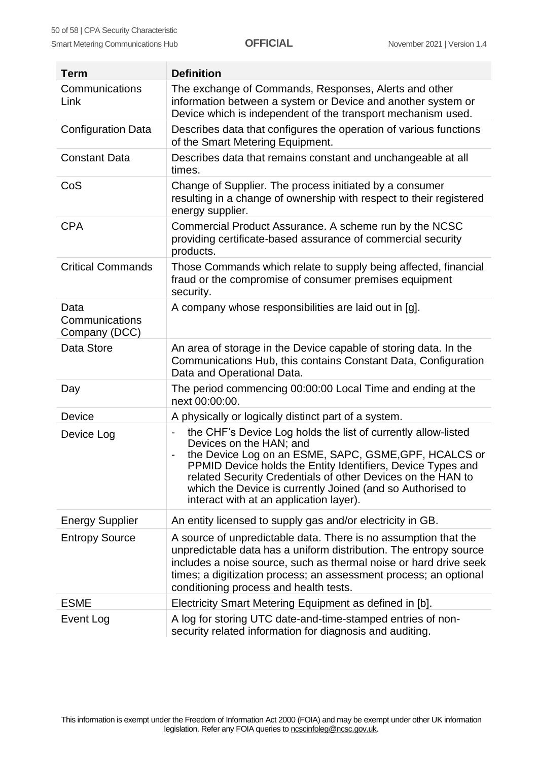| Term | Definition |
| --- | --- |
| Communications Link | The exchange of Commands, Responses, Alerts and other information between a system or Device and another system or Device which is independent of the transport mechanism used. |
| Configuration Data | Describes data that configures the operation of various functions of the Smart Metering Equipment. |
| Constant Data | Describes data that remains constant and unchangeable at all times. |
| CoS | Change of Supplier. The process initiated by a consumer resulting in a change of ownership with respect to their registered energy supplier. |
| CPA | Commercial Product Assurance. A scheme run by the NCSC providing certificate-based assurance of commercial security products. |
| Critical Commands | Those Commands which relate to supply being affected, financial fraud or the compromise of consumer premises equipment security. |
| Data Communications Company (DCC) | A company whose responsibilities are laid out in [g]. |
| Data Store | An area of storage in the Device capable of storing data. In the Communications Hub, this contains Constant Data, Configuration Data and Operational Data. |
| Day | The period commencing 00:00:00 Local Time and ending at the next 00:00:00. |
| Device | A physically or logically distinct part of a system. |
| Device Log | - the CHF's Device Log holds the list of currently allow-listed Devices on the HAN; and<br>- the Device Log on an ESME, SAPC, GSME,GPF, HCALCS or PPMID Device holds the Entity Identifiers, Device Types and related Security Credentials of other Devices on the HAN to which the Device is currently Joined (and so Authorised to interact with at an application layer). |
| Energy Supplier | An entity licensed to supply gas and/or electricity in GB. |
| Entropy Source | A source of unpredictable data. There is no assumption that the unpredictable data has a uniform distribution. The entropy source includes a noise source, such as thermal noise or hard drive seek times; a digitization process; an assessment process; an optional conditioning process and health tests. |
| ESME | Electricity Smart Metering Equipment as defined in [b]. |
| Event Log | A log for storing UTC date-and-time-stamped entries of non-security related information for diagnosis and auditing. |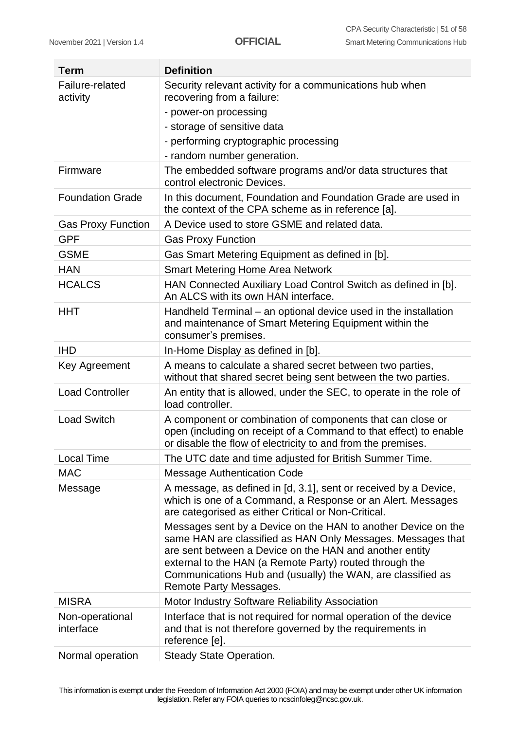| Term | Definition |
| --- | --- |
| Failure-related activity | Security relevant activity for a communications hub when recovering from a failure:<br>- power-on processing<br>- storage of sensitive data<br>- performing cryptographic processing<br>- random number generation. |
| Firmware | The embedded software programs and/or data structures that control electronic Devices. |
| Foundation Grade | In this document, Foundation and Foundation Grade are used in the context of the CPA scheme as in reference [a]. |
| Gas Proxy Function | A Device used to store GSME and related data. |
| GPF | Gas Proxy Function |
| GSME | Gas Smart Metering Equipment as defined in [b]. |
| HAN | Smart Metering Home Area Network |
| HCALCS | HAN Connected Auxiliary Load Control Switch as defined in [b]. An ALCS with its own HAN interface. |
| HHT | Handheld Terminal – an optional device used in the installation and maintenance of Smart Metering Equipment within the consumer's premises. |
| IHD | In-Home Display as defined in [b]. |
| Key Agreement | A means to calculate a shared secret between two parties, without that shared secret being sent between the two parties. |
| Load Controller | An entity that is allowed, under the SEC, to operate in the role of load controller. |
| Load Switch | A component or combination of components that can close or open (including on receipt of a Command to that effect) to enable or disable the flow of electricity to and from the premises. |
| Local Time | The UTC date and time adjusted for British Summer Time. |
| MAC | Message Authentication Code |
| Message | A message, as defined in [d, 3.1], sent or received by a Device, which is one of a Command, a Response or an Alert. Messages are categorised as either Critical or Non-Critical.<br>Messages sent by a Device on the HAN to another Device on the same HAN are classified as HAN Only Messages. Messages that are sent between a Device on the HAN and another entity external to the HAN (a Remote Party) routed through the Communications Hub and (usually) the WAN, are classified as Remote Party Messages. |
| MISRA | Motor Industry Software Reliability Association |
| Non-operational interface | Interface that is not required for normal operation of the device and that is not therefore governed by the requirements in reference [e]. |
| Normal operation | Steady State Operation. |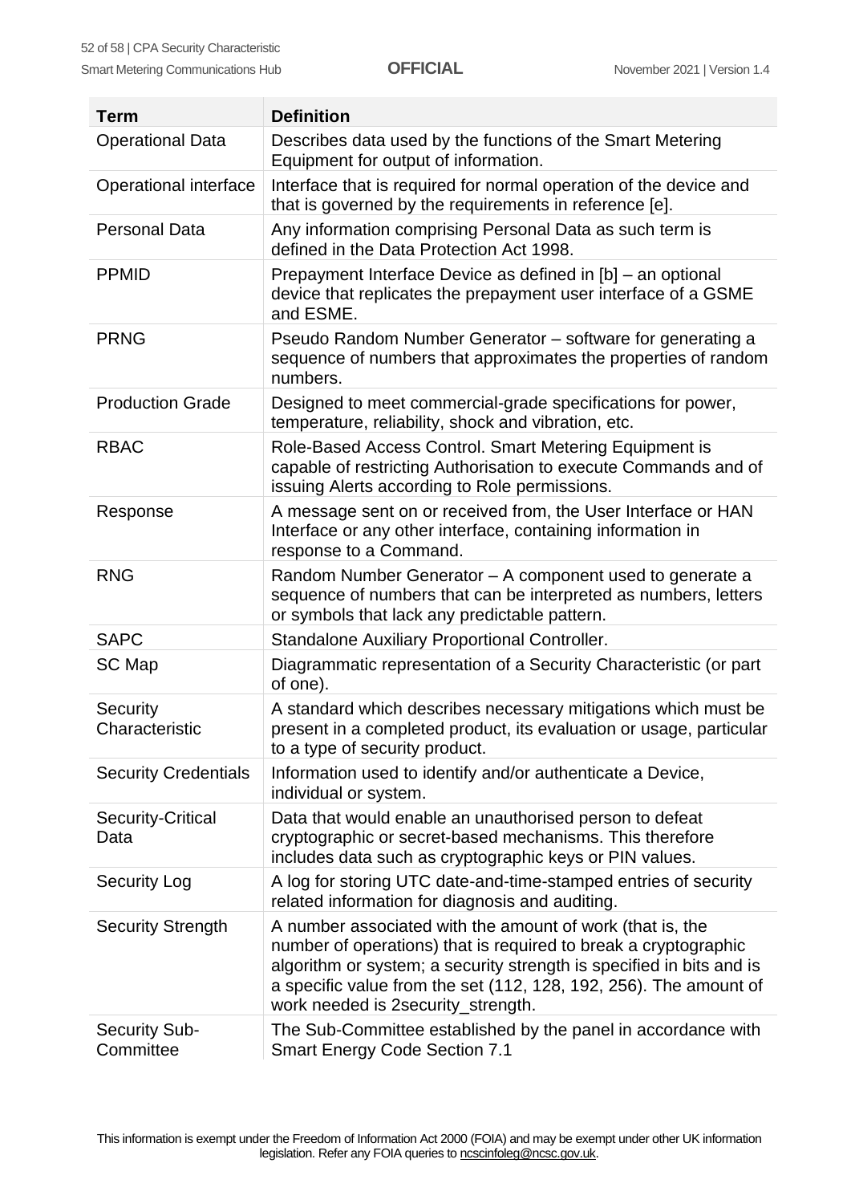| Term | Definition |
| --- | --- |
| Operational Data | Describes data used by the functions of the Smart Metering Equipment for output of information. |
| Operational interface | Interface that is required for normal operation of the device and that is governed by the requirements in reference [e]. |
| Personal Data | Any information comprising Personal Data as such term is defined in the Data Protection Act 1998. |
| PPMID | Prepayment Interface Device as defined in [b] – an optional device that replicates the prepayment user interface of a GSME and ESME. |
| PRNG | Pseudo Random Number Generator – software for generating a sequence of numbers that approximates the properties of random numbers. |
| Production Grade | Designed to meet commercial-grade specifications for power, temperature, reliability, shock and vibration, etc. |
| RBAC | Role-Based Access Control. Smart Metering Equipment is capable of restricting Authorisation to execute Commands and of issuing Alerts according to Role permissions. |
| Response | A message sent on or received from, the User Interface or HAN Interface or any other interface, containing information in response to a Command. |
| RNG | Random Number Generator – A component used to generate a sequence of numbers that can be interpreted as numbers, letters or symbols that lack any predictable pattern. |
| SAPC | Standalone Auxiliary Proportional Controller. |
| SC Map | Diagrammatic representation of a Security Characteristic (or part of one). |
| Security Characteristic | A standard which describes necessary mitigations which must be present in a completed product, its evaluation or usage, particular to a type of security product. |
| Security Credentials | Information used to identify and/or authenticate a Device, individual or system. |
| Security-Critical Data | Data that would enable an unauthorised person to defeat cryptographic or secret-based mechanisms. This therefore includes data such as cryptographic keys or PIN values. |
| Security Log | A log for storing UTC date-and-time-stamped entries of security related information for diagnosis and auditing. |
| Security Strength | A number associated with the amount of work (that is, the number of operations) that is required to break a cryptographic algorithm or system; a security strength is specified in bits and is a specific value from the set (112, 128, 192, 256). The amount of work needed is $2^{security\_strength}$. |
| Security Sub-Committee | The Sub-Committee established by the panel in accordance with Smart Energy Code Section 7.1 |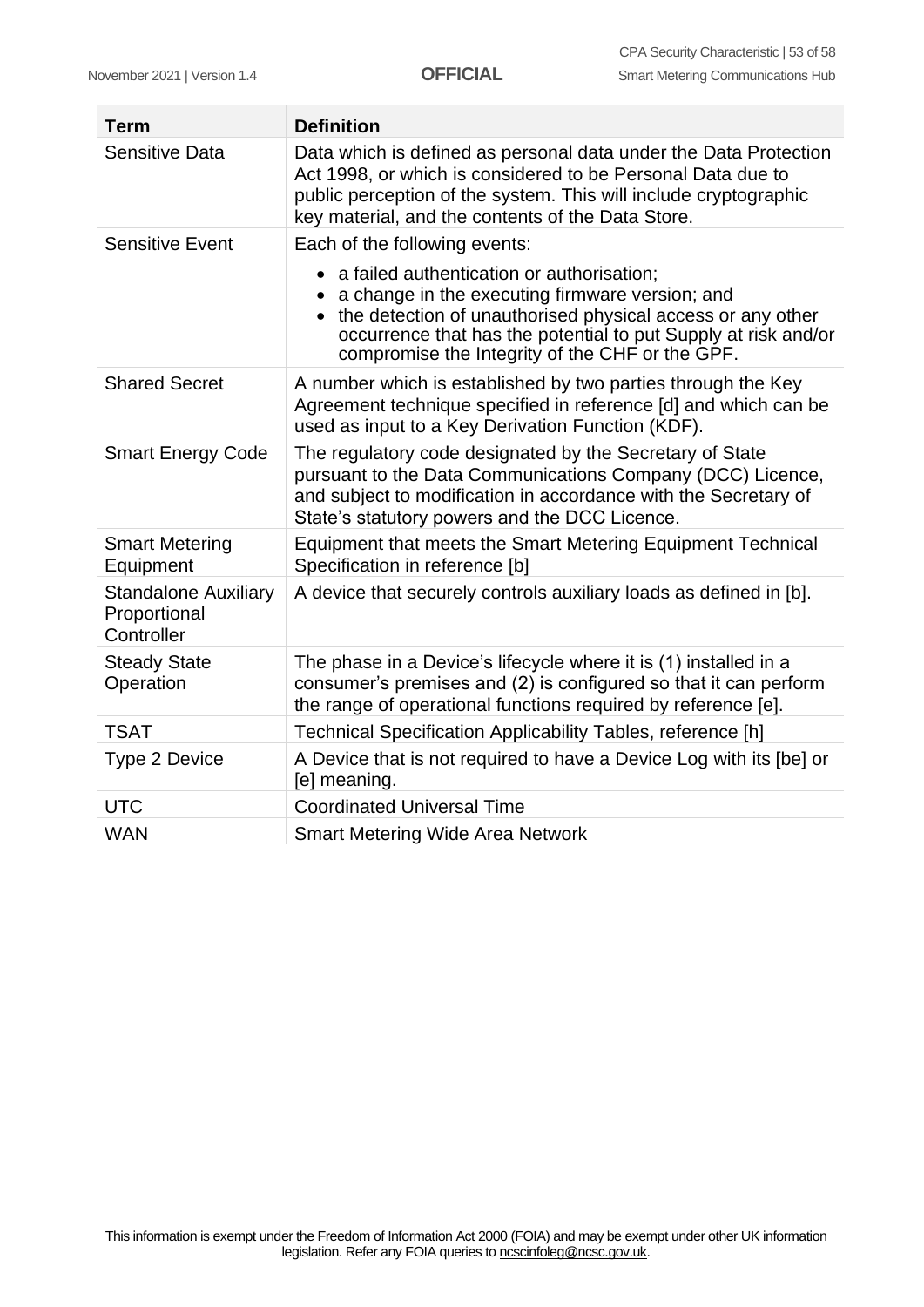| Term | Definition |
|---|---|
| Sensitive Data | Data which is defined as personal data under the Data Protection Act 1998, or which is considered to be Personal Data due to public perception of the system. This will include cryptographic key material, and the contents of the Data Store. |
| Sensitive Event | Each of the following events:<br>• a failed authentication or authorisation;<br>• a change in the executing firmware version; and<br>• the detection of unauthorised physical access or any other occurrence that has the potential to put Supply at risk and/or compromise the Integrity of the CHF or the GPF. |
| Shared Secret | A number which is established by two parties through the Key Agreement technique specified in reference [d] and which can be used as input to a Key Derivation Function (KDF). |
| Smart Energy Code | The regulatory code designated by the Secretary of State pursuant to the Data Communications Company (DCC) Licence, and subject to modification in accordance with the Secretary of State's statutory powers and the DCC Licence. |
| Smart Metering Equipment | Equipment that meets the Smart Metering Equipment Technical Specification in reference [b] |
| Standalone Auxiliary Proportional Controller | A device that securely controls auxiliary loads as defined in [b]. |
| Steady State Operation | The phase in a Device's lifecycle where it is (1) installed in a consumer's premises and (2) is configured so that it can perform the range of operational functions required by reference [e]. |
| TSAT | Technical Specification Applicability Tables, reference [h] |
| Type 2 Device | A Device that is not required to have a Device Log with its [be] or [e] meaning. |
| UTC | Coordinated Universal Time |
| WAN | Smart Metering Wide Area Network |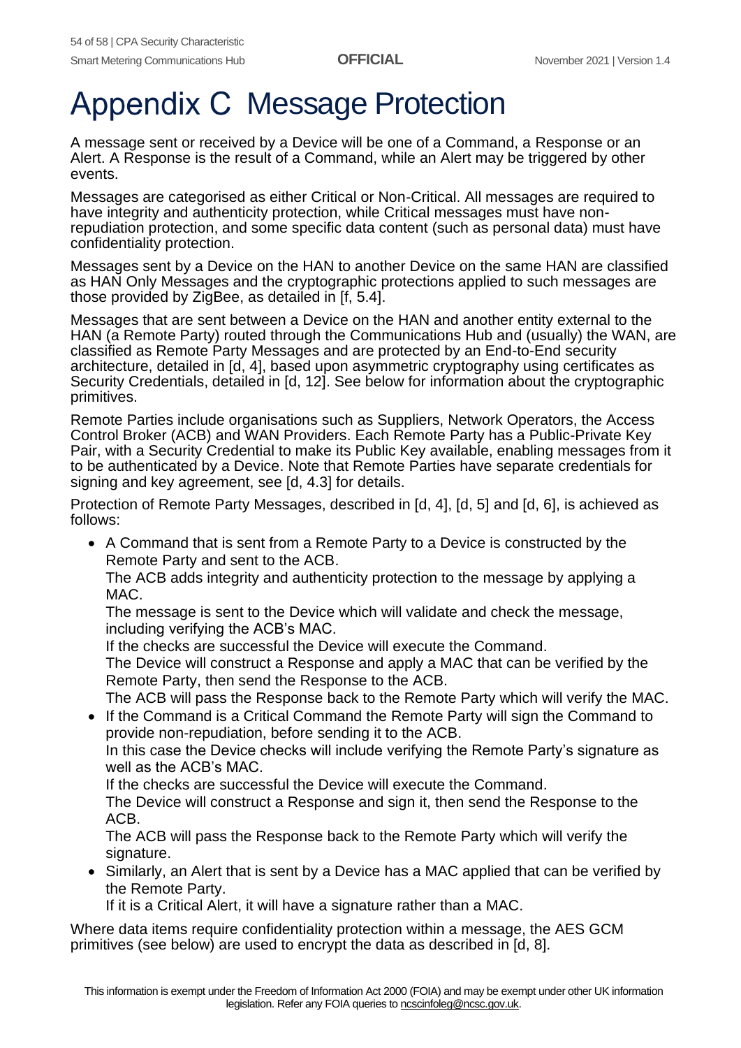# Appendix C Message Protection

A message sent or received by a Device will be one of a Command, a Response or an Alert. A Response is the result of a Command, while an Alert may be triggered by other events.

Messages are categorised as either Critical or Non-Critical. All messages are required to have integrity and authenticity protection, while Critical messages must have non-repudiation protection, and some specific data content (such as personal data) must have confidentiality protection.

Messages sent by a Device on the HAN to another Device on the same HAN are classified as HAN Only Messages and the cryptographic protections applied to such messages are those provided by ZigBee, as detailed in [f, 5.4].

Messages that are sent between a Device on the HAN and another entity external to the HAN (a Remote Party) routed through the Communications Hub and (usually) the WAN, are classified as Remote Party Messages and are protected by an End-to-End security architecture, detailed in [d, 4], based upon asymmetric cryptography using certificates as Security Credentials, detailed in [d, 12]. See below for information about the cryptographic primitives.

Remote Parties include organisations such as Suppliers, Network Operators, the Access Control Broker (ACB) and WAN Providers. Each Remote Party has a Public-Private Key Pair, with a Security Credential to make its Public Key available, enabling messages from it to be authenticated by a Device. Note that Remote Parties have separate credentials for signing and key agreement, see [d, 4.3] for details.

Protection of Remote Party Messages, described in [d, 4], [d, 5] and [d, 6], is achieved as follows:

- A Command that is sent from a Remote Party to a Device is constructed by the Remote Party and sent to the ACB.
  The ACB adds integrity and authenticity protection to the message by applying a MAC.
  The message is sent to the Device which will validate and check the message, including verifying the ACB's MAC.
  If the checks are successful the Device will execute the Command.
  The Device will construct a Response and apply a MAC that can be verified by the Remote Party, then send the Response to the ACB.
  The ACB will pass the Response back to the Remote Party which will verify the MAC.
- If the Command is a Critical Command the Remote Party will sign the Command to provide non-repudiation, before sending it to the ACB.
  In this case the Device checks will include verifying the Remote Party's signature as well as the ACB's MAC.
  If the checks are successful the Device will execute the Command.
  The Device will construct a Response and sign it, then send the Response to the ACB.
  The ACB will pass the Response back to the Remote Party which will verify the signature.
- Similarly, an Alert that is sent by a Device has a MAC applied that can be verified by the Remote Party.
  If it is a Critical Alert, it will have a signature rather than a MAC.

Where data items require confidentiality protection within a message, the AES GCM primitives (see below) are used to encrypt the data as described in [d, 8].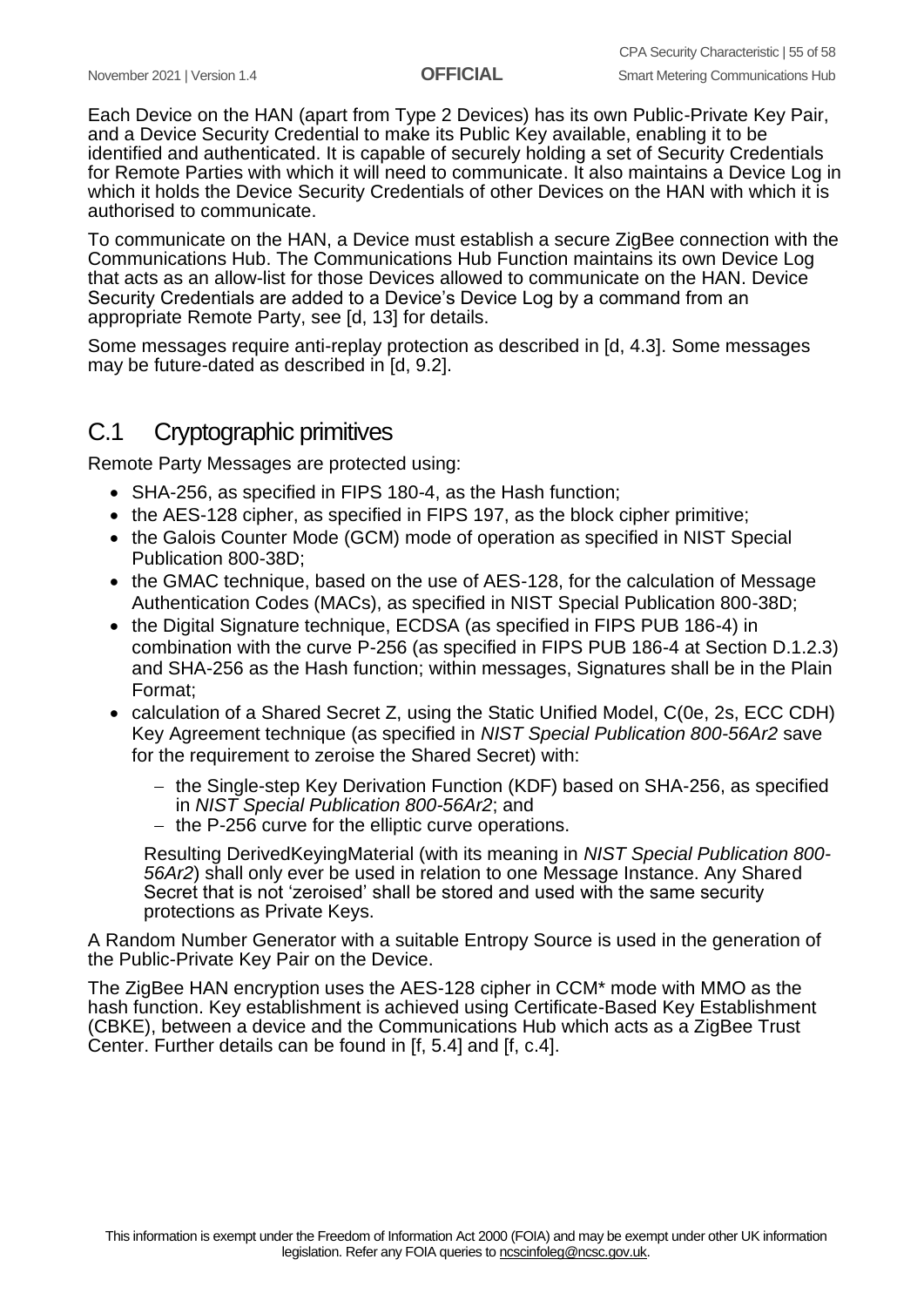Each Device on the HAN (apart from Type 2 Devices) has its own Public-Private Key Pair, and a Device Security Credential to make its Public Key available, enabling it to be identified and authenticated. It is capable of securely holding a set of Security Credentials for Remote Parties with which it will need to communicate. It also maintains a Device Log in which it holds the Device Security Credentials of other Devices on the HAN with which it is authorised to communicate.

To communicate on the HAN, a Device must establish a secure ZigBee connection with the Communications Hub. The Communications Hub Function maintains its own Device Log that acts as an allow-list for those Devices allowed to communicate on the HAN. Device Security Credentials are added to a Device's Device Log by a command from an appropriate Remote Party, see [d, 13] for details.

Some messages require anti-replay protection as described in [d, 4.3]. Some messages may be future-dated as described in [d, 9.2].

## C.1 Cryptographic primitives

Remote Party Messages are protected using:

- SHA-256, as specified in FIPS 180-4, as the Hash function;
- the AES-128 cipher, as specified in FIPS 197, as the block cipher primitive;
- the Galois Counter Mode (GCM) mode of operation as specified in NIST Special Publication 800-38D;
- the GMAC technique, based on the use of AES-128, for the calculation of Message Authentication Codes (MACs), as specified in NIST Special Publication 800-38D;
- the Digital Signature technique, ECDSA (as specified in FIPS PUB 186-4) in combination with the curve P-256 (as specified in FIPS PUB 186-4 at Section D.1.2.3) and SHA-256 as the Hash function; within messages, Signatures shall be in the Plain Format;
- calculation of a Shared Secret Z, using the Static Unified Model, C(0e, 2s, ECC CDH) Key Agreement technique (as specified in *NIST Special Publication 800-56Ar2* save for the requirement to zeroise the Shared Secret) with:
  - the Single-step Key Derivation Function (KDF) based on SHA-256, as specified in *NIST Special Publication 800-56Ar2*; and
  - the P-256 curve for the elliptic curve operations.

  Resulting DerivedKeyingMaterial (with its meaning in *NIST Special Publication 800-56Ar2*) shall only ever be used in relation to one Message Instance. Any Shared Secret that is not 'zeroised' shall be stored and used with the same security protections as Private Keys.

A Random Number Generator with a suitable Entropy Source is used in the generation of the Public-Private Key Pair on the Device.

The ZigBee HAN encryption uses the AES-128 cipher in CCM* mode with MMO as the hash function. Key establishment is achieved using Certificate-Based Key Establishment (CBKE), between a device and the Communications Hub which acts as a ZigBee Trust Center. Further details can be found in [f, 5.4] and [f, c.4].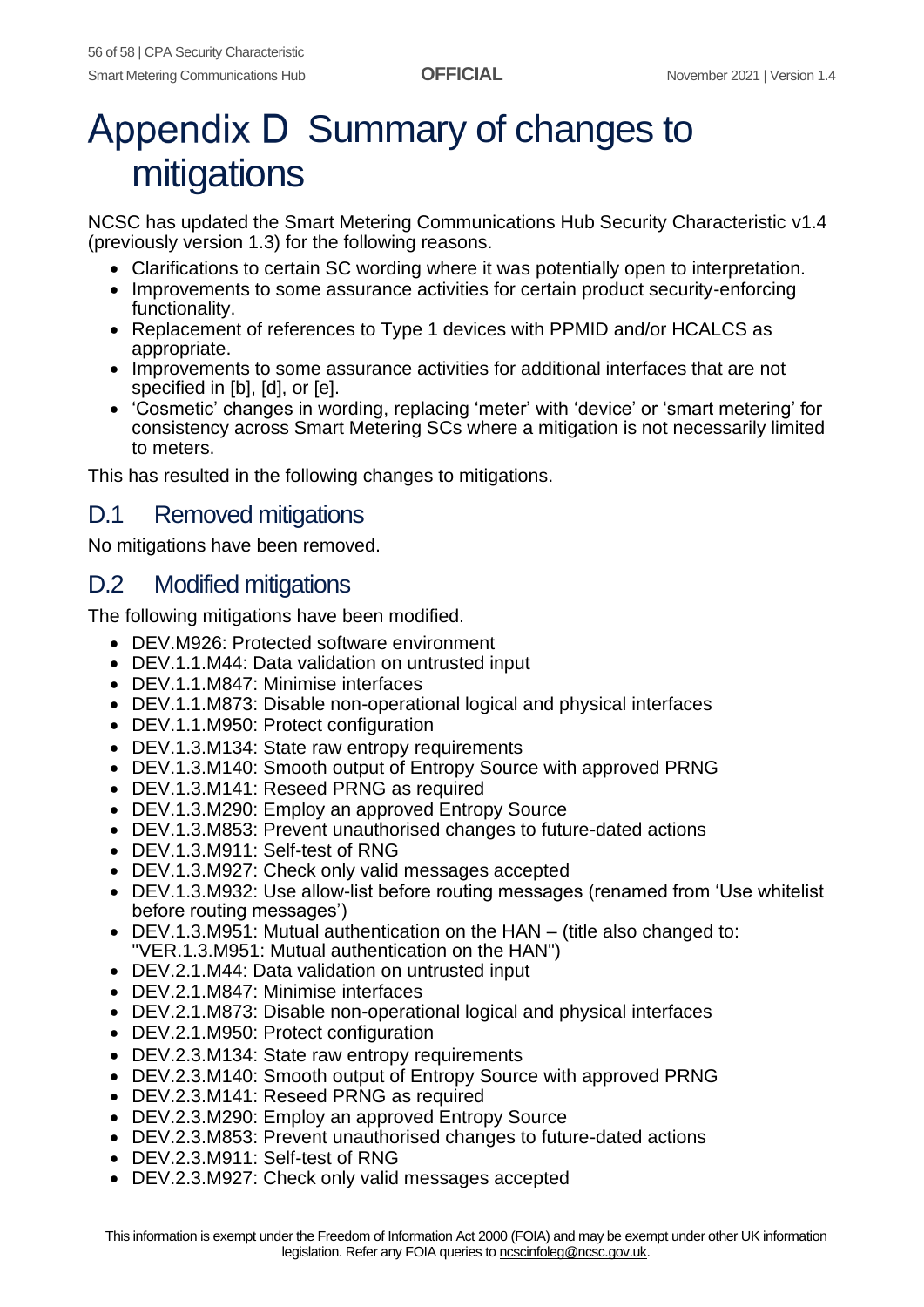# Appendix D Summary of changes to mitigations

NCSC has updated the Smart Metering Communications Hub Security Characteristic v1.4 (previously version 1.3) for the following reasons.

- Clarifications to certain SC wording where it was potentially open to interpretation.
- Improvements to some assurance activities for certain product security-enforcing functionality.
- Replacement of references to Type 1 devices with PPMID and/or HCALCS as appropriate.
- Improvements to some assurance activities for additional interfaces that are not specified in [b], [d], or [e].
- 'Cosmetic' changes in wording, replacing 'meter' with 'device' or 'smart metering' for consistency across Smart Metering SCs where a mitigation is not necessarily limited to meters.

This has resulted in the following changes to mitigations.

## D.1 Removed mitigations

No mitigations have been removed.

## D.2 Modified mitigations

The following mitigations have been modified.

- DEV.M926: Protected software environment
- DEV.1.1.M44: Data validation on untrusted input
- DEV.1.1.M847: Minimise interfaces
- DEV.1.1.M873: Disable non-operational logical and physical interfaces
- DEV.1.1.M950: Protect configuration
- DEV.1.3.M134: State raw entropy requirements
- DEV.1.3.M140: Smooth output of Entropy Source with approved PRNG
- DEV.1.3.M141: Reseed PRNG as required
- DEV.1.3.M290: Employ an approved Entropy Source
- DEV.1.3.M853: Prevent unauthorised changes to future-dated actions
- DEV.1.3.M911: Self-test of RNG
- DEV.1.3.M927: Check only valid messages accepted
- DEV.1.3.M932: Use allow-list before routing messages (renamed from 'Use whitelist before routing messages')
- DEV.1.3.M951: Mutual authentication on the HAN – (title also changed to: "VER.1.3.M951: Mutual authentication on the HAN")
- DEV.2.1.M44: Data validation on untrusted input
- DEV.2.1.M847: Minimise interfaces
- DEV.2.1.M873: Disable non-operational logical and physical interfaces
- DEV.2.1.M950: Protect configuration
- DEV.2.3.M134: State raw entropy requirements
- DEV.2.3.M140: Smooth output of Entropy Source with approved PRNG
- DEV.2.3.M141: Reseed PRNG as required
- DEV.2.3.M290: Employ an approved Entropy Source
- DEV.2.3.M853: Prevent unauthorised changes to future-dated actions
- DEV.2.3.M911: Self-test of RNG
- DEV.2.3.M927: Check only valid messages accepted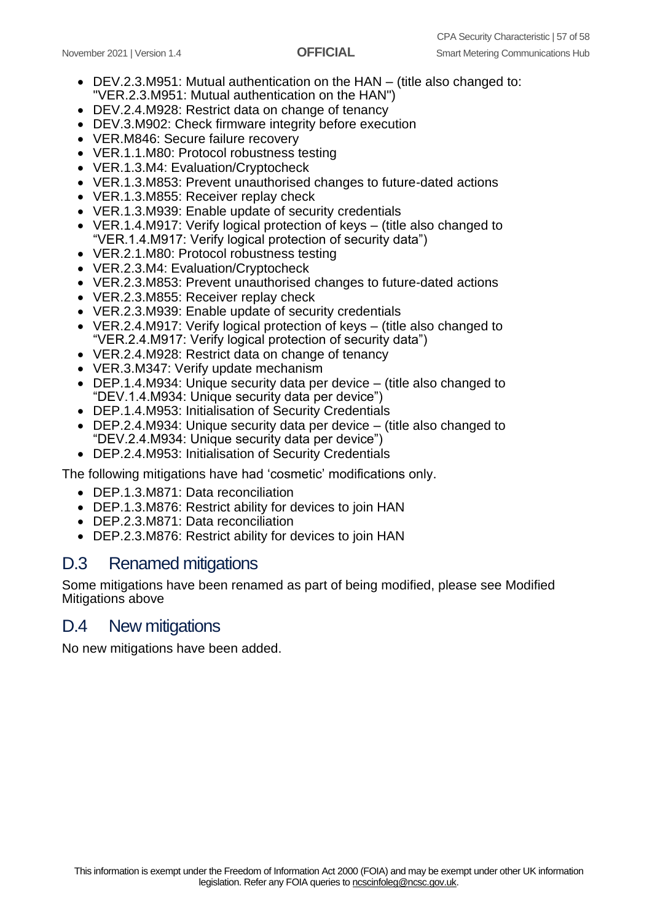- DEV.2.3.M951: Mutual authentication on the HAN – (title also changed to: "VER.2.3.M951: Mutual authentication on the HAN")
- DEV.2.4.M928: Restrict data on change of tenancy
- DEV.3.M902: Check firmware integrity before execution
- VER.M846: Secure failure recovery
- VER.1.1.M80: Protocol robustness testing
- VER.1.3.M4: Evaluation/Cryptocheck
- VER.1.3.M853: Prevent unauthorised changes to future-dated actions
- VER.1.3.M855: Receiver replay check
- VER.1.3.M939: Enable update of security credentials
- VER.1.4.M917: Verify logical protection of keys – (title also changed to "VER.1.4.M917: Verify logical protection of security data")
- VER.2.1.M80: Protocol robustness testing
- VER.2.3.M4: Evaluation/Cryptocheck
- VER.2.3.M853: Prevent unauthorised changes to future-dated actions
- VER.2.3.M855: Receiver replay check
- VER.2.3.M939: Enable update of security credentials
- VER.2.4.M917: Verify logical protection of keys – (title also changed to "VER.2.4.M917: Verify logical protection of security data")
- VER.2.4.M928: Restrict data on change of tenancy
- VER.3.M347: Verify update mechanism
- DEP.1.4.M934: Unique security data per device – (title also changed to "DEV.1.4.M934: Unique security data per device")
- DEP.1.4.M953: Initialisation of Security Credentials
- DEP.2.4.M934: Unique security data per device – (title also changed to "DEV.2.4.M934: Unique security data per device")
- DEP.2.4.M953: Initialisation of Security Credentials

The following mitigations have had 'cosmetic' modifications only.

- DEP.1.3.M871: Data reconciliation
- DEP.1.3.M876: Restrict ability for devices to join HAN
- DEP.2.3.M871: Data reconciliation
- DEP.2.3.M876: Restrict ability for devices to join HAN

## D.3 Renamed mitigations

Some mitigations have been renamed as part of being modified, please see Modified Mitigations above

## D.4 New mitigations

No new mitigations have been added.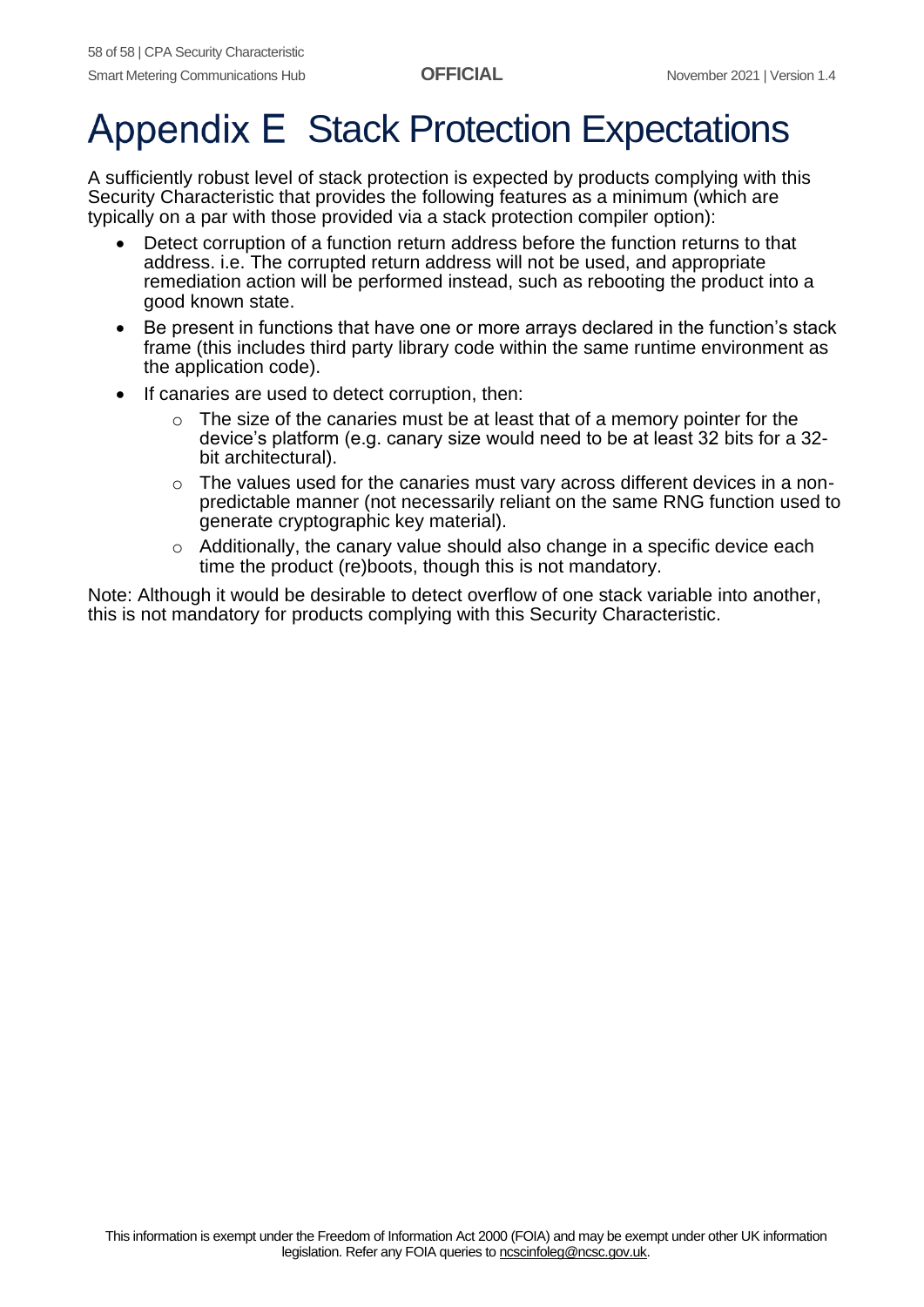# Appendix E Stack Protection Expectations

A sufficiently robust level of stack protection is expected by products complying with this Security Characteristic that provides the following features as a minimum (which are typically on a par with those provided via a stack protection compiler option):

- Detect corruption of a function return address before the function returns to that address. i.e. The corrupted return address will not be used, and appropriate remediation action will be performed instead, such as rebooting the product into a good known state.
- Be present in functions that have one or more arrays declared in the function's stack frame (this includes third party library code within the same runtime environment as the application code).
- If canaries are used to detect corruption, then:
    - The size of the canaries must be at least that of a memory pointer for the device's platform (e.g. canary size would need to be at least 32 bits for a 32-bit architectural).
    - The values used for the canaries must vary across different devices in a non-predictable manner (not necessarily reliant on the same RNG function used to generate cryptographic key material).
    - Additionally, the canary value should also change in a specific device each time the product (re)boots, though this is not mandatory.

Note: Although it would be desirable to detect overflow of one stack variable into another, this is not mandatory for products complying with this Security Characteristic.